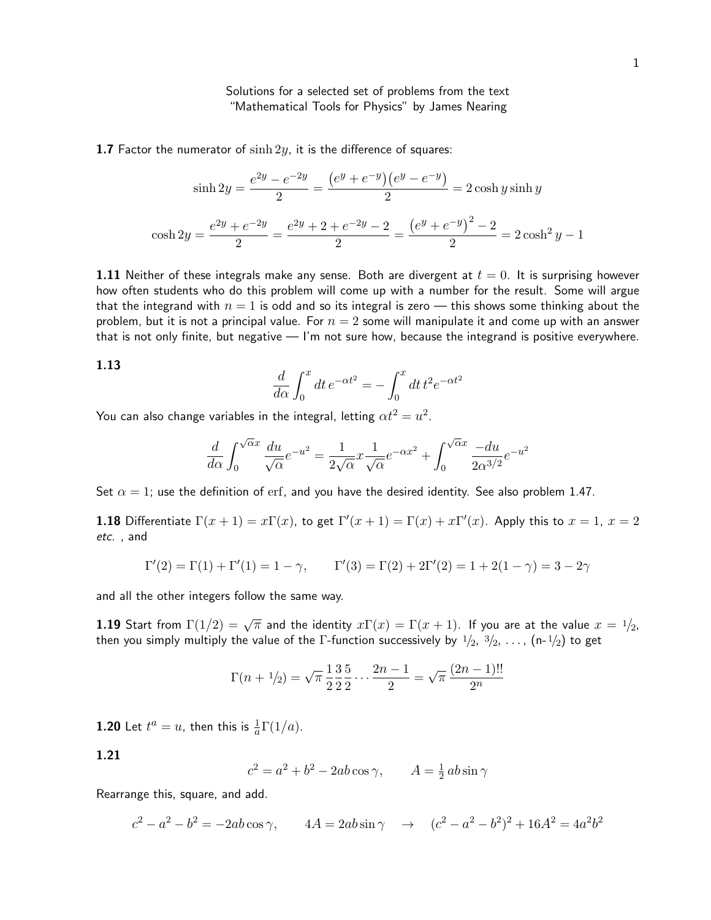Solutions for a selected set of problems from the text
"Mathematical Tools for Physics" by James Nearing

**1.7** Factor the numerator of $\sinh 2y$, it is the difference of squares:

$$\sinh 2y = \frac{e^{2y} - e^{-2y}}{2} = \frac{\big(e^{y} + e^{-y}\big)\big(e^{y} - e^{-y}\big)}{2} = 2\cosh y \sinh y$$

$$\cosh 2y = \frac{e^{2y} + e^{-2y}}{2} = \frac{e^{2y} + 2 + e^{-2y} - 2}{2} = \frac{\big(e^{y} + e^{-y}\big)^2 - 2}{2} = 2\cosh^2 y - 1$$

**1.11** Neither of these integrals make any sense. Both are divergent at $t = 0$. It is surprising however how often students who do this problem will come up with a number for the result. Some will argue that the integrand with $n = 1$ is odd and so its integral is zero — this shows some thinking about the problem, but it is not a principal value. For $n = 2$ some will manipulate it and come up with an answer that is not only finite, but negative — I'm not sure how, because the integrand is positive everywhere.

**1.13**

$$\frac{d}{d\alpha}\int_0^x dt\, e^{-\alpha t^2} = -\int_0^x dt\, t^2 e^{-\alpha t^2}$$

You can also change variables in the integral, letting $\alpha t^2 = u^2$.

$$\frac{d}{d\alpha}\int_0^{\sqrt{\alpha}x} \frac{du}{\sqrt{\alpha}} e^{-u^2} = \frac{1}{2\sqrt{\alpha}} x \frac{1}{\sqrt{\alpha}} e^{-\alpha x^2} + \int_0^{\sqrt{\alpha}x} \frac{-du}{2\alpha^{3/2}} e^{-u^2}$$

Set $\alpha = 1$; use the definition of erf, and you have the desired identity. See also problem 1.47.

**1.18** Differentiate $\Gamma(x+1) = x\Gamma(x)$, to get $\Gamma'(x+1) = \Gamma(x) + x\Gamma'(x)$. Apply this to $x = 1$, $x = 2$ *etc.* , and

$$\Gamma'(2) = \Gamma(1) + \Gamma'(1) = 1 - \gamma, \qquad \Gamma'(3) = \Gamma(2) + 2\Gamma'(2) = 1 + 2(1-\gamma) = 3 - 2\gamma$$

and all the other integers follow the same way.

**1.19** Start from $\Gamma(1/2) = \sqrt{\pi}$ and the identity $x\Gamma(x) = \Gamma(x+1)$. If you are at the value $x = 1/2$, then you simply multiply the value of the $\Gamma$-function successively by $1/2$, $3/2$, ..., $(n-1/2)$ to get

$$\Gamma(n + 1/2) = \sqrt{\pi}\,\frac{1}{2}\frac{3}{2}\frac{5}{2}\cdots\frac{2n-1}{2} = \sqrt{\pi}\,\frac{(2n-1)!!}{2^n}$$

**1.20** Let $t^a = u$, then this is $\frac{1}{a}\Gamma(1/a)$.

**1.21**

$$c^2 = a^2 + b^2 - 2ab\cos\gamma, \qquad A = \tfrac{1}{2}\,ab\sin\gamma$$

Rearrange this, square, and add.

$$c^2 - a^2 - b^2 = -2ab\cos\gamma, \qquad 4A = 2ab\sin\gamma \quad\to\quad (c^2 - a^2 - b^2)^2 + 16A^2 = 4a^2b^2$$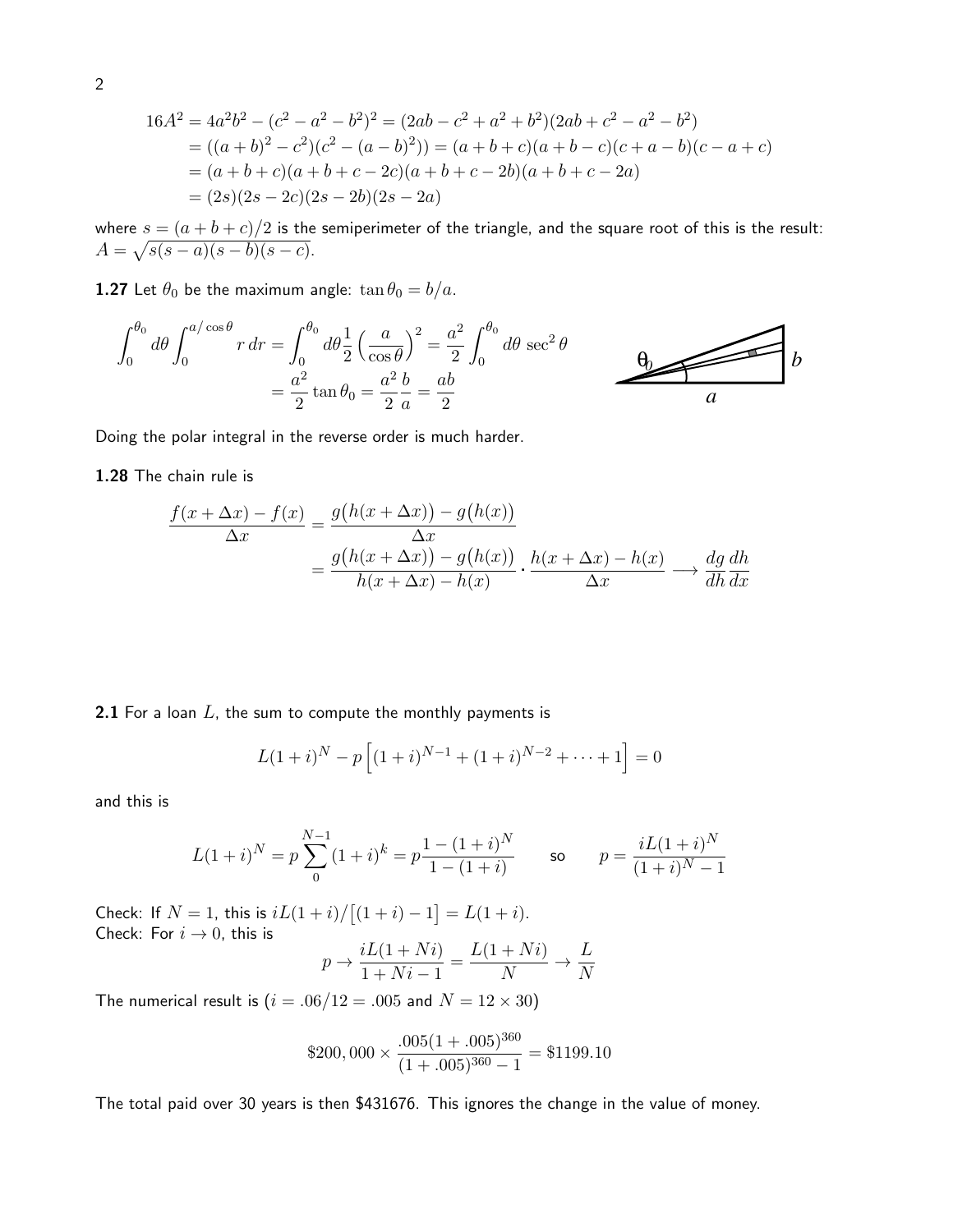$$
\begin{aligned}
16A^2 &= 4a^2b^2 - (c^2 - a^2 - b^2)^2 = (2ab - c^2 + a^2 + b^2)(2ab + c^2 - a^2 - b^2) \\
&= ((a+b)^2 - c^2)(c^2 - (a-b)^2)) = (a+b+c)(a+b-c)(c+a-b)(c-a+c) \\
&= (a+b+c)(a+b+c-2c)(a+b+c-2b)(a+b+c-2a) \\
&= (2s)(2s-2c)(2s-2b)(2s-2a)
\end{aligned}
$$

where $s = (a+b+c)/2$ is the semiperimeter of the triangle, and the square root of this is the result: $A = \sqrt{s(s-a)(s-b)(s-c)}$.

**1.27** Let $\theta_0$ be the maximum angle: $\tan\theta_0 = b/a$.

$$
\begin{aligned}
\int_0^{\theta_0} d\theta \int_0^{a/\cos\theta} r\,dr &= \int_0^{\theta_0} d\theta \frac{1}{2}\Big(\frac{a}{\cos\theta}\Big)^2 = \frac{a^2}{2}\int_0^{\theta_0} d\theta\,\sec^2\theta \\
&= \frac{a^2}{2}\tan\theta_0 = \frac{a^2}{2}\frac{b}{a} = \frac{ab}{2}
\end{aligned}
$$

Doing the polar integral in the reverse order is much harder.

**1.28** The chain rule is

$$
\begin{aligned}
\frac{f(x+\Delta x) - f(x)}{\Delta x} &= \frac{g\big(h(x+\Delta x)\big) - g\big(h(x)\big)}{\Delta x} \\
&= \frac{g\big(h(x+\Delta x)\big) - g\big(h(x)\big)}{h(x+\Delta x) - h(x)} \cdot \frac{h(x+\Delta x) - h(x)}{\Delta x} \longrightarrow \frac{dg}{dh}\frac{dh}{dx}
\end{aligned}
$$

**2.1** For a loan $L$, the sum to compute the monthly payments is

$$
L(1+i)^N - p\Big[(1+i)^{N-1} + (1+i)^{N-2} + \cdots + 1\Big] = 0
$$

and this is

$$
L(1+i)^N = p\sum_0^{N-1}(1+i)^k = p\frac{1-(1+i)^N}{1-(1+i)} \qquad \text{so} \qquad p = \frac{iL(1+i)^N}{(1+i)^N - 1}
$$

Check: If $N = 1$, this is $iL(1+i)/\big[(1+i) - 1\big] = L(1+i)$.
Check: For $i \to 0$, this is

$$
p \to \frac{iL(1+Ni)}{1+Ni-1} = \frac{L(1+Ni)}{N} \to \frac{L}{N}
$$

The numerical result is ($i = .06/12 = .005$ and $N = 12 \times 30$)

$$
\$200,000 \times \frac{.005(1+.005)^{360}}{(1+.005)^{360} - 1} = \$1199.10
$$

The total paid over 30 years is then \$431676. This ignores the change in the value of money.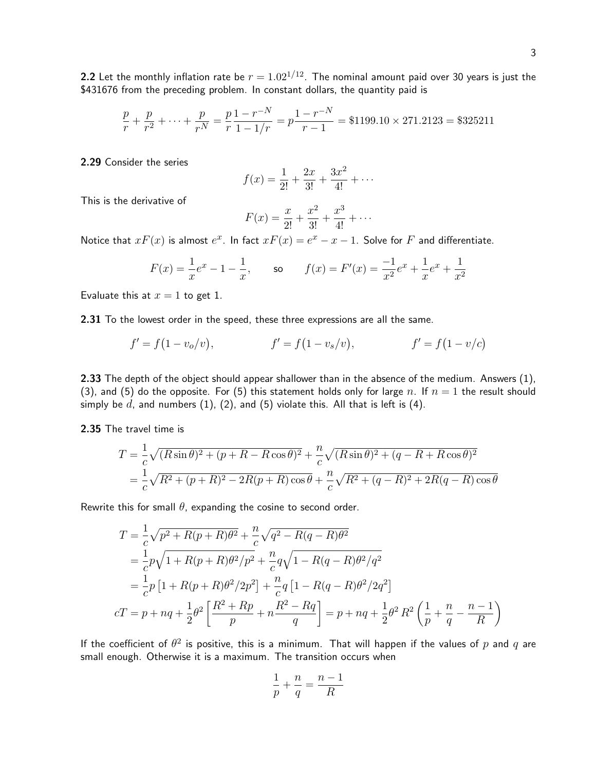**2.2** Let the monthly inflation rate be $r = 1.02^{1/12}$. The nominal amount paid over 30 years is just the \$431676 from the preceding problem. In constant dollars, the quantity paid is

$$\frac{p}{r} + \frac{p}{r^2} + \cdots + \frac{p}{r^N} = \frac{p}{r}\frac{1 - r^{-N}}{1 - 1/r} = p\frac{1 - r^{-N}}{r - 1} = \$1199.10 \times 271.2123 = \$325211$$

**2.29** Consider the series

$$f(x) = \frac{1}{2!} + \frac{2x}{3!} + \frac{3x^2}{4!} + \cdots$$

This is the derivative of

$$F(x) = \frac{x}{2!} + \frac{x^2}{3!} + \frac{x^3}{4!} + \cdots$$

Notice that $xF(x)$ is almost $e^x$. In fact $xF(x) = e^x - x - 1$. Solve for $F$ and differentiate.

$$F(x) = \frac{1}{x}e^x - 1 - \frac{1}{x}, \qquad \text{so} \qquad f(x) = F'(x) = \frac{-1}{x^2}e^x + \frac{1}{x}e^x + \frac{1}{x^2}$$

Evaluate this at $x = 1$ to get 1.

**2.31** To the lowest order in the speed, these three expressions are all the same.

$$f' = f\big(1 - v_o/v\big), \qquad\qquad f' = f\big(1 - v_s/v\big), \qquad\qquad f' = f\big(1 - v/c\big)$$

**2.33** The depth of the object should appear shallower than in the absence of the medium. Answers (1), (3), and (5) do the opposite. For (5) this statement holds only for large $n$. If $n = 1$ the result should simply be $d$, and numbers (1), (2), and (5) violate this. All that is left is (4).

**2.35** The travel time is

$$\begin{aligned}
T &= \frac{1}{c}\sqrt{(R\sin\theta)^2 + (p + R - R\cos\theta)^2} + \frac{n}{c}\sqrt{(R\sin\theta)^2 + (q - R + R\cos\theta)^2} \\
&= \frac{1}{c}\sqrt{R^2 + (p + R)^2 - 2R(p + R)\cos\theta} + \frac{n}{c}\sqrt{R^2 + (q - R)^2 + 2R(q - R)\cos\theta}
\end{aligned}$$

Rewrite this for small $\theta$, expanding the cosine to second order.

$$\begin{aligned}
T &= \frac{1}{c}\sqrt{p^2 + R(p + R)\theta^2} + \frac{n}{c}\sqrt{q^2 - R(q - R)\theta^2} \\
&= \frac{1}{c}p\sqrt{1 + R(p + R)\theta^2/p^2} + \frac{n}{c}q\sqrt{1 - R(q - R)\theta^2/q^2} \\
&= \frac{1}{c}p\left[1 + R(p + R)\theta^2/2p^2\right] + \frac{n}{c}q\left[1 - R(q - R)\theta^2/2q^2\right] \\
cT &= p + nq + \frac{1}{2}\theta^2\left[\frac{R^2 + Rp}{p} + n\frac{R^2 - Rq}{q}\right] = p + nq + \frac{1}{2}\theta^2 R^2\left(\frac{1}{p} + \frac{n}{q} - \frac{n - 1}{R}\right)
\end{aligned}$$

If the coefficient of $\theta^2$ is positive, this is a minimum. That will happen if the values of $p$ and $q$ are small enough. Otherwise it is a maximum. The transition occurs when

$$\frac{1}{p} + \frac{n}{q} = \frac{n - 1}{R}$$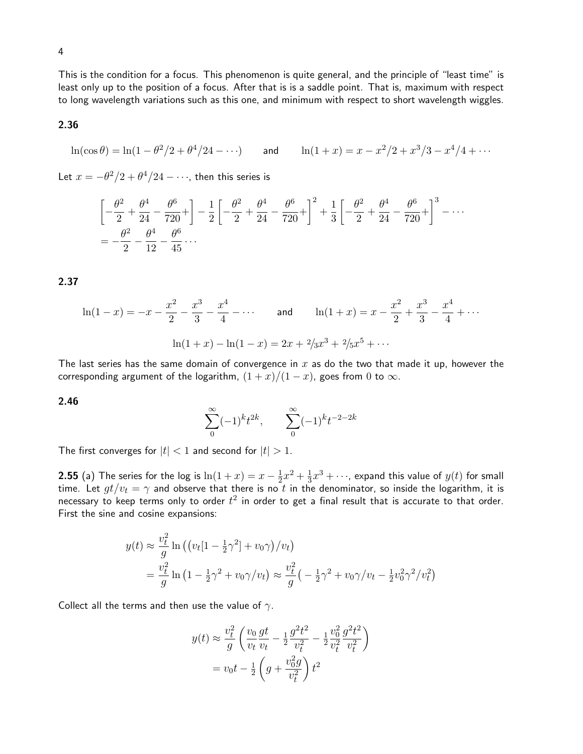This is the condition for a focus. This phenomenon is quite general, and the principle of "least time" is least only up to the position of a focus. After that is is a saddle point. That is, maximum with respect to long wavelength variations such as this one, and minimum with respect to short wavelength wiggles.

### 2.36

$$\ln(\cos\theta) = \ln(1 - \theta^2/2 + \theta^4/24 - \cdots) \qquad \text{and} \qquad \ln(1+x) = x - x^2/2 + x^3/3 - x^4/4 + \cdots$$

Let $x = -\theta^2/2 + \theta^4/24 - \cdots$, then this series is

$$\left[-\frac{\theta^2}{2} + \frac{\theta^4}{24} - \frac{\theta^6}{720} +\right] - \frac{1}{2}\left[-\frac{\theta^2}{2} + \frac{\theta^4}{24} - \frac{\theta^6}{720} +\right]^2 + \frac{1}{3}\left[-\frac{\theta^2}{2} + \frac{\theta^4}{24} - \frac{\theta^6}{720} +\right]^3 - \cdots$$
$$= -\frac{\theta^2}{2} - \frac{\theta^4}{12} - \frac{\theta^6}{45} \cdots$$

### 2.37

$$\ln(1-x) = -x - \frac{x^2}{2} - \frac{x^3}{3} - \frac{x^4}{4} - \cdots \qquad \text{and} \qquad \ln(1+x) = x - \frac{x^2}{2} + \frac{x^3}{3} - \frac{x^4}{4} + \cdots$$

$$\ln(1+x) - \ln(1-x) = 2x + {}^2\!/_3 x^3 + {}^2\!/_5 x^5 + \cdots$$

The last series has the same domain of convergence in $x$ as do the two that made it up, however the corresponding argument of the logarithm, $(1+x)/(1-x)$, goes from 0 to $\infty$.

### 2.46

$$\sum_0^\infty (-1)^k t^{2k}, \qquad \sum_0^\infty (-1)^k t^{-2-2k}$$

The first converges for $|t| < 1$ and second for $|t| > 1$.

**2.55** (a) The series for the log is $\ln(1+x) = x - \frac{1}{2}x^2 + \frac{1}{3}x^3 + \cdots$, expand this value of $y(t)$ for small time. Let $gt/v_t = \gamma$ and observe that there is no $t$ in the denominator, so inside the logarithm, it is necessary to keep terms only to order $t^2$ in order to get a final result that is accurate to that order. First the sine and cosine expansions:

$$y(t) \approx \frac{v_t^2}{g}\ln\left(\left(v_t[1 - \tfrac{1}{2}\gamma^2] + v_0\gamma\right)/v_t\right)$$
$$= \frac{v_t^2}{g}\ln\left(1 - \tfrac{1}{2}\gamma^2 + v_0\gamma/v_t\right) \approx \frac{v_t^2}{g}\left(-\tfrac{1}{2}\gamma^2 + v_0\gamma/v_t - \tfrac{1}{2}v_0^2\gamma^2/v_t^2\right)$$

Collect all the terms and then use the value of $\gamma$.

$$y(t) \approx \frac{v_t^2}{g}\left(\frac{v_0}{v_t}\frac{gt}{v_t} - \frac{1}{2}\frac{g^2t^2}{v_t^2} - \frac{1}{2}\frac{v_0^2}{v_t^2}\frac{g^2t^2}{v_t^2}\right)$$
$$= v_0 t - \frac{1}{2}\left(g + \frac{v_0^2 g}{v_t^2}\right)t^2$$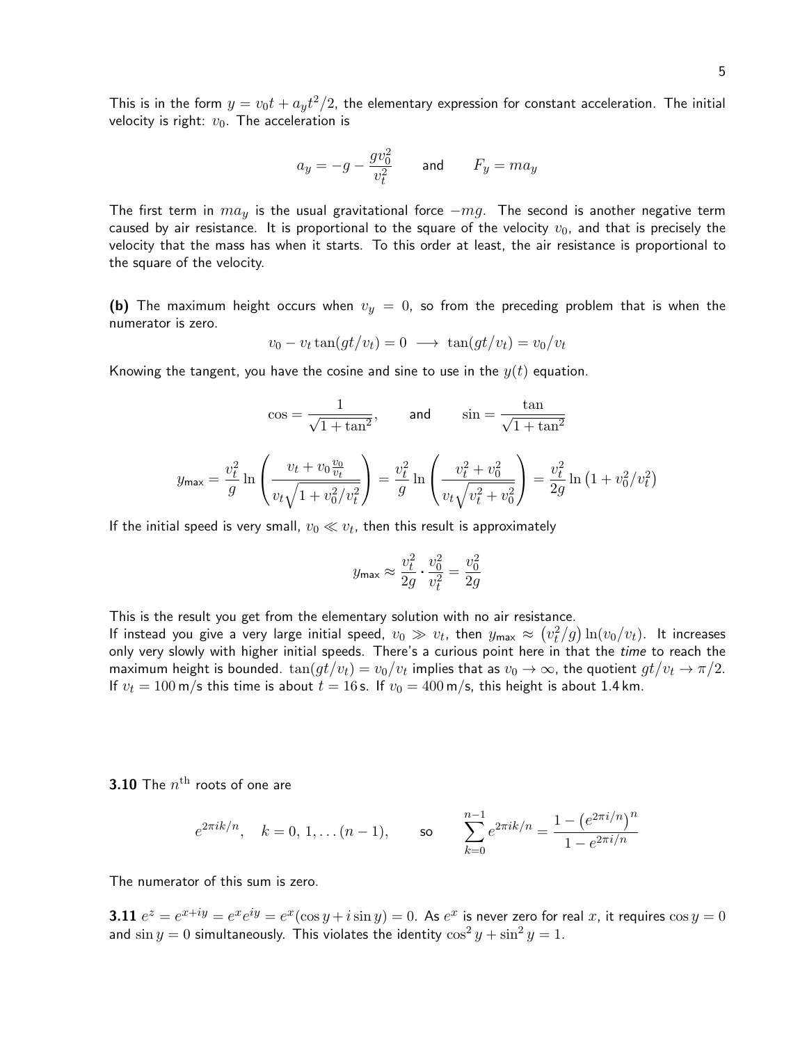This is in the form $y = v_0 t + a_y t^2/2$, the elementary expression for constant acceleration. The initial velocity is right: $v_0$. The acceleration is

$$a_y = -g - \frac{g v_0^2}{v_t^2} \qquad \text{and} \qquad F_y = m a_y$$

The first term in $ma_y$ is the usual gravitational force $-mg$. The second is another negative term caused by air resistance. It is proportional to the square of the velocity $v_0$, and that is precisely the velocity that the mass has when it starts. To this order at least, the air resistance is proportional to the square of the velocity.

**(b)** The maximum height occurs when $v_y = 0$, so from the preceding problem that is when the numerator is zero.

$$v_0 - v_t \tan(gt/v_t) = 0 \longrightarrow \tan(gt/v_t) = v_0/v_t$$

Knowing the tangent, you have the cosine and sine to use in the $y(t)$ equation.

$$\cos = \frac{1}{\sqrt{1+\tan^2}}, \qquad \text{and} \qquad \sin = \frac{\tan}{\sqrt{1+\tan^2}}$$

$$y_{\text{max}} = \frac{v_t^2}{g} \ln\left(\frac{v_t + v_0 \frac{v_0}{v_t}}{v_t\sqrt{1 + v_0^2/v_t^2}}\right) = \frac{v_t^2}{g} \ln\left(\frac{v_t^2 + v_0^2}{v_t\sqrt{v_t^2 + v_0^2}}\right) = \frac{v_t^2}{2g} \ln\left(1 + v_0^2/v_t^2\right)$$

If the initial speed is very small, $v_0 \ll v_t$, then this result is approximately

$$y_{\text{max}} \approx \frac{v_t^2}{2g} \cdot \frac{v_0^2}{v_t^2} = \frac{v_0^2}{2g}$$

This is the result you get from the elementary solution with no air resistance.
If instead you give a very large initial speed, $v_0 \gg v_t$, then $y_{\text{max}} \approx \left(v_t^2/g\right)\ln(v_0/v_t)$. It increases only very slowly with higher initial speeds. There's a curious point here in that the *time* to reach the maximum height is bounded. $\tan(gt/v_t) = v_0/v_t$ implies that as $v_0 \to \infty$, the quotient $gt/v_t \to \pi/2$. If $v_t = 100\,\text{m/s}$ this time is about $t = 16\,\text{s}$. If $v_0 = 400\,\text{m/s}$, this height is about 1.4 km.

**3.10** The $n^{\text{th}}$ roots of one are

$$e^{2\pi ik/n}, \quad k = 0, 1, \ldots (n-1), \qquad \text{so} \qquad \sum_{k=0}^{n-1} e^{2\pi ik/n} = \frac{1 - \left(e^{2\pi i/n}\right)^n}{1 - e^{2\pi i/n}}$$

The numerator of this sum is zero.

**3.11** $e^z = e^{x+iy} = e^x e^{iy} = e^x(\cos y + i \sin y) = 0$. As $e^x$ is never zero for real $x$, it requires $\cos y = 0$ and $\sin y = 0$ simultaneously. This violates the identity $\cos^2 y + \sin^2 y = 1$.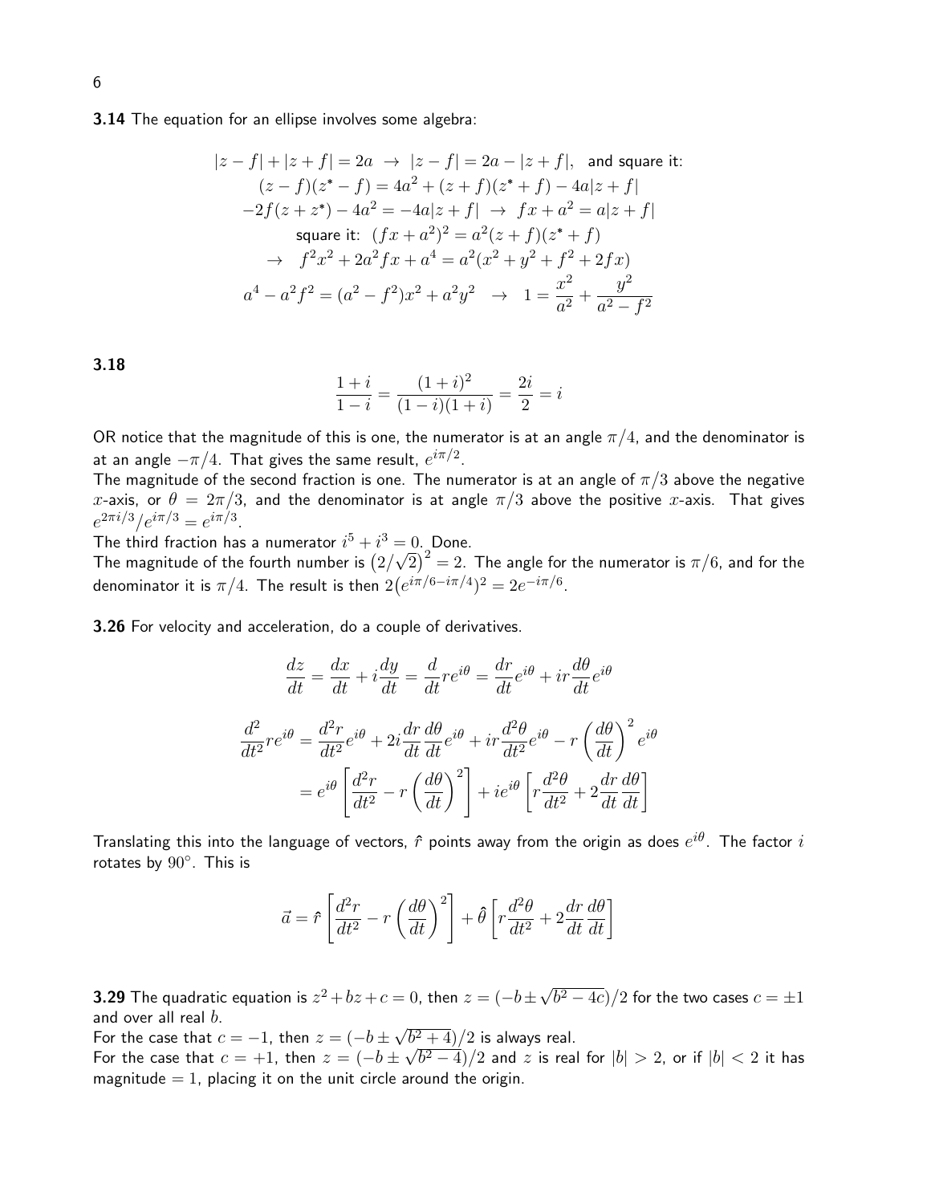**3.14** The equation for an ellipse involves some algebra:

$$
\begin{gathered}
|z-f|+|z+f|=2a \;\to\; |z-f|=2a-|z+f|, \;\text{ and square it:} \\
(z-f)(z^*-f)=4a^2+(z+f)(z^*+f)-4a|z+f| \\
-2f(z+z^*)-4a^2=-4a|z+f| \;\to\; fx+a^2=a|z+f| \\
\text{square it: } (fx+a^2)^2=a^2(z+f)(z^*+f) \\
\to\; f^2x^2+2a^2fx+a^4=a^2(x^2+y^2+f^2+2fx) \\
a^4-a^2f^2=(a^2-f^2)x^2+a^2y^2 \;\to\; 1=\frac{x^2}{a^2}+\frac{y^2}{a^2-f^2}
\end{gathered}
$$

**3.18**

$$
\frac{1+i}{1-i}=\frac{(1+i)^2}{(1-i)(1+i)}=\frac{2i}{2}=i
$$

OR notice that the magnitude of this is one, the numerator is at an angle $\pi/4$, and the denominator is at an angle $-\pi/4$. That gives the same result, $e^{i\pi/2}$.
The magnitude of the second fraction is one. The numerator is at an angle of $\pi/3$ above the negative $x$-axis, or $\theta=2\pi/3$, and the denominator is at angle $\pi/3$ above the positive $x$-axis. That gives $e^{2\pi i/3}/e^{i\pi/3}=e^{i\pi/3}$.
The third fraction has a numerator $i^5+i^3=0$. Done.
The magnitude of the fourth number is $\left(2/\sqrt{2}\right)^2=2$. The angle for the numerator is $\pi/6$, and for the denominator it is $\pi/4$. The result is then $2\left(e^{i\pi/6-i\pi/4}\right)^2=2e^{-i\pi/6}$.

**3.26** For velocity and acceleration, do a couple of derivatives.

$$
\frac{dz}{dt}=\frac{dx}{dt}+i\frac{dy}{dt}=\frac{d}{dt}re^{i\theta}=\frac{dr}{dt}e^{i\theta}+ir\frac{d\theta}{dt}e^{i\theta}
$$

$$
\begin{aligned}
\frac{d^2}{dt^2}re^{i\theta}&=\frac{d^2r}{dt^2}e^{i\theta}+2i\frac{dr}{dt}\frac{d\theta}{dt}e^{i\theta}+ir\frac{d^2\theta}{dt^2}e^{i\theta}-r\left(\frac{d\theta}{dt}\right)^2e^{i\theta} \\
&=e^{i\theta}\left[\frac{d^2r}{dt^2}-r\left(\frac{d\theta}{dt}\right)^2\right]+ie^{i\theta}\left[r\frac{d^2\theta}{dt^2}+2\frac{dr}{dt}\frac{d\theta}{dt}\right]
\end{aligned}
$$

Translating this into the language of vectors, $\hat{r}$ points away from the origin as does $e^{i\theta}$. The factor $i$ rotates by $90^\circ$. This is

$$
\vec{a}=\hat{r}\left[\frac{d^2r}{dt^2}-r\left(\frac{d\theta}{dt}\right)^2\right]+\hat{\theta}\left[r\frac{d^2\theta}{dt^2}+2\frac{dr}{dt}\frac{d\theta}{dt}\right]
$$

**3.29** The quadratic equation is $z^2+bz+c=0$, then $z=(-b\pm\sqrt{b^2-4c})/2$ for the two cases $c=\pm1$ and over all real $b$.
For the case that $c=-1$, then $z=(-b\pm\sqrt{b^2+4})/2$ is always real.
For the case that $c=+1$, then $z=(-b\pm\sqrt{b^2-4})/2$ and $z$ is real for $|b|>2$, or if $|b|<2$ it has magnitude $=1$, placing it on the unit circle around the origin.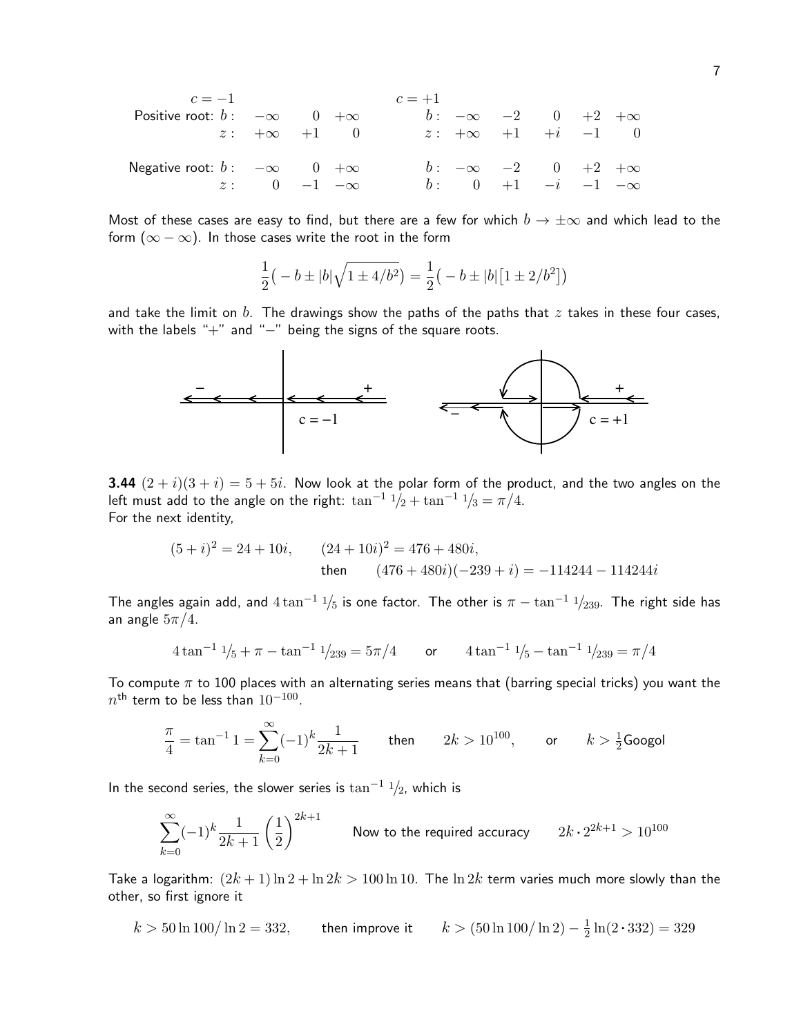| | $c=-1$ | | | | $c=+1$ | | | | |
|---|---|---|---|---|---|---|---|---|---|
| Positive root: | $b$: | $-\infty$ | $0$ | $+\infty$ | $b$: | $-\infty$ | $-2$ | $0$ | $+2$ | $+\infty$ |
| | $z$: | $+\infty$ | $+1$ | $0$ | $z$: | $+\infty$ | $+1$ | $+i$ | $-1$ | $0$ |
| Negative root: | $b$: | $-\infty$ | $0$ | $+\infty$ | $b$: | $-\infty$ | $-2$ | $0$ | $+2$ | $+\infty$ |
| | $z$: | $0$ | $-1$ | $-\infty$ | $b$: | $0$ | $+1$ | $-i$ | $-1$ | $-\infty$ |

Most of these cases are easy to find, but there are a few for which $b \to \pm\infty$ and which lead to the form $(\infty - \infty)$. In those cases write the root in the form

$$\frac{1}{2}\big(-b \pm |b|\sqrt{1 \pm 4/b^2}\big) = \frac{1}{2}\big(-b \pm |b|\big[1 \pm 2/b^2\big]\big)$$

and take the limit on $b$. The drawings show the paths of the paths that $z$ takes in these four cases, with the labels "+" and "−" being the signs of the square roots.

**3.44** $(2+i)(3+i) = 5+5i$. Now look at the polar form of the product, and the two angles on the left must add to the angle on the right: $\tan^{-1} 1/2 + \tan^{-1} 1/3 = \pi/4$.
For the next identity,

$$(5+i)^2 = 24+10i, \qquad (24+10i)^2 = 476+480i,$$
$$\text{then} \qquad (476+480i)(-239+i) = -114244 - 114244i$$

The angles again add, and $4\tan^{-1} 1/5$ is one factor. The other is $\pi - \tan^{-1} 1/239$. The right side has an angle $5\pi/4$.

$$4\tan^{-1} 1/5 + \pi - \tan^{-1} 1/239 = 5\pi/4 \qquad \text{or} \qquad 4\tan^{-1} 1/5 - \tan^{-1} 1/239 = \pi/4$$

To compute $\pi$ to 100 places with an alternating series means that (barring special tricks) you want the $n^{\text{th}}$ term to be less than $10^{-100}$.

$$\frac{\pi}{4} = \tan^{-1} 1 = \sum_{k=0}^{\infty} (-1)^k \frac{1}{2k+1} \qquad \text{then} \qquad 2k > 10^{100}, \qquad \text{or} \qquad k > \tfrac{1}{2}\text{Googol}$$

In the second series, the slower series is $\tan^{-1} 1/2$, which is

$$\sum_{k=0}^{\infty} (-1)^k \frac{1}{2k+1}\left(\frac{1}{2}\right)^{2k+1} \qquad \text{Now to the required accuracy} \qquad 2k \cdot 2^{2k+1} > 10^{100}$$

Take a logarithm: $(2k+1)\ln 2 + \ln 2k > 100 \ln 10$. The $\ln 2k$ term varies much more slowly than the other, so first ignore it

$$k > 50 \ln 100/\ln 2 = 332, \qquad \text{then improve it} \qquad k > (50 \ln 100/\ln 2) - \tfrac{1}{2}\ln(2 \cdot 332) = 329$$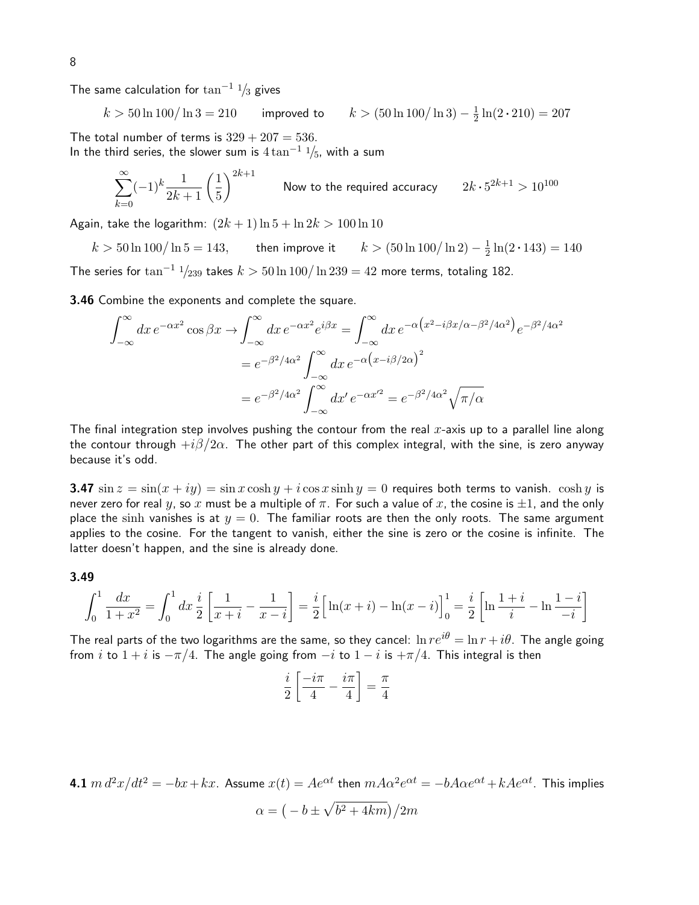The same calculation for $\tan^{-1} 1/3$ gives

$$k > 50 \ln 100 / \ln 3 = 210 \qquad \text{improved to} \qquad k > (50 \ln 100 / \ln 3) - \tfrac{1}{2} \ln(2 \cdot 210) = 207$$

The total number of terms is $329 + 207 = 536$.
In the third series, the slower sum is $4 \tan^{-1} 1/5$, with a sum

$$\sum_{k=0}^{\infty} (-1)^k \frac{1}{2k+1} \left(\frac{1}{5}\right)^{2k+1} \qquad \text{Now to the required accuracy} \qquad 2k \cdot 5^{2k+1} > 10^{100}$$

Again, take the logarithm: $(2k+1) \ln 5 + \ln 2k > 100 \ln 10$

$$k > 50 \ln 100 / \ln 5 = 143, \qquad \text{then improve it} \qquad k > (50 \ln 100 / \ln 2) - \tfrac{1}{2} \ln(2 \cdot 143) = 140$$

The series for $\tan^{-1} 1/239$ takes $k > 50 \ln 100 / \ln 239 = 42$ more terms, totaling 182.

**3.46** Combine the exponents and complete the square.

$$\begin{aligned}
\int_{-\infty}^{\infty} dx\, e^{-\alpha x^2} \cos \beta x \to \int_{-\infty}^{\infty} dx\, e^{-\alpha x^2} e^{i\beta x} &= \int_{-\infty}^{\infty} dx\, e^{-\alpha\left(x^2 - i\beta x/\alpha - \beta^2/4\alpha^2\right)} e^{-\beta^2/4\alpha^2} \\
&= e^{-\beta^2/4\alpha^2} \int_{-\infty}^{\infty} dx\, e^{-\alpha\left(x - i\beta/2\alpha\right)^2} \\
&= e^{-\beta^2/4\alpha^2} \int_{-\infty}^{\infty} dx'\, e^{-\alpha x'^2} = e^{-\beta^2/4\alpha^2} \sqrt{\pi/\alpha}
\end{aligned}$$

The final integration step involves pushing the contour from the real $x$-axis up to a parallel line along the contour through $+i\beta/2\alpha$. The other part of this complex integral, with the sine, is zero anyway because it's odd.

**3.47** $\sin z = \sin(x + iy) = \sin x \cosh y + i \cos x \sinh y = 0$ requires both terms to vanish. $\cosh y$ is never zero for real $y$, so $x$ must be a multiple of $\pi$. For such a value of $x$, the cosine is $\pm 1$, and the only place the $\sinh$ vanishes is at $y = 0$. The familiar roots are then the only roots. The same argument applies to the cosine. For the tangent to vanish, either the sine is zero or the cosine is infinite. The latter doesn't happen, and the sine is already done.

**3.49**

$$\int_0^1 \frac{dx}{1+x^2} = \int_0^1 dx\, \frac{i}{2} \left[\frac{1}{x+i} - \frac{1}{x-i}\right] = \frac{i}{2} \Big[\ln(x+i) - \ln(x-i)\Big]_0^1 = \frac{i}{2} \left[\ln \frac{1+i}{i} - \ln \frac{1-i}{-i}\right]$$

The real parts of the two logarithms are the same, so they cancel: $\ln re^{i\theta} = \ln r + i\theta$. The angle going from $i$ to $1+i$ is $-\pi/4$. The angle going from $-i$ to $1-i$ is $+\pi/4$. This integral is then

$$\frac{i}{2} \left[\frac{-i\pi}{4} - \frac{i\pi}{4}\right] = \frac{\pi}{4}$$

**4.1** $m\, d^2x/dt^2 = -bx + kx$. Assume $x(t) = Ae^{\alpha t}$ then $mA\alpha^2 e^{\alpha t} = -bA\alpha e^{\alpha t} + kAe^{\alpha t}$. This implies

$$\alpha = \big(-b \pm \sqrt{b^2 + 4km}\big)/2m$$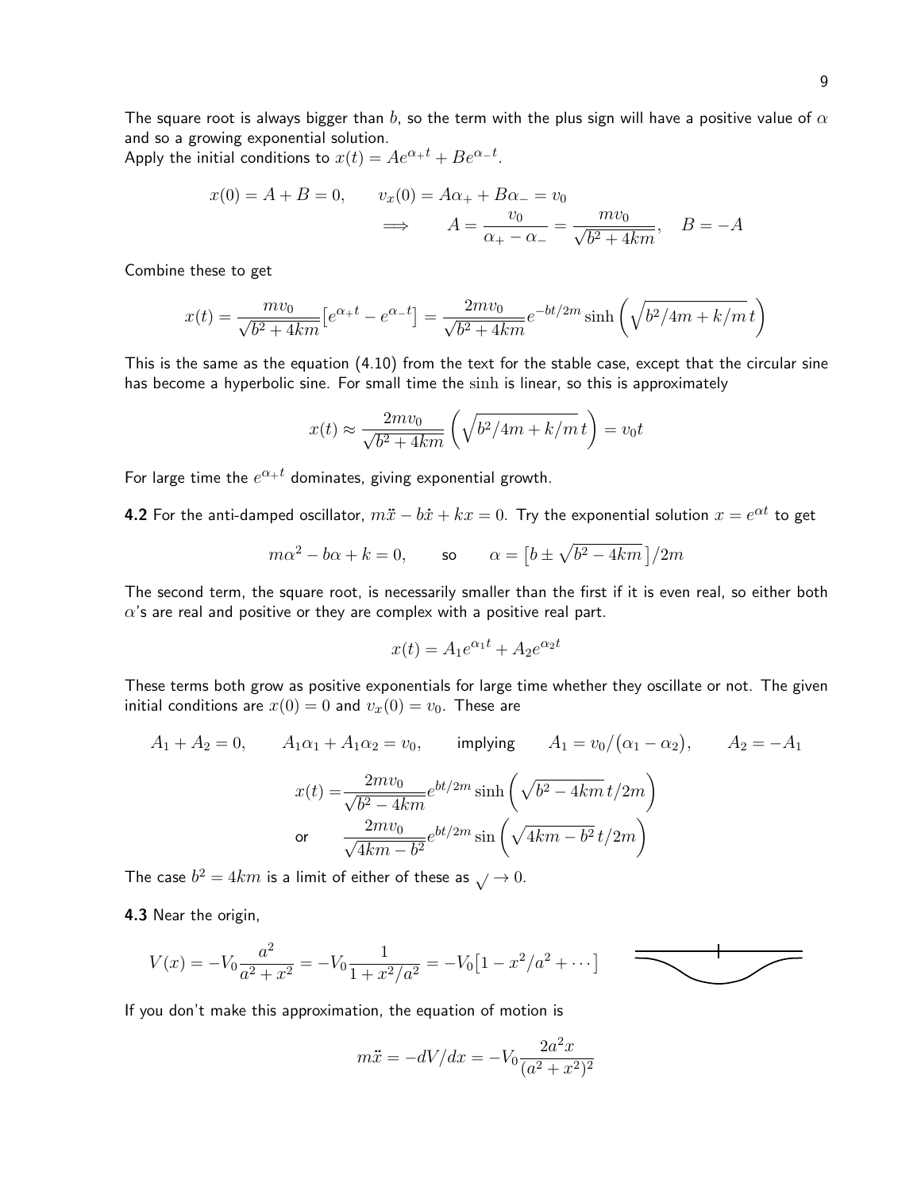The square root is always bigger than $b$, so the term with the plus sign will have a positive value of $\alpha$ and so a growing exponential solution.
Apply the initial conditions to $x(t) = Ae^{\alpha_+ t} + Be^{\alpha_- t}$.

$$x(0) = A + B = 0, \qquad v_x(0) = A\alpha_+ + B\alpha_- = v_0$$
$$\implies \qquad A = \frac{v_0}{\alpha_+ - \alpha_-} = \frac{mv_0}{\sqrt{b^2 + 4km}}, \quad B = -A$$

Combine these to get

$$x(t) = \frac{mv_0}{\sqrt{b^2 + 4km}}\big[e^{\alpha_+ t} - e^{\alpha_- t}\big] = \frac{2mv_0}{\sqrt{b^2 + 4km}}e^{-bt/2m}\sinh\left(\sqrt{b^2/4m + k/m}\,t\right)$$

This is the same as the equation (4.10) from the text for the stable case, except that the circular sine has become a hyperbolic sine. For small time the $\sinh$ is linear, so this is approximately

$$x(t) \approx \frac{2mv_0}{\sqrt{b^2 + 4km}}\left(\sqrt{b^2/4m + k/m}\,t\right) = v_0 t$$

For large time the $e^{\alpha_+ t}$ dominates, giving exponential growth.

**4.2** For the anti-damped oscillator, $m\ddot{x} - b\dot{x} + kx = 0$. Try the exponential solution $x = e^{\alpha t}$ to get

$$m\alpha^2 - b\alpha + k = 0, \qquad \text{so} \qquad \alpha = \big[b \pm \sqrt{b^2 - 4km}\,\big]/2m$$

The second term, the square root, is necessarily smaller than the first if it is even real, so either both $\alpha$'s are real and positive or they are complex with a positive real part.

$$x(t) = A_1 e^{\alpha_1 t} + A_2 e^{\alpha_2 t}$$

These terms both grow as positive exponentials for large time whether they oscillate or not. The given initial conditions are $x(0) = 0$ and $v_x(0) = v_0$. These are

$$A_1 + A_2 = 0, \qquad A_1\alpha_1 + A_1\alpha_2 = v_0, \qquad \text{implying} \qquad A_1 = v_0/(\alpha_1 - \alpha_2), \qquad A_2 = -A_1$$

$$x(t) = \frac{2mv_0}{\sqrt{b^2 - 4km}}e^{bt/2m}\sinh\left(\sqrt{b^2 - 4km}\,t/2m\right)$$
$$\text{or} \qquad \frac{2mv_0}{\sqrt{4km - b^2}}e^{bt/2m}\sin\left(\sqrt{4km - b^2}\,t/2m\right)$$

The case $b^2 = 4km$ is a limit of either of these as $\sqrt{\phantom{x}} \to 0$.

**4.3** Near the origin,

$$V(x) = -V_0\frac{a^2}{a^2 + x^2} = -V_0\frac{1}{1 + x^2/a^2} = -V_0\big[1 - x^2/a^2 + \cdots\big]$$

If you don't make this approximation, the equation of motion is

$$m\ddot{x} = -dV/dx = -V_0\frac{2a^2 x}{(a^2 + x^2)^2}$$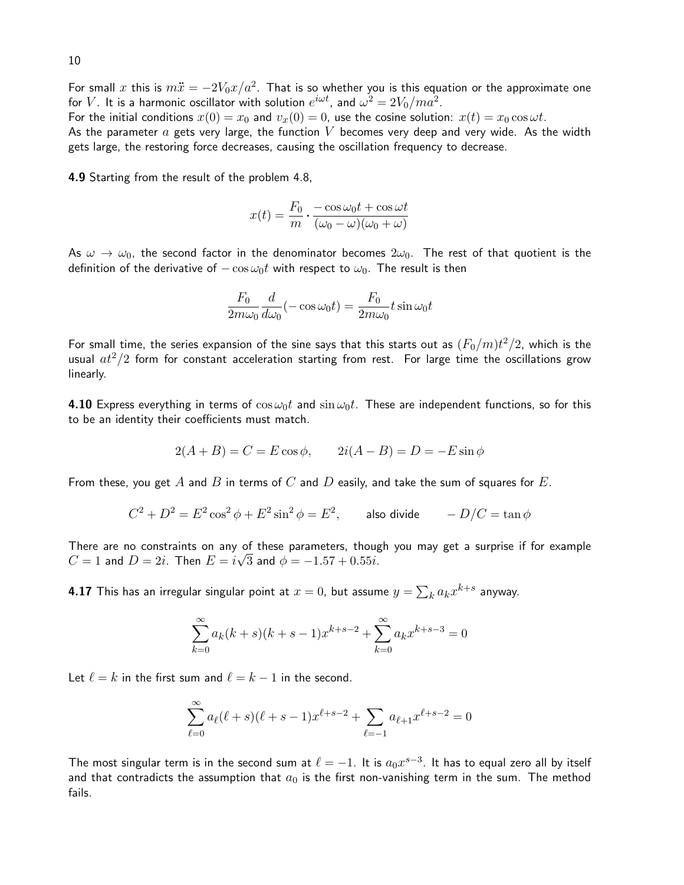For small $x$ this is $m\ddot{x} = -2V_0 x/a^2$. That is so whether you is this equation or the approximate one for $V$. It is a harmonic oscillator with solution $e^{i\omega t}$, and $\omega^2 = 2V_0/ma^2$.
For the initial conditions $x(0) = x_0$ and $v_x(0) = 0$, use the cosine solution: $x(t) = x_0 \cos\omega t$.
As the parameter $a$ gets very large, the function $V$ becomes very deep and very wide. As the width gets large, the restoring force decreases, causing the oscillation frequency to decrease.

**4.9** Starting from the result of the problem 4.8,

$$x(t) = \frac{F_0}{m} \cdot \frac{-\cos\omega_0 t + \cos\omega t}{(\omega_0 - \omega)(\omega_0 + \omega)}$$

As $\omega \to \omega_0$, the second factor in the denominator becomes $2\omega_0$. The rest of that quotient is the definition of the derivative of $-\cos\omega_0 t$ with respect to $\omega_0$. The result is then

$$\frac{F_0}{2m\omega_0}\frac{d}{d\omega_0}(-\cos\omega_0 t) = \frac{F_0}{2m\omega_0} t \sin\omega_0 t$$

For small time, the series expansion of the sine says that this starts out as $(F_0/m)t^2/2$, which is the usual $at^2/2$ form for constant acceleration starting from rest. For large time the oscillations grow linearly.

**4.10** Express everything in terms of $\cos\omega_0 t$ and $\sin\omega_0 t$. These are independent functions, so for this to be an identity their coefficients must match.

$$2(A + B) = C = E\cos\phi, \qquad 2i(A - B) = D = -E\sin\phi$$

From these, you get $A$ and $B$ in terms of $C$ and $D$ easily, and take the sum of squares for $E$.

$$C^2 + D^2 = E^2\cos^2\phi + E^2\sin^2\phi = E^2, \qquad \text{also divide} \qquad -D/C = \tan\phi$$

There are no constraints on any of these parameters, though you may get a surprise if for example $C = 1$ and $D = 2i$. Then $E = i\sqrt{3}$ and $\phi = -1.57 + 0.55i$.

**4.17** This has an irregular singular point at $x = 0$, but assume $y = \sum_k a_k x^{k+s}$ anyway.

$$\sum_{k=0}^{\infty} a_k(k+s)(k+s-1)x^{k+s-2} + \sum_{k=0}^{\infty} a_k x^{k+s-3} = 0$$

Let $\ell = k$ in the first sum and $\ell = k - 1$ in the second.

$$\sum_{\ell=0}^{\infty} a_\ell(\ell+s)(\ell+s-1)x^{\ell+s-2} + \sum_{\ell=-1} a_{\ell+1}x^{\ell+s-2} = 0$$

The most singular term is in the second sum at $\ell = -1$. It is $a_0 x^{s-3}$. It has to equal zero all by itself and that contradicts the assumption that $a_0$ is the first non-vanishing term in the sum. The method fails.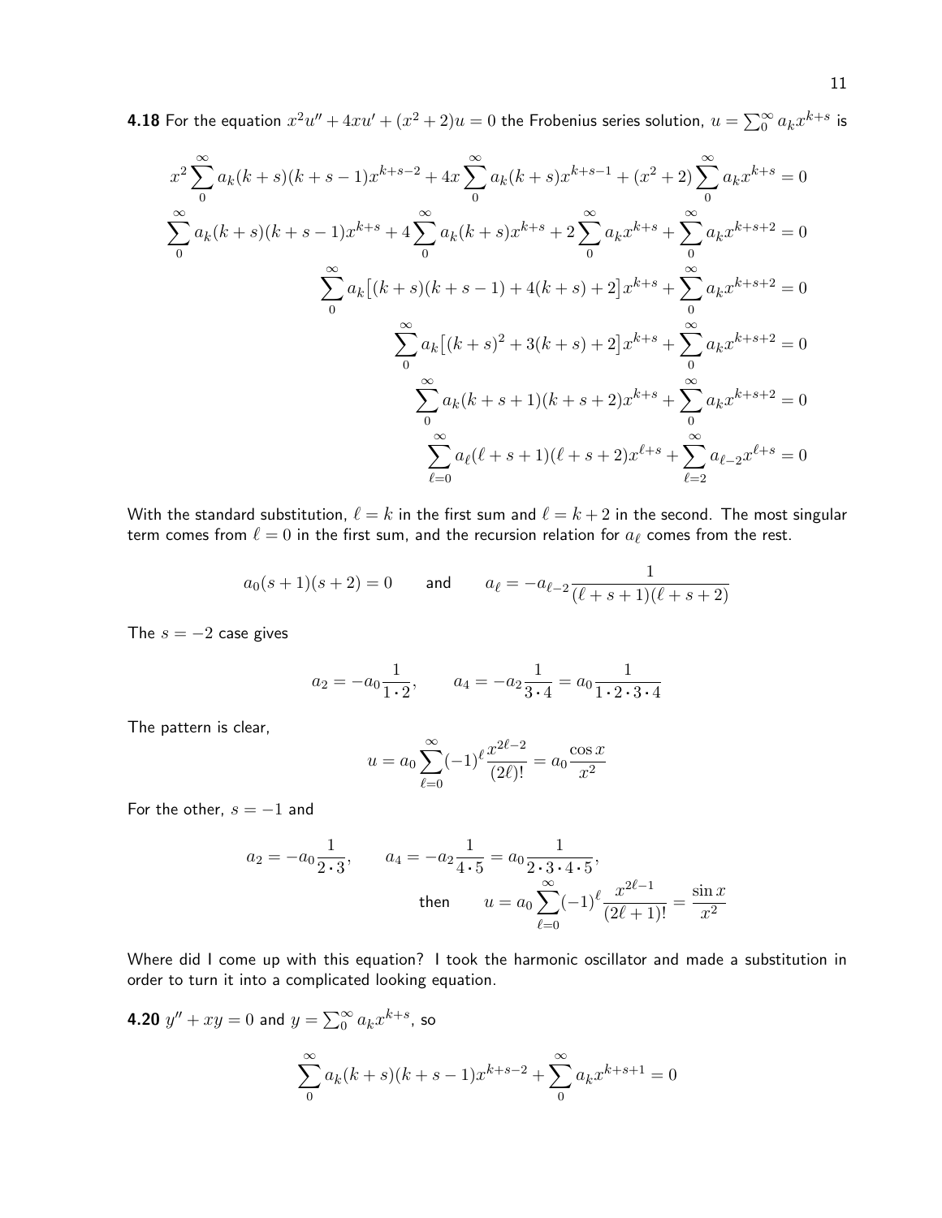**4.18** For the equation $x^2u'' + 4xu' + (x^2+2)u = 0$ the Frobenius series solution, $u = \sum_0^\infty a_k x^{k+s}$ is

$$x^2\sum_0^\infty a_k(k+s)(k+s-1)x^{k+s-2} + 4x\sum_0^\infty a_k(k+s)x^{k+s-1} + (x^2+2)\sum_0^\infty a_k x^{k+s} = 0$$

$$\sum_0^\infty a_k(k+s)(k+s-1)x^{k+s} + 4\sum_0^\infty a_k(k+s)x^{k+s} + 2\sum_0^\infty a_k x^{k+s} + \sum_0^\infty a_k x^{k+s+2} = 0$$

$$\sum_0^\infty a_k\big[(k+s)(k+s-1) + 4(k+s) + 2\big]x^{k+s} + \sum_0^\infty a_k x^{k+s+2} = 0$$

$$\sum_0^\infty a_k\big[(k+s)^2 + 3(k+s) + 2\big]x^{k+s} + \sum_0^\infty a_k x^{k+s+2} = 0$$

$$\sum_0^\infty a_k(k+s+1)(k+s+2)x^{k+s} + \sum_0^\infty a_k x^{k+s+2} = 0$$

$$\sum_{\ell=0}^\infty a_\ell(\ell+s+1)(\ell+s+2)x^{\ell+s} + \sum_{\ell=2}^\infty a_{\ell-2}x^{\ell+s} = 0$$

With the standard substitution, $\ell = k$ in the first sum and $\ell = k+2$ in the second. The most singular term comes from $\ell = 0$ in the first sum, and the recursion relation for $a_\ell$ comes from the rest.

$$a_0(s+1)(s+2) = 0 \qquad \text{and} \qquad a_\ell = -a_{\ell-2}\frac{1}{(\ell+s+1)(\ell+s+2)}$$

The $s = -2$ case gives

$$a_2 = -a_0\frac{1}{1\cdot 2}, \qquad a_4 = -a_2\frac{1}{3\cdot 4} = a_0\frac{1}{1\cdot 2\cdot 3\cdot 4}$$

The pattern is clear,

$$u = a_0\sum_{\ell=0}^\infty (-1)^\ell \frac{x^{2\ell-2}}{(2\ell)!} = a_0\frac{\cos x}{x^2}$$

For the other, $s = -1$ and

$$a_2 = -a_0\frac{1}{2\cdot 3}, \qquad a_4 = -a_2\frac{1}{4\cdot 5} = a_0\frac{1}{2\cdot 3\cdot 4\cdot 5},$$

$$\text{then} \qquad u = a_0\sum_{\ell=0}^\infty (-1)^\ell \frac{x^{2\ell-1}}{(2\ell+1)!} = \frac{\sin x}{x^2}$$

Where did I come up with this equation? I took the harmonic oscillator and made a substitution in order to turn it into a complicated looking equation.

**4.20** $y'' + xy = 0$ and $y = \sum_0^\infty a_k x^{k+s}$, so

$$\sum_0^\infty a_k(k+s)(k+s-1)x^{k+s-2} + \sum_0^\infty a_k x^{k+s+1} = 0$$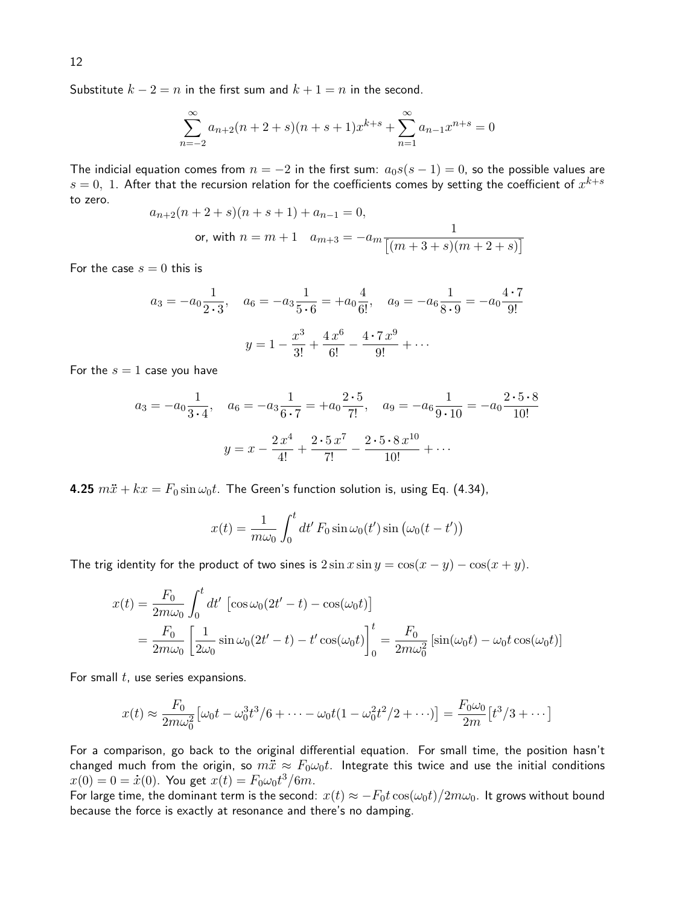Substitute $k-2=n$ in the first sum and $k+1=n$ in the second.

$$\sum_{n=-2}^{\infty} a_{n+2}(n+2+s)(n+s+1)x^{k+s} + \sum_{n=1}^{\infty} a_{n-1}x^{n+s} = 0$$

The indicial equation comes from $n=-2$ in the first sum: $a_0 s(s-1)=0$, so the possible values are $s=0,\ 1$. After that the recursion relation for the coefficients comes by setting the coefficient of $x^{k+s}$ to zero.

$$a_{n+2}(n+2+s)(n+s+1) + a_{n-1} = 0,$$

$$\text{or, with } n=m+1 \quad a_{m+3} = -a_m \frac{1}{\big[(m+3+s)(m+2+s)\big]}$$

For the case $s=0$ this is

$$a_3 = -a_0\frac{1}{2\cdot 3}, \quad a_6 = -a_3\frac{1}{5\cdot 6} = +a_0\frac{4}{6!}, \quad a_9 = -a_6\frac{1}{8\cdot 9} = -a_0\frac{4\cdot 7}{9!}$$

$$y = 1 - \frac{x^3}{3!} + \frac{4\,x^6}{6!} - \frac{4\cdot 7\,x^9}{9!} + \cdots$$

For the $s=1$ case you have

$$a_3 = -a_0\frac{1}{3\cdot 4}, \quad a_6 = -a_3\frac{1}{6\cdot 7} = +a_0\frac{2\cdot 5}{7!}, \quad a_9 = -a_6\frac{1}{9\cdot 10} = -a_0\frac{2\cdot 5\cdot 8}{10!}$$

$$y = x - \frac{2\,x^4}{4!} + \frac{2\cdot 5\,x^7}{7!} - \frac{2\cdot 5\cdot 8\,x^{10}}{10!} + \cdots$$

**4.25** $m\ddot{x} + kx = F_0\sin\omega_0 t$. The Green's function solution is, using Eq. (4.34),

$$x(t) = \frac{1}{m\omega_0}\int_0^t dt'\, F_0 \sin\omega_0(t')\sin\big(\omega_0(t-t')\big)$$

The trig identity for the product of two sines is $2\sin x\sin y = \cos(x-y) - \cos(x+y)$.

$$\begin{aligned}
x(t) &= \frac{F_0}{2m\omega_0}\int_0^t dt'\ \big[\cos\omega_0(2t'-t) - \cos(\omega_0 t)\big] \\
&= \frac{F_0}{2m\omega_0}\left[\frac{1}{2\omega_0}\sin\omega_0(2t'-t) - t'\cos(\omega_0 t)\right]_0^t = \frac{F_0}{2m\omega_0^2}\left[\sin(\omega_0 t) - \omega_0 t\cos(\omega_0 t)\right]
\end{aligned}$$

For small $t$, use series expansions.

$$x(t) \approx \frac{F_0}{2m\omega_0^2}\big[\omega_0 t - \omega_0^3 t^3/6 + \cdots - \omega_0 t(1 - \omega_0^2 t^2/2 + \cdots)\big] = \frac{F_0\omega_0}{2m}\big[t^3/3 + \cdots\big]$$

For a comparison, go back to the original differential equation. For small time, the position hasn't changed much from the origin, so $m\ddot{x} \approx F_0\omega_0 t$. Integrate this twice and use the initial conditions $x(0) = 0 = \dot{x}(0)$. You get $x(t) = F_0\omega_0 t^3/6m$.

For large time, the dominant term is the second: $x(t) \approx -F_0 t\cos(\omega_0 t)/2m\omega_0$. It grows without bound because the force is exactly at resonance and there's no damping.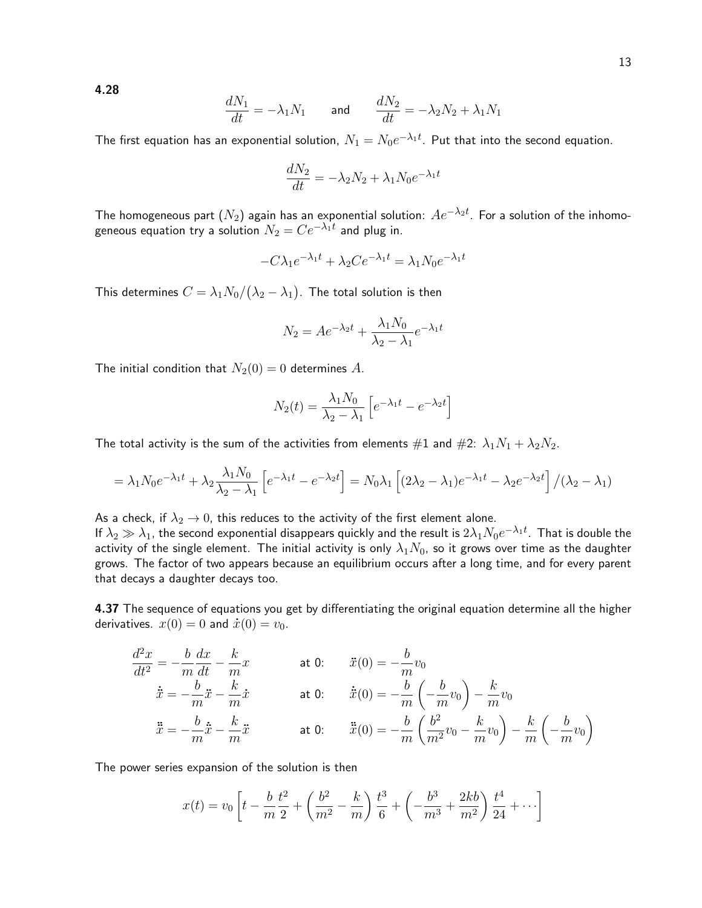**4.28**

$$\frac{dN_1}{dt} = -\lambda_1 N_1 \qquad \text{and} \qquad \frac{dN_2}{dt} = -\lambda_2 N_2 + \lambda_1 N_1$$

The first equation has an exponential solution, $N_1 = N_0 e^{-\lambda_1 t}$. Put that into the second equation.

$$\frac{dN_2}{dt} = -\lambda_2 N_2 + \lambda_1 N_0 e^{-\lambda_1 t}$$

The homogeneous part ($N_2$) again has an exponential solution: $Ae^{-\lambda_2 t}$. For a solution of the inhomogeneous equation try a solution $N_2 = Ce^{-\lambda_1 t}$ and plug in.

$$-C\lambda_1 e^{-\lambda_1 t} + \lambda_2 C e^{-\lambda_1 t} = \lambda_1 N_0 e^{-\lambda_1 t}$$

This determines $C = \lambda_1 N_0 / (\lambda_2 - \lambda_1)$. The total solution is then

$$N_2 = Ae^{-\lambda_2 t} + \frac{\lambda_1 N_0}{\lambda_2 - \lambda_1} e^{-\lambda_1 t}$$

The initial condition that $N_2(0) = 0$ determines $A$.

$$N_2(t) = \frac{\lambda_1 N_0}{\lambda_2 - \lambda_1}\left[e^{-\lambda_1 t} - e^{-\lambda_2 t}\right]$$

The total activity is the sum of the activities from elements #1 and #2: $\lambda_1 N_1 + \lambda_2 N_2$.

$$= \lambda_1 N_0 e^{-\lambda_1 t} + \lambda_2 \frac{\lambda_1 N_0}{\lambda_2 - \lambda_1}\left[e^{-\lambda_1 t} - e^{-\lambda_2 t}\right] = N_0 \lambda_1 \left[(2\lambda_2 - \lambda_1)e^{-\lambda_1 t} - \lambda_2 e^{-\lambda_2 t}\right] / (\lambda_2 - \lambda_1)$$

As a check, if $\lambda_2 \to 0$, this reduces to the activity of the first element alone.
If $\lambda_2 \gg \lambda_1$, the second exponential disappears quickly and the result is $2\lambda_1 N_0 e^{-\lambda_1 t}$. That is double the activity of the single element. The initial activity is only $\lambda_1 N_0$, so it grows over time as the daughter grows. The factor of two appears because an equilibrium occurs after a long time, and for every parent that decays a daughter decays too.

**4.37** The sequence of equations you get by differentiating the original equation determine all the higher derivatives. $x(0) = 0$ and $\dot{x}(0) = v_0$.

$$\frac{d^2x}{dt^2} = -\frac{b}{m}\frac{dx}{dt} - \frac{k}{m}x \qquad \text{at 0:} \quad \ddot{x}(0) = -\frac{b}{m}v_0$$

$$\dddot{x} = -\frac{b}{m}\ddot{x} - \frac{k}{m}\dot{x} \qquad \text{at 0:} \quad \dddot{x}(0) = -\frac{b}{m}\left(-\frac{b}{m}v_0\right) - \frac{k}{m}v_0$$

$$\ddddot{x} = -\frac{b}{m}\dddot{x} - \frac{k}{m}\ddot{x} \qquad \text{at 0:} \quad \ddddot{x}(0) = -\frac{b}{m}\left(\frac{b^2}{m^2}v_0 - \frac{k}{m}v_0\right) - \frac{k}{m}\left(-\frac{b}{m}v_0\right)$$

The power series expansion of the solution is then

$$x(t) = v_0\left[t - \frac{b}{m}\frac{t^2}{2} + \left(\frac{b^2}{m^2} - \frac{k}{m}\right)\frac{t^3}{6} + \left(-\frac{b^3}{m^3} + \frac{2kb}{m^2}\right)\frac{t^4}{24} + \cdots\right]$$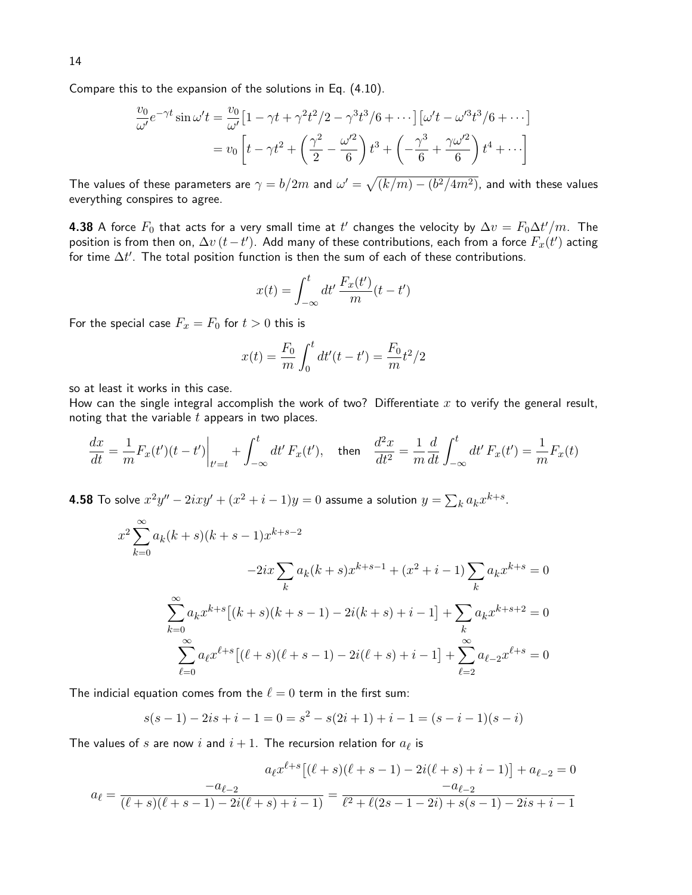Compare this to the expansion of the solutions in Eq. (4.10).

$$\begin{aligned}
\frac{v_0}{\omega'}e^{-\gamma t}\sin\omega' t &= \frac{v_0}{\omega'}\big[1-\gamma t+\gamma^2t^2/2-\gamma^3t^3/6+\cdots\big]\big[\omega' t-\omega'^3t^3/6+\cdots\big] \\
&= v_0\left[t-\gamma t^2+\left(\frac{\gamma^2}{2}-\frac{\omega'^2}{6}\right)t^3+\left(-\frac{\gamma^3}{6}+\frac{\gamma\omega'^2}{6}\right)t^4+\cdots\right]
\end{aligned}$$

The values of these parameters are $\gamma = b/2m$ and $\omega' = \sqrt{(k/m)-(b^2/4m^2)}$, and with these values everything conspires to agree.

**4.38** A force $F_0$ that acts for a very small time at $t'$ changes the velocity by $\Delta v = F_0\Delta t'/m$. The position is from then on, $\Delta v\,(t-t')$. Add many of these contributions, each from a force $F_x(t')$ acting for time $\Delta t'$. The total position function is then the sum of each of these contributions.

$$x(t) = \int_{-\infty}^{t} dt'\,\frac{F_x(t')}{m}(t-t')$$

For the special case $F_x = F_0$ for $t>0$ this is

$$x(t) = \frac{F_0}{m}\int_0^t dt'(t-t') = \frac{F_0}{m}t^2/2$$

so at least it works in this case.
How can the single integral accomplish the work of two? Differentiate $x$ to verify the general result, noting that the variable $t$ appears in two places.

$$\frac{dx}{dt} = \frac{1}{m}F_x(t')(t-t')\bigg|_{t'=t} + \int_{-\infty}^{t} dt'\,F_x(t'),\quad \text{then}\quad \frac{d^2x}{dt^2} = \frac{1}{m}\frac{d}{dt}\int_{-\infty}^{t} dt'\,F_x(t') = \frac{1}{m}F_x(t)$$

**4.58** To solve $x^2y''-2ixy'+(x^2+i-1)y=0$ assume a solution $y=\sum_k a_kx^{k+s}$.

$$\begin{aligned}
x^2\sum_{k=0}^{\infty}a_k(k+s)(k+s-1)x^{k+s-2}& \\
-2ix\sum_k a_k(k+s)x^{k+s-1}+(x^2+i-1)\sum_k a_kx^{k+s}&=0 \\
\sum_{k=0}^{\infty}a_kx^{k+s}\big[(k+s)(k+s-1)-2i(k+s)+i-1\big]+\sum_k a_kx^{k+s+2}&=0 \\
\sum_{\ell=0}^{\infty}a_\ell x^{\ell+s}\big[(\ell+s)(\ell+s-1)-2i(\ell+s)+i-1\big]+\sum_{\ell=2}^{\infty}a_{\ell-2}x^{\ell+s}&=0
\end{aligned}$$

The indicial equation comes from the $\ell=0$ term in the first sum:

$$s(s-1)-2is+i-1=0=s^2-s(2i+1)+i-1=(s-i-1)(s-i)$$

The values of $s$ are now $i$ and $i+1$. The recursion relation for $a_\ell$ is

$$\begin{aligned}
a_\ell x^{\ell+s}\big[(\ell+s)(\ell+s-1)-2i(\ell+s)+i-1)\big]+a_{\ell-2}&=0 \\
a_\ell=\frac{-a_{\ell-2}}{(\ell+s)(\ell+s-1)-2i(\ell+s)+i-1)}&=\frac{-a_{\ell-2}}{\ell^2+\ell(2s-1-2i)+s(s-1)-2is+i-1}
\end{aligned}$$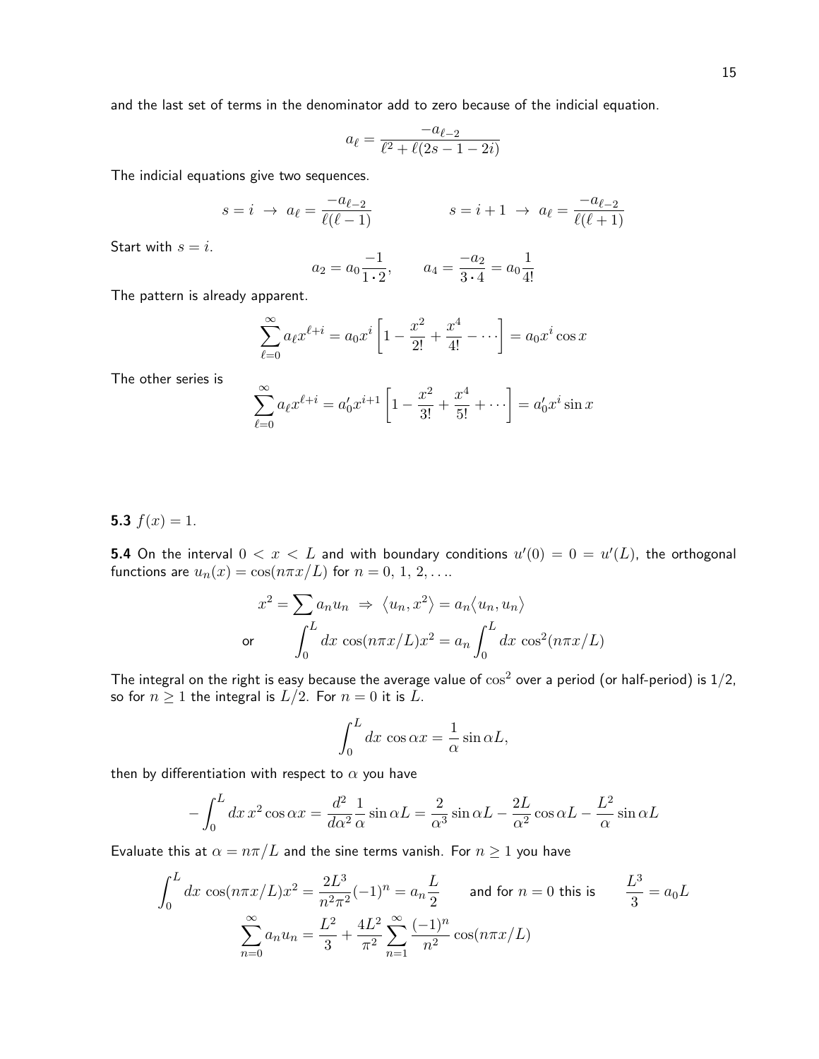and the last set of terms in the denominator add to zero because of the indicial equation.

$$a_\ell = \frac{-a_{\ell-2}}{\ell^2 + \ell(2s - 1 - 2i)}$$

The indicial equations give two sequences.

$$s = i \;\rightarrow\; a_\ell = \frac{-a_{\ell-2}}{\ell(\ell-1)} \qquad\qquad s = i+1 \;\rightarrow\; a_\ell = \frac{-a_{\ell-2}}{\ell(\ell+1)}$$

Start with $s = i$.

$$a_2 = a_0 \frac{-1}{1 \cdot 2}, \qquad a_4 = \frac{-a_2}{3 \cdot 4} = a_0 \frac{1}{4!}$$

The pattern is already apparent.

$$\sum_{\ell=0}^{\infty} a_\ell x^{\ell+i} = a_0 x^i \left[1 - \frac{x^2}{2!} + \frac{x^4}{4!} - \cdots\right] = a_0 x^i \cos x$$

The other series is

$$\sum_{\ell=0}^{\infty} a_\ell x^{\ell+i} = a_0' x^{i+1} \left[1 - \frac{x^2}{3!} + \frac{x^4}{5!} + \cdots\right] = a_0' x^i \sin x$$

**5.3** $f(x) = 1$.

**5.4** On the interval $0 < x < L$ and with boundary conditions $u'(0) = 0 = u'(L)$, the orthogonal functions are $u_n(x) = \cos(n\pi x/L)$ for $n = 0, 1, 2, \ldots$.

$$x^2 = \sum a_n u_n \;\Rightarrow\; \langle u_n, x^2 \rangle = a_n \langle u_n, u_n \rangle$$

or

$$\int_0^L dx\, \cos(n\pi x/L) x^2 = a_n \int_0^L dx\, \cos^2(n\pi x/L)$$

The integral on the right is easy because the average value of $\cos^2$ over a period (or half-period) is $1/2$, so for $n \geq 1$ the integral is $L/2$. For $n = 0$ it is $L$.

$$\int_0^L dx\, \cos\alpha x = \frac{1}{\alpha} \sin\alpha L,$$

then by differentiation with respect to $\alpha$ you have

$$-\int_0^L dx\, x^2 \cos\alpha x = \frac{d^2}{d\alpha^2} \frac{1}{\alpha} \sin\alpha L = \frac{2}{\alpha^3} \sin\alpha L - \frac{2L}{\alpha^2} \cos\alpha L - \frac{L^2}{\alpha} \sin\alpha L$$

Evaluate this at $\alpha = n\pi/L$ and the sine terms vanish. For $n \geq 1$ you have

$$\int_0^L dx\, \cos(n\pi x/L) x^2 = \frac{2L^3}{n^2\pi^2}(-1)^n = a_n \frac{L}{2} \qquad \text{and for } n = 0 \text{ this is} \qquad \frac{L^3}{3} = a_0 L$$

$$\sum_{n=0}^{\infty} a_n u_n = \frac{L^2}{3} + \frac{4L^2}{\pi^2} \sum_{n=1}^{\infty} \frac{(-1)^n}{n^2} \cos(n\pi x/L)$$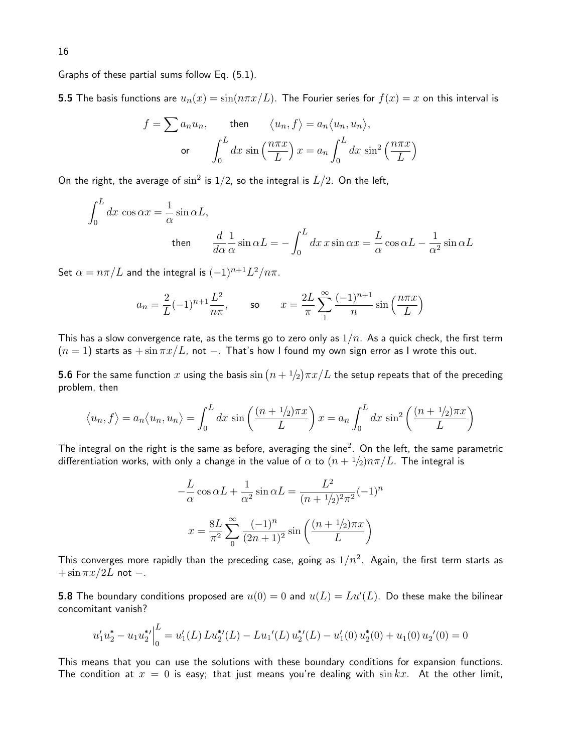Graphs of these partial sums follow Eq. (5.1).

**5.5** The basis functions are $u_n(x) = \sin(n\pi x/L)$. The Fourier series for $f(x) = x$ on this interval is

$$f = \sum a_n u_n, \qquad \text{then} \qquad \langle u_n, f\rangle = a_n \langle u_n, u_n\rangle,$$

$$\text{or} \qquad \int_0^L dx\, \sin\Big(\frac{n\pi x}{L}\Big)\, x = a_n \int_0^L dx\, \sin^2\Big(\frac{n\pi x}{L}\Big)$$

On the right, the average of $\sin^2$ is $1/2$, so the integral is $L/2$. On the left,

$$\int_0^L dx\, \cos\alpha x = \frac{1}{\alpha}\sin\alpha L,$$

$$\text{then} \qquad \frac{d}{d\alpha}\frac{1}{\alpha}\sin\alpha L = -\int_0^L dx\, x\sin\alpha x = \frac{L}{\alpha}\cos\alpha L - \frac{1}{\alpha^2}\sin\alpha L$$

Set $\alpha = n\pi/L$ and the integral is $(-1)^{n+1}L^2/n\pi$.

$$a_n = \frac{2}{L}(-1)^{n+1}\frac{L^2}{n\pi}, \qquad \text{so} \qquad x = \frac{2L}{\pi}\sum_1^\infty \frac{(-1)^{n+1}}{n}\sin\Big(\frac{n\pi x}{L}\Big)$$

This has a slow convergence rate, as the terms go to zero only as $1/n$. As a quick check, the first term $(n = 1)$ starts as $+\sin\pi x/L$, not $-$. That's how I found my own sign error as I wrote this out.

**5.6** For the same function $x$ using the basis $\sin\big(n + {}^1\!/_2\big)\pi x/L$ the setup repeats that of the preceding problem, then

$$\langle u_n, f\rangle = a_n\langle u_n, u_n\rangle = \int_0^L dx\, \sin\bigg(\frac{(n+{}^1\!/_2)\pi x}{L}\bigg)\, x = a_n\int_0^L dx\, \sin^2\bigg(\frac{(n+{}^1\!/_2)\pi x}{L}\bigg)$$

The integral on the right is the same as before, averaging the sine$^2$. On the left, the same parametric differentiation works, with only a change in the value of $\alpha$ to $(n + {}^1\!/_2)n\pi/L$. The integral is

$$-\frac{L}{\alpha}\cos\alpha L + \frac{1}{\alpha^2}\sin\alpha L = \frac{L^2}{(n+{}^1\!/_2)^2\pi^2}(-1)^n$$

$$x = \frac{8L}{\pi^2}\sum_0^\infty \frac{(-1)^n}{(2n+1)^2}\sin\bigg(\frac{(n+{}^1\!/_2)\pi x}{L}\bigg)$$

This converges more rapidly than the preceding case, going as $1/n^2$. Again, the first term starts as $+\sin\pi x/2L$ not $-$.

**5.8** The boundary conditions proposed are $u(0) = 0$ and $u(L) = Lu'(L)$. Do these make the bilinear concomitant vanish?

$$u_1'u_2^* - u_1u_2^{*\prime}\Big|_0^L = u_1'(L)\, Lu_2^{*\prime}(L) - Lu_1{}'(L)\, u_2^{*\prime}(L) - u_1'(0)\, u_2^*(0) + u_1(0)\, u_2{}'(0) = 0$$

This means that you can use the solutions with these boundary conditions for expansion functions. The condition at $x = 0$ is easy; that just means you're dealing with $\sin kx$. At the other limit,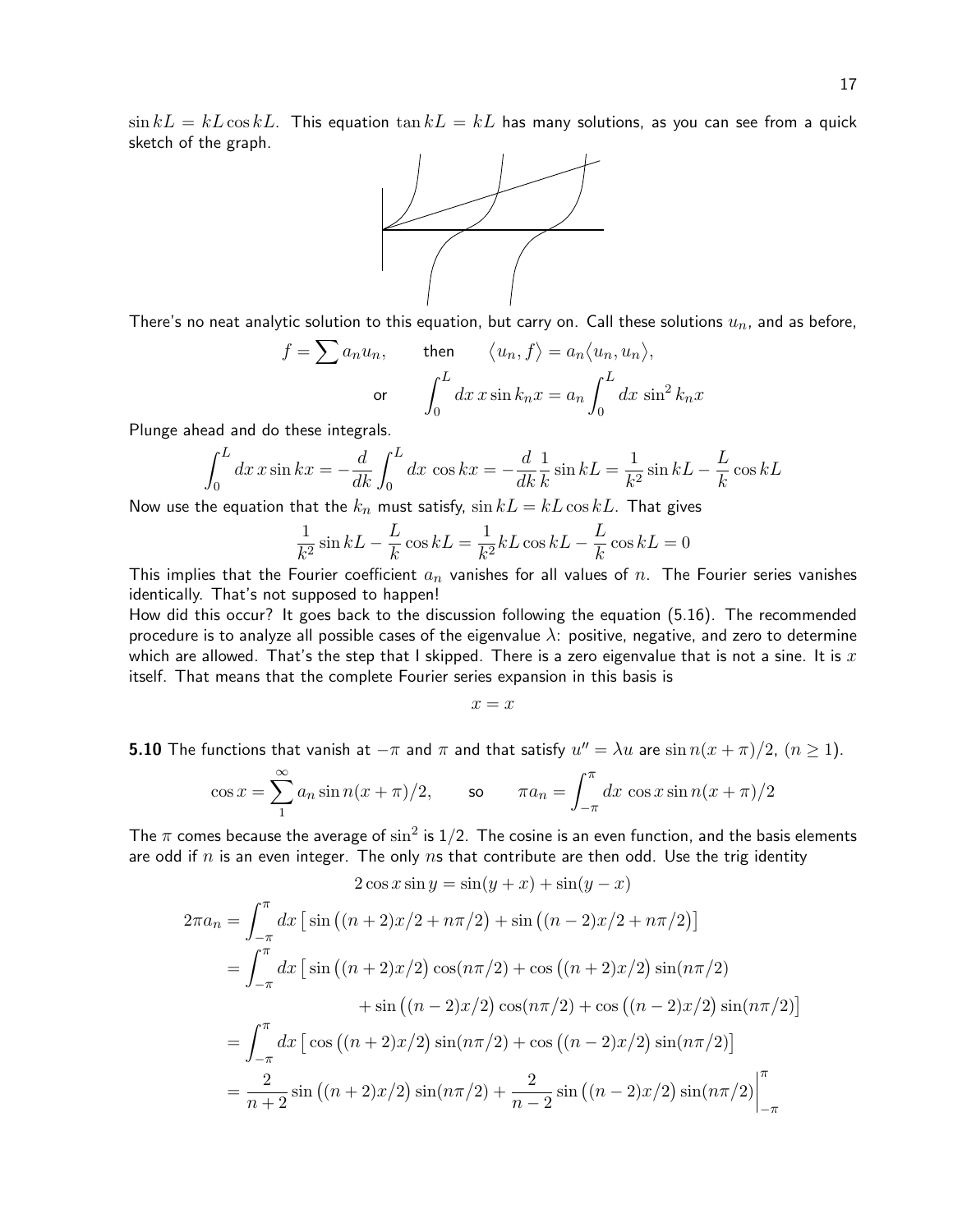$\sin kL = kL \cos kL$. This equation $\tan kL = kL$ has many solutions, as you can see from a quick sketch of the graph.

There's no neat analytic solution to this equation, but carry on. Call these solutions $u_n$, and as before,

$$f = \sum a_n u_n, \qquad \text{then} \qquad \langle u_n, f \rangle = a_n \langle u_n, u_n \rangle,$$

$$\text{or} \qquad \int_0^L dx\, x \sin k_n x = a_n \int_0^L dx\, \sin^2 k_n x$$

Plunge ahead and do these integrals.

$$\int_0^L dx\, x \sin kx = -\frac{d}{dk} \int_0^L dx\, \cos kx = -\frac{d}{dk} \frac{1}{k} \sin kL = \frac{1}{k^2} \sin kL - \frac{L}{k} \cos kL$$

Now use the equation that the $k_n$ must satisfy, $\sin kL = kL \cos kL$. That gives

$$\frac{1}{k^2} \sin kL - \frac{L}{k} \cos kL = \frac{1}{k^2} kL \cos kL - \frac{L}{k} \cos kL = 0$$

This implies that the Fourier coefficient $a_n$ vanishes for all values of $n$. The Fourier series vanishes identically. That's not supposed to happen!

How did this occur? It goes back to the discussion following the equation (5.16). The recommended procedure is to analyze all possible cases of the eigenvalue $\lambda$: positive, negative, and zero to determine which are allowed. That's the step that I skipped. There is a zero eigenvalue that is not a sine. It is $x$ itself. That means that the complete Fourier series expansion in this basis is

$$x = x$$

**5.10** The functions that vanish at $-\pi$ and $\pi$ and that satisfy $u'' = \lambda u$ are $\sin n(x+\pi)/2$, $(n \geq 1)$.

$$\cos x = \sum_1^\infty a_n \sin n(x+\pi)/2, \qquad \text{so} \qquad \pi a_n = \int_{-\pi}^{\pi} dx\, \cos x \sin n(x+\pi)/2$$

The $\pi$ comes because the average of $\sin^2$ is $1/2$. The cosine is an even function, and the basis elements are odd if $n$ is an even integer. The only $n$s that contribute are then odd. Use the trig identity

$$2 \cos x \sin y = \sin(y+x) + \sin(y-x)$$

$$\begin{aligned}
2\pi a_n &= \int_{-\pi}^{\pi} dx \left[ \sin\big((n+2)x/2 + n\pi/2\big) + \sin\big((n-2)x/2 + n\pi/2\big) \right] \\
&= \int_{-\pi}^{\pi} dx \left[ \sin\big((n+2)x/2\big) \cos(n\pi/2) + \cos\big((n+2)x/2\big) \sin(n\pi/2) \right. \\
&\qquad\qquad \left. + \sin\big((n-2)x/2\big) \cos(n\pi/2) + \cos\big((n-2)x/2\big) \sin(n\pi/2) \right] \\
&= \int_{-\pi}^{\pi} dx \left[ \cos\big((n+2)x/2\big) \sin(n\pi/2) + \cos\big((n-2)x/2\big) \sin(n\pi/2) \right] \\
&= \frac{2}{n+2} \sin\big((n+2)x/2\big) \sin(n\pi/2) + \frac{2}{n-2} \sin\big((n-2)x/2\big) \sin(n\pi/2) \bigg|_{-\pi}^{\pi}
\end{aligned}$$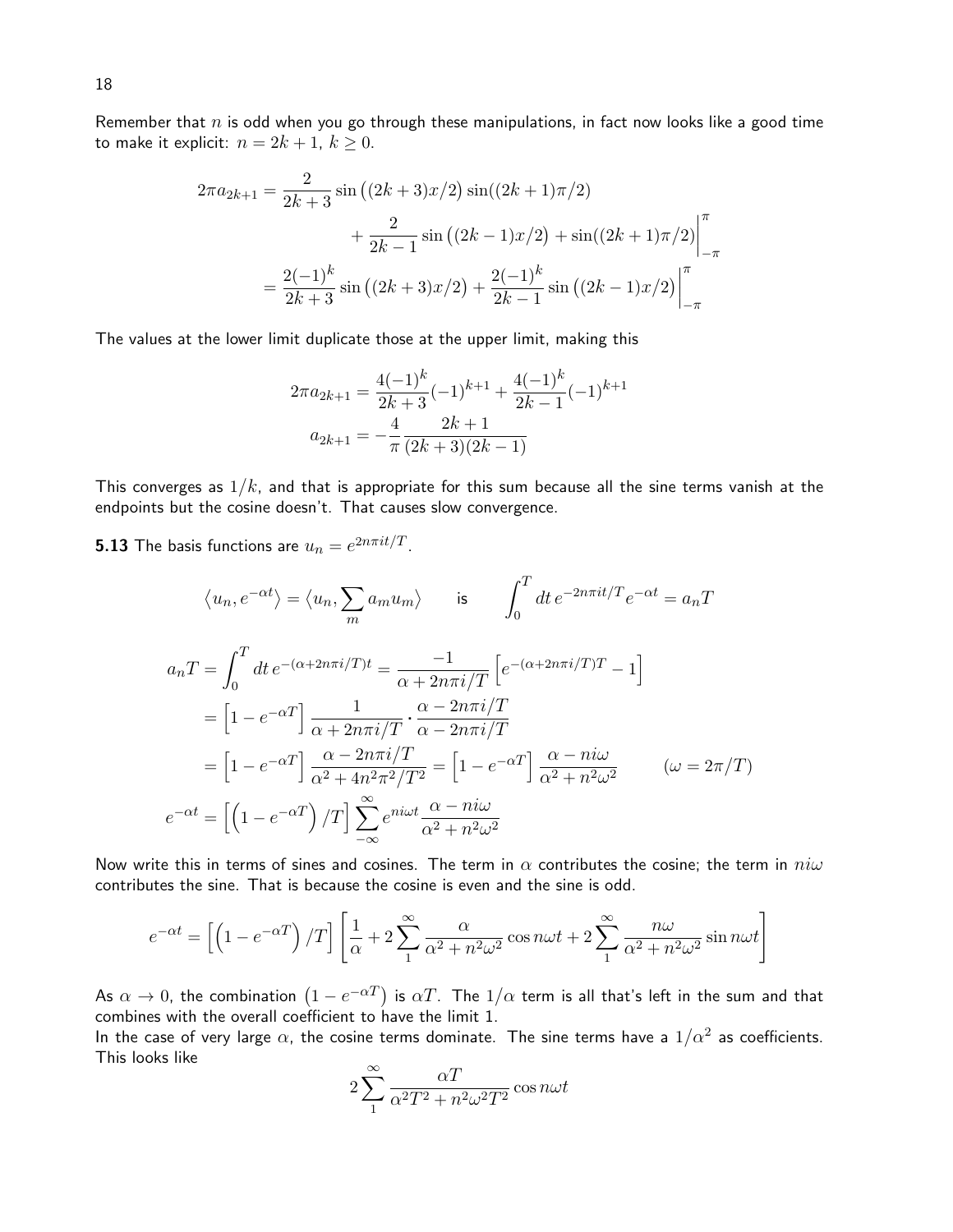Remember that $n$ is odd when you go through these manipulations, in fact now looks like a good time to make it explicit: $n = 2k+1$, $k \geq 0$.

$$
\begin{aligned}
2\pi a_{2k+1} &= \frac{2}{2k+3} \sin\big((2k+3)x/2\big) \sin((2k+1)\pi/2) \\
&\qquad + \frac{2}{2k-1} \sin\big((2k-1)x/2\big) + \sin((2k+1)\pi/2)\bigg|_{-\pi}^{\pi} \\
&= \frac{2(-1)^k}{2k+3} \sin\big((2k+3)x/2\big) + \frac{2(-1)^k}{2k-1} \sin\big((2k-1)x/2\big)\bigg|_{-\pi}^{\pi}
\end{aligned}
$$

The values at the lower limit duplicate those at the upper limit, making this

$$
\begin{aligned}
2\pi a_{2k+1} &= \frac{4(-1)^k}{2k+3}(-1)^{k+1} + \frac{4(-1)^k}{2k-1}(-1)^{k+1} \\
a_{2k+1} &= -\frac{4}{\pi} \frac{2k+1}{(2k+3)(2k-1)}
\end{aligned}
$$

This converges as $1/k$, and that is appropriate for this sum because all the sine terms vanish at the endpoints but the cosine doesn't. That causes slow convergence.

**5.13** The basis functions are $u_n = e^{2n\pi i t/T}$.

$$
\big\langle u_n, e^{-\alpha t}\big\rangle = \big\langle u_n, \sum_m a_m u_m\big\rangle \qquad \text{is} \qquad \int_0^T dt\, e^{-2n\pi i t/T} e^{-\alpha t} = a_n T
$$

$$
\begin{aligned}
a_n T &= \int_0^T dt\, e^{-(\alpha + 2n\pi i/T)t} = \frac{-1}{\alpha + 2n\pi i/T}\Big[e^{-(\alpha+2n\pi i/T)T} - 1\Big] \\
&= \Big[1 - e^{-\alpha T}\Big] \frac{1}{\alpha + 2n\pi i/T} \cdot \frac{\alpha - 2n\pi i/T}{\alpha - 2n\pi i/T} \\
&= \Big[1 - e^{-\alpha T}\Big] \frac{\alpha - 2n\pi i/T}{\alpha^2 + 4n^2\pi^2/T^2} = \Big[1 - e^{-\alpha T}\Big] \frac{\alpha - ni\omega}{\alpha^2 + n^2\omega^2} \qquad (\omega = 2\pi/T) \\
e^{-\alpha t} &= \Big[\Big(1 - e^{-\alpha T}\Big)/T\Big] \sum_{-\infty}^{\infty} e^{ni\omega t} \frac{\alpha - ni\omega}{\alpha^2 + n^2\omega^2}
\end{aligned}
$$

Now write this in terms of sines and cosines. The term in $\alpha$ contributes the cosine; the term in $ni\omega$ contributes the sine. That is because the cosine is even and the sine is odd.

$$
e^{-\alpha t} = \Big[\Big(1 - e^{-\alpha T}\Big)/T\Big] \left[\frac{1}{\alpha} + 2\sum_1^\infty \frac{\alpha}{\alpha^2 + n^2\omega^2}\cos n\omega t + 2\sum_1^\infty \frac{n\omega}{\alpha^2 + n^2\omega^2}\sin n\omega t\right]
$$

As $\alpha \to 0$, the combination $\big(1 - e^{-\alpha T}\big)$ is $\alpha T$. The $1/\alpha$ term is all that's left in the sum and that combines with the overall coefficient to have the limit 1.

In the case of very large $\alpha$, the cosine terms dominate. The sine terms have a $1/\alpha^2$ as coefficients. This looks like

$$
2\sum_1^\infty \frac{\alpha T}{\alpha^2 T^2 + n^2\omega^2 T^2}\cos n\omega t
$$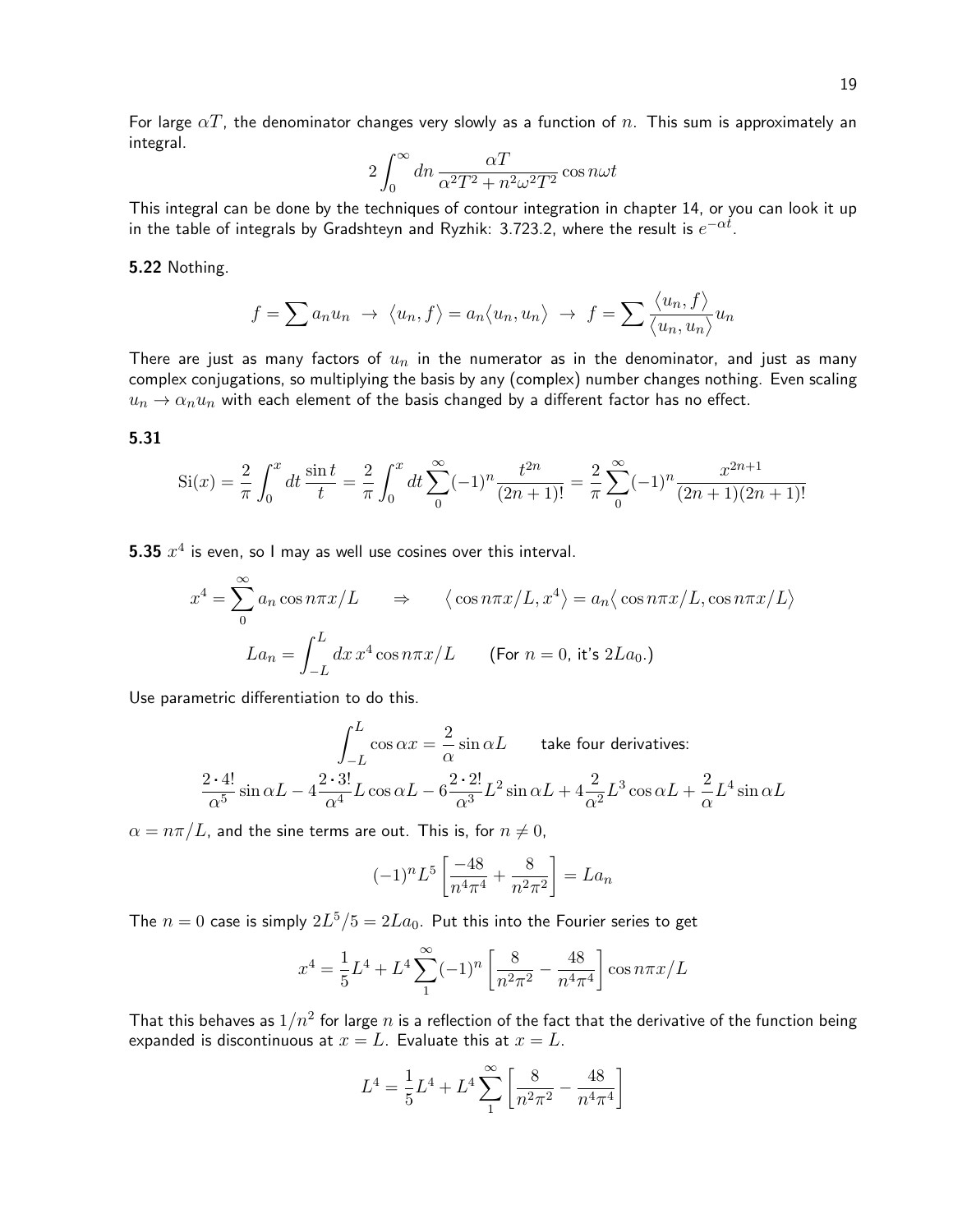For large $\alpha T$, the denominator changes very slowly as a function of $n$. This sum is approximately an integral.

$$2\int_0^\infty dn\,\frac{\alpha T}{\alpha^2T^2 + n^2\omega^2T^2}\cos n\omega t$$

This integral can be done by the techniques of contour integration in chapter 14, or you can look it up in the table of integrals by Gradshteyn and Ryzhik: 3.723.2, where the result is $e^{-\alpha t}$.

**5.22** Nothing.

$$f = \sum a_n u_n \;\to\; \langle u_n, f\rangle = a_n\langle u_n, u_n\rangle \;\to\; f = \sum \frac{\langle u_n, f\rangle}{\langle u_n, u_n\rangle}u_n$$

There are just as many factors of $u_n$ in the numerator as in the denominator, and just as many complex conjugations, so multiplying the basis by any (complex) number changes nothing. Even scaling $u_n \to \alpha_n u_n$ with each element of the basis changed by a different factor has no effect.

**5.31**

$$\text{Si}(x) = \frac{2}{\pi}\int_0^x dt\,\frac{\sin t}{t} = \frac{2}{\pi}\int_0^x dt\sum_0^\infty (-1)^n\frac{t^{2n}}{(2n+1)!} = \frac{2}{\pi}\sum_0^\infty (-1)^n\frac{x^{2n+1}}{(2n+1)(2n+1)!}$$

**5.35** $x^4$ is even, so I may as well use cosines over this interval.

$$x^4 = \sum_0^\infty a_n\cos n\pi x/L \qquad \Rightarrow \qquad \big\langle \cos n\pi x/L, x^4\big\rangle = a_n\big\langle \cos n\pi x/L, \cos n\pi x/L\big\rangle$$

$$La_n = \int_{-L}^L dx\,x^4\cos n\pi x/L \qquad \text{(For } n=0\text{, it's } 2La_0.\text{)}$$

Use parametric differentiation to do this.

$$\int_{-L}^L \cos\alpha x = \frac{2}{\alpha}\sin\alpha L \qquad \text{take four derivatives:}$$

$$\frac{2\cdot 4!}{\alpha^5}\sin\alpha L - 4\frac{2\cdot 3!}{\alpha^4}L\cos\alpha L - 6\frac{2\cdot 2!}{\alpha^3}L^2\sin\alpha L + 4\frac{2}{\alpha^2}L^3\cos\alpha L + \frac{2}{\alpha}L^4\sin\alpha L$$

$\alpha = n\pi/L$, and the sine terms are out. This is, for $n \neq 0$,

$$(-1)^n L^5\left[\frac{-48}{n^4\pi^4} + \frac{8}{n^2\pi^2}\right] = La_n$$

The $n = 0$ case is simply $2L^5/5 = 2La_0$. Put this into the Fourier series to get

$$x^4 = \frac{1}{5}L^4 + L^4\sum_1^\infty (-1)^n\left[\frac{8}{n^2\pi^2} - \frac{48}{n^4\pi^4}\right]\cos n\pi x/L$$

That this behaves as $1/n^2$ for large $n$ is a reflection of the fact that the derivative of the function being expanded is discontinuous at $x = L$. Evaluate this at $x = L$.

$$L^4 = \frac{1}{5}L^4 + L^4\sum_1^\infty\left[\frac{8}{n^2\pi^2} - \frac{48}{n^4\pi^4}\right]$$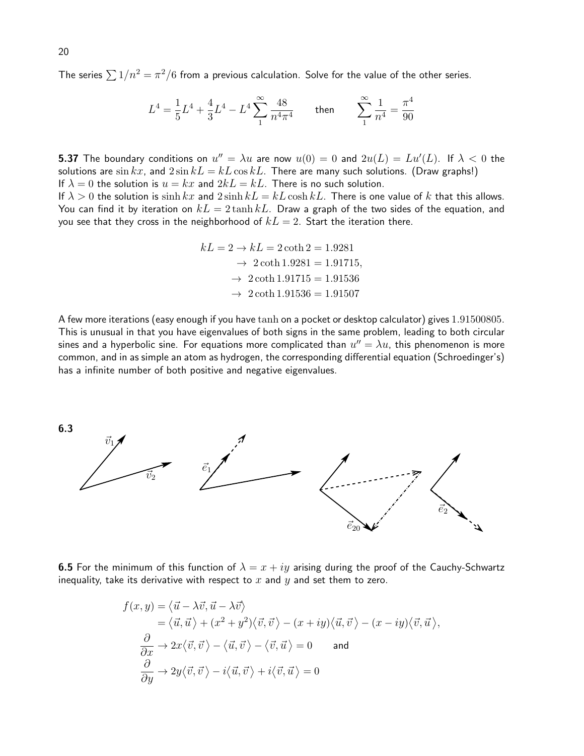The series $\sum 1/n^2 = \pi^2/6$ from a previous calculation. Solve for the value of the other series.

$$L^4 = \frac{1}{5}L^4 + \frac{4}{3}L^4 - L^4 \sum_1^\infty \frac{48}{n^4\pi^4} \qquad \text{then} \qquad \sum_1^\infty \frac{1}{n^4} = \frac{\pi^4}{90}$$

**5.37** The boundary conditions on $u'' = \lambda u$ are now $u(0) = 0$ and $2u(L) = Lu'(L)$. If $\lambda < 0$ the solutions are $\sin kx$, and $2\sin kL = kL\cos kL$. There are many such solutions. (Draw graphs!)
If $\lambda = 0$ the solution is $u = kx$ and $2kL = kL$. There is no such solution.
If $\lambda > 0$ the solution is $\sinh kx$ and $2\sinh kL = kL\cosh kL$. There is one value of $k$ that this allows. You can find it by iteration on $kL = 2\tanh kL$. Draw a graph of the two sides of the equation, and you see that they cross in the neighborhood of $kL = 2$. Start the iteration there.

$$\begin{aligned} kL = 2 \to kL = 2\coth 2 &= 1.9281 \\ \to\ 2\coth 1.9281 &= 1.91715, \\ \to\ 2\coth 1.91715 &= 1.91536 \\ \to\ 2\coth 1.91536 &= 1.91507 \end{aligned}$$

A few more iterations (easy enough if you have $\tanh$ on a pocket or desktop calculator) gives $1.91500805$. This is unusual in that you have eigenvalues of both signs in the same problem, leading to both circular sines and a hyperbolic sine. For equations more complicated than $u'' = \lambda u$, this phenomenon is more common, and in as simple an atom as hydrogen, the corresponding differential equation (Schroedinger's) has a infinite number of both positive and negative eigenvalues.

**6.3**

**6.5** For the minimum of this function of $\lambda = x + iy$ arising during the proof of the Cauchy-Schwartz inequality, take its derivative with respect to $x$ and $y$ and set them to zero.

$$\begin{aligned} f(x,y) &= \langle \vec u - \lambda\vec v, \vec u - \lambda\vec v\rangle \\ &= \langle \vec u, \vec u\rangle + (x^2+y^2)\langle \vec v, \vec v\rangle - (x+iy)\langle \vec u, \vec v\rangle - (x-iy)\langle \vec v, \vec u\rangle, \\ \frac{\partial}{\partial x} &\to 2x\langle \vec v, \vec v\rangle - \langle \vec u, \vec v\rangle - \langle \vec v, \vec u\rangle = 0 \qquad \text{and} \\ \frac{\partial}{\partial y} &\to 2y\langle \vec v, \vec v\rangle - i\langle \vec u, \vec v\rangle + i\langle \vec v, \vec u\rangle = 0 \end{aligned}$$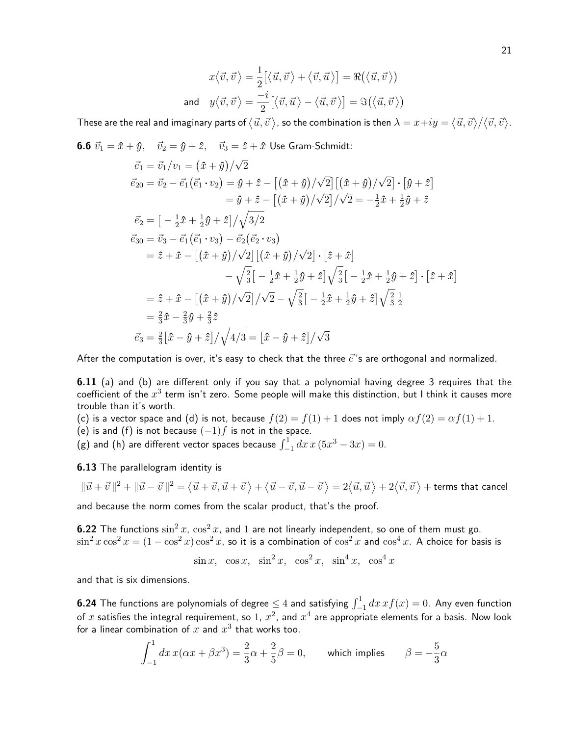$$x\langle \vec v, \vec v\,\rangle = \frac{1}{2}\big[\langle \vec u, \vec v\,\rangle + \langle \vec v, \vec u\,\rangle\big] = \Re\big(\langle \vec u, \vec v\,\rangle\big)$$

$$\text{and}\quad y\langle \vec v, \vec v\,\rangle = \frac{-i}{2}\big[\langle \vec v, \vec u\,\rangle - \langle \vec u, \vec v\,\rangle\big] = \Im\big(\langle \vec u, \vec v\,\rangle\big)$$

These are the real and imaginary parts of $\langle \vec u, \vec v\,\rangle$, so the combination is then $\lambda = x+iy = \langle \vec u, \vec v\rangle/\langle \vec v, \vec v\rangle$.

**6.6** $\vec v_1 = \hat x + \hat y, \quad \vec v_2 = \hat y + \hat z, \quad \vec v_3 = \hat z + \hat x$ Use Gram-Schmidt:

$$\begin{aligned}
\vec e_1 &= \vec v_1/v_1 = \big(\hat x + \hat y\big)/\sqrt{2} \\
\vec e_{20} &= \vec v_2 - \vec e_1\big(\vec e_1 \cdot v_2\big) = \hat y + \hat z - \big[(\hat x + \hat y)/\sqrt{2}\big]\big[(\hat x + \hat y)/\sqrt{2}\big]\cdot\big[\hat y + \hat z\big] \\
&= \hat y + \hat z - \big[(\hat x + \hat y)/\sqrt{2}\big]/\sqrt{2} = -\tfrac{1}{2}\hat x + \tfrac{1}{2}\hat y + \hat z \\
\vec e_2 &= \big[-\tfrac{1}{2}\hat x + \tfrac{1}{2}\hat y + \hat z\big]\big/\sqrt{3/2} \\
\vec e_{30} &= \vec v_3 - \vec e_1\big(\vec e_1 \cdot v_3\big) - \vec e_2\big(\vec e_2 \cdot v_3\big) \\
&= \hat z + \hat x - \big[(\hat x + \hat y)/\sqrt{2}\big]\big[(\hat x + \hat y)/\sqrt{2}\big]\cdot\big[\hat z + \hat x\big] \\
&\qquad - \sqrt{\tfrac{2}{3}}\big[-\tfrac{1}{2}\hat x + \tfrac{1}{2}\hat y + \hat z\big]\sqrt{\tfrac{2}{3}}\big[-\tfrac{1}{2}\hat x + \tfrac{1}{2}\hat y + \hat z\big]\cdot\big[\hat z + \hat x\big] \\
&= \hat z + \hat x - \big[(\hat x + \hat y)/\sqrt{2}\big]/\sqrt{2} - \sqrt{\tfrac{2}{3}}\big[-\tfrac{1}{2}\hat x + \tfrac{1}{2}\hat y + \hat z\big]\sqrt{\tfrac{2}{3}}\,\tfrac{1}{2} \\
&= \tfrac{2}{3}\hat x - \tfrac{2}{3}\hat y + \tfrac{2}{3}\hat z \\
\vec e_3 &= \tfrac{2}{3}\big[\hat x - \hat y + \hat z\big]\big/\sqrt{4/3} = \big[\hat x - \hat y + \hat z\big]\big/\sqrt{3}
\end{aligned}$$

After the computation is over, it's easy to check that the three $\vec e$'s are orthogonal and normalized.

**6.11** (a) and (b) are different only if you say that a polynomial having degree 3 requires that the coefficient of the $x^3$ term isn't zero. Some people will make this distinction, but I think it causes more trouble than it's worth.
(c) is a vector space and (d) is not, because $f(2) = f(1) + 1$ does not imply $\alpha f(2) = \alpha f(1) + 1$.
(e) is and (f) is not because $(-1)f$ is not in the space.
(g) and (h) are different vector spaces because $\int_{-1}^{1} dx\, x\,(5x^3 - 3x) = 0$.

**6.13** The parallelogram identity is

$$\|\vec u + \vec v\,\|^2 + \|\vec u - \vec v\,\|^2 = \langle \vec u + \vec v, \vec u + \vec v\,\rangle + \langle \vec u - \vec v, \vec u - \vec v\,\rangle = 2\langle \vec u, \vec u\,\rangle + 2\langle \vec v, \vec v\,\rangle + \text{terms that cancel}$$

and because the norm comes from the scalar product, that's the proof.

**6.22** The functions $\sin^2 x$, $\cos^2 x$, and $1$ are not linearly independent, so one of them must go. $\sin^2 x \cos^2 x = (1 - \cos^2 x)\cos^2 x$, so it is a combination of $\cos^2 x$ and $\cos^4 x$. A choice for basis is

$$\sin x, \quad \cos x, \quad \sin^2 x, \quad \cos^2 x, \quad \sin^4 x, \quad \cos^4 x$$

and that is six dimensions.

**6.24** The functions are polynomials of degree $\le 4$ and satisfying $\int_{-1}^{1} dx\, x f(x) = 0$. Any even function of $x$ satisfies the integral requirement, so $1$, $x^2$, and $x^4$ are appropriate elements for a basis. Now look for a linear combination of $x$ and $x^3$ that works too.

$$\int_{-1}^{1} dx\, x(\alpha x + \beta x^3) = \frac{2}{3}\alpha + \frac{2}{5}\beta = 0, \qquad \text{which implies} \qquad \beta = -\frac{5}{3}\alpha$$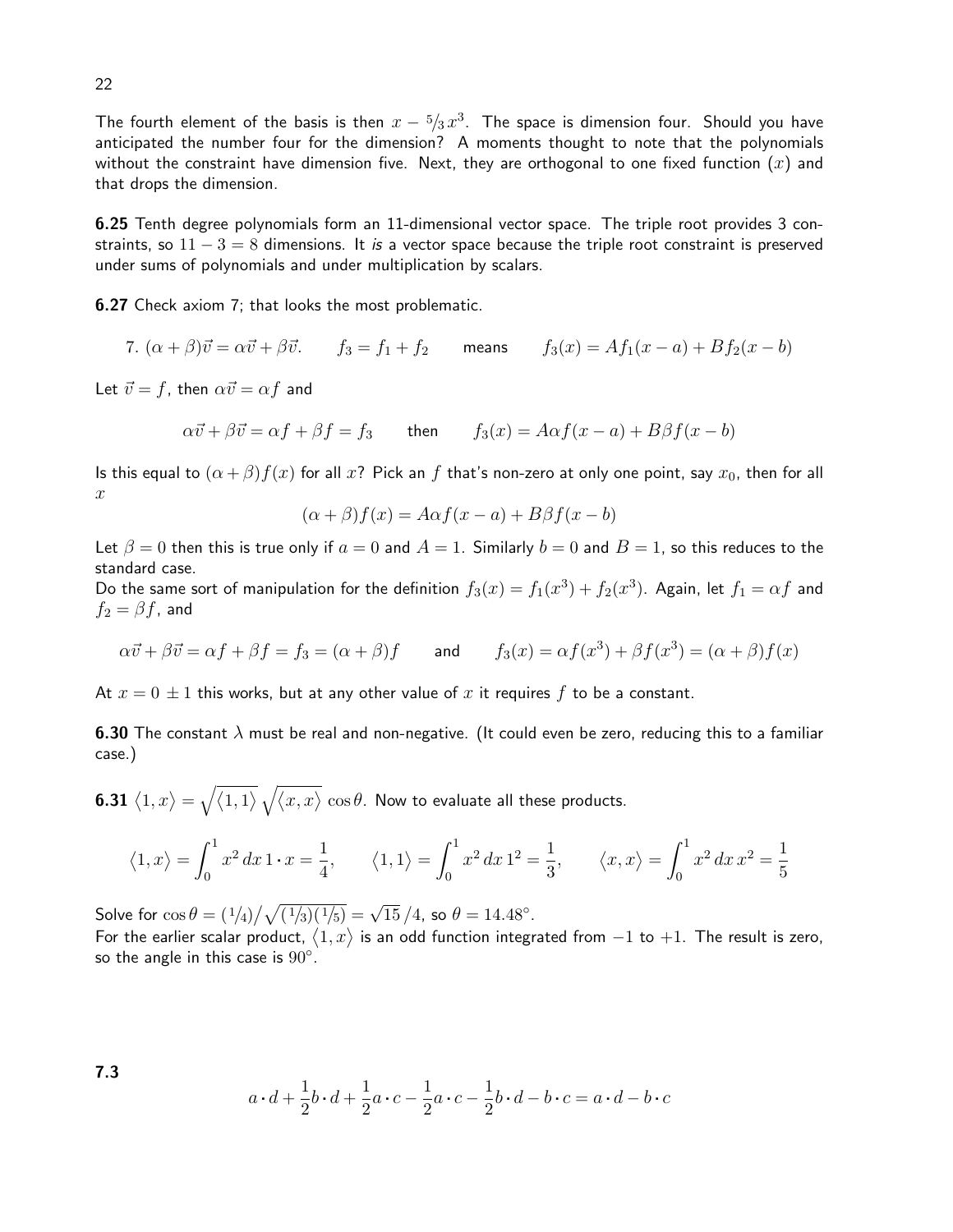The fourth element of the basis is then $x - {}^5\!/_3\,x^3$. The space is dimension four. Should you have anticipated the number four for the dimension? A moments thought to note that the polynomials without the constraint have dimension five. Next, they are orthogonal to one fixed function ($x$) and that drops the dimension.

**6.25** Tenth degree polynomials form an 11-dimensional vector space. The triple root provides 3 constraints, so $11 - 3 = 8$ dimensions. It *is* a vector space because the triple root constraint is preserved under sums of polynomials and under multiplication by scalars.

**6.27** Check axiom 7; that looks the most problematic.

$$7.\ (\alpha+\beta)\vec{v} = \alpha\vec{v} + \beta\vec{v}. \qquad f_3 = f_1 + f_2 \qquad \text{means} \qquad f_3(x) = Af_1(x-a) + Bf_2(x-b)$$

Let $\vec{v} = f$, then $\alpha\vec{v} = \alpha f$ and

$$\alpha\vec{v} + \beta\vec{v} = \alpha f + \beta f = f_3 \qquad \text{then} \qquad f_3(x) = A\alpha f(x-a) + B\beta f(x-b)$$

Is this equal to $(\alpha+\beta)f(x)$ for all $x$? Pick an $f$ that's non-zero at only one point, say $x_0$, then for all $x$

$$(\alpha+\beta)f(x) = A\alpha f(x-a) + B\beta f(x-b)$$

Let $\beta = 0$ then this is true only if $a = 0$ and $A = 1$. Similarly $b = 0$ and $B = 1$, so this reduces to the standard case.
Do the same sort of manipulation for the definition $f_3(x) = f_1(x^3) + f_2(x^3)$. Again, let $f_1 = \alpha f$ and $f_2 = \beta f$, and

$$\alpha\vec{v} + \beta\vec{v} = \alpha f + \beta f = f_3 = (\alpha+\beta)f \qquad \text{and} \qquad f_3(x) = \alpha f(x^3) + \beta f(x^3) = (\alpha+\beta)f(x)$$

At $x = 0 \pm 1$ this works, but at any other value of $x$ it requires $f$ to be a constant.

**6.30** The constant $\lambda$ must be real and non-negative. (It could even be zero, reducing this to a familiar case.)

**6.31** $\langle 1, x\rangle = \sqrt{\langle 1,1\rangle}\,\sqrt{\langle x,x\rangle}\,\cos\theta$. Now to evaluate all these products.

$$\langle 1, x\rangle = \int_0^1 x^2\,dx\,1\cdot x = \frac{1}{4}, \qquad \langle 1, 1\rangle = \int_0^1 x^2\,dx\,1^2 = \frac{1}{3}, \qquad \langle x, x\rangle = \int_0^1 x^2\,dx\,x^2 = \frac{1}{5}$$

Solve for $\cos\theta = ({}^1\!/_4)\big/\sqrt{({}^1\!/_3)({}^1\!/_5)} = \sqrt{15}\,/4$, so $\theta = 14.48^\circ$.
For the earlier scalar product, $\langle 1, x\rangle$ is an odd function integrated from $-1$ to $+1$. The result is zero, so the angle in this case is $90^\circ$.

**7.3**

$$a\cdot d + \frac{1}{2}b\cdot d + \frac{1}{2}a\cdot c - \frac{1}{2}a\cdot c - \frac{1}{2}b\cdot d - b\cdot c = a\cdot d - b\cdot c$$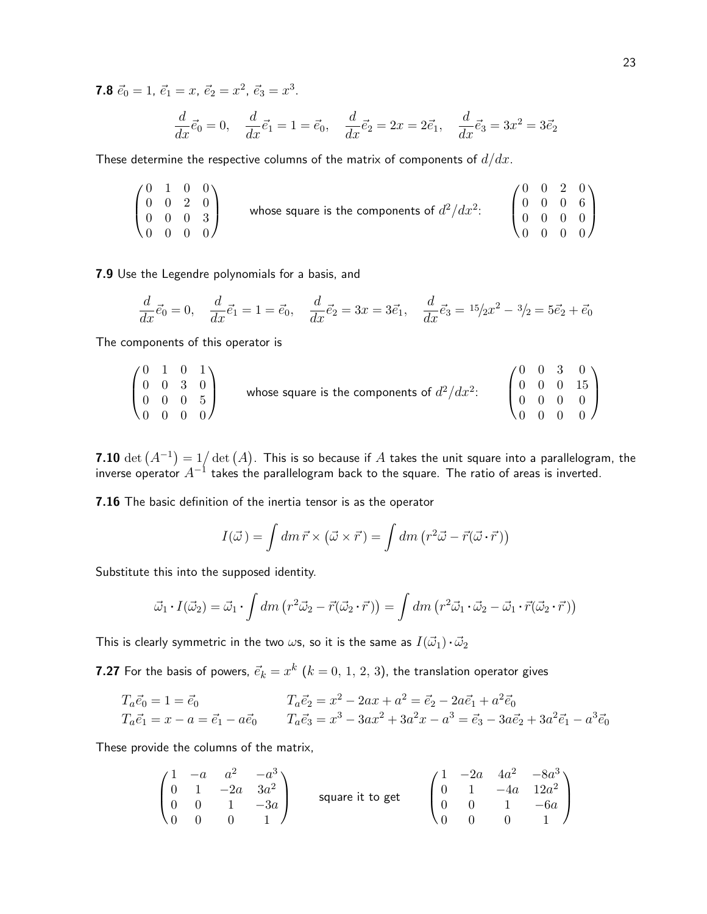**7.8** $\vec{e}_0 = 1$, $\vec{e}_1 = x$, $\vec{e}_2 = x^2$, $\vec{e}_3 = x^3$.

$$\frac{d}{dx}\vec{e}_0 = 0, \quad \frac{d}{dx}\vec{e}_1 = 1 = \vec{e}_0, \quad \frac{d}{dx}\vec{e}_2 = 2x = 2\vec{e}_1, \quad \frac{d}{dx}\vec{e}_3 = 3x^2 = 3\vec{e}_2$$

These determine the respective columns of the matrix of components of $d/dx$.

$$\begin{pmatrix} 0 & 1 & 0 & 0 \\ 0 & 0 & 2 & 0 \\ 0 & 0 & 0 & 3 \\ 0 & 0 & 0 & 0 \end{pmatrix} \qquad \text{whose square is the components of } d^2/dx^2\text{:} \qquad \begin{pmatrix} 0 & 0 & 2 & 0 \\ 0 & 0 & 0 & 6 \\ 0 & 0 & 0 & 0 \\ 0 & 0 & 0 & 0 \end{pmatrix}$$

**7.9** Use the Legendre polynomials for a basis, and

$$\frac{d}{dx}\vec{e}_0 = 0, \quad \frac{d}{dx}\vec{e}_1 = 1 = \vec{e}_0, \quad \frac{d}{dx}\vec{e}_2 = 3x = 3\vec{e}_1, \quad \frac{d}{dx}\vec{e}_3 = {}^{15}\!/\!{}_2 x^2 - {}^3\!/\!{}_2 = 5\vec{e}_2 + \vec{e}_0$$

The components of this operator is

$$\begin{pmatrix} 0 & 1 & 0 & 1 \\ 0 & 0 & 3 & 0 \\ 0 & 0 & 0 & 5 \\ 0 & 0 & 0 & 0 \end{pmatrix} \qquad \text{whose square is the components of } d^2/dx^2\text{:} \qquad \begin{pmatrix} 0 & 0 & 3 & 0 \\ 0 & 0 & 0 & 15 \\ 0 & 0 & 0 & 0 \\ 0 & 0 & 0 & 0 \end{pmatrix}$$

**7.10** $\det\left(A^{-1}\right) = 1\big/\det\left(A\right)$. This is so because if $A$ takes the unit square into a parallelogram, the inverse operator $A^{-1}$ takes the parallelogram back to the square. The ratio of areas is inverted.

**7.16** The basic definition of the inertia tensor is as the operator

$$I(\vec{\omega}\,) = \int dm\, \vec{r} \times (\vec{\omega} \times \vec{r}\,) = \int dm\,\left(r^2\vec{\omega} - \vec{r}(\vec{\omega} \cdot \vec{r}\,)\right)$$

Substitute this into the supposed identity.

$$\vec{\omega}_1 \cdot I(\vec{\omega}_2) = \vec{\omega}_1 \cdot \int dm\,\left(r^2\vec{\omega}_2 - \vec{r}(\vec{\omega}_2 \cdot \vec{r}\,)\right) = \int dm\,\left(r^2\vec{\omega}_1 \cdot \vec{\omega}_2 - \vec{\omega}_1 \cdot \vec{r}(\vec{\omega}_2 \cdot \vec{r}\,)\right)$$

This is clearly symmetric in the two $\omega$s, so it is the same as $I(\vec{\omega}_1) \cdot \vec{\omega}_2$

**7.27** For the basis of powers, $\vec{e}_k = x^k$ ($k = 0,\, 1,\, 2,\, 3$), the translation operator gives

$$\begin{aligned} T_a\vec{e}_0 &= 1 = \vec{e}_0 & T_a\vec{e}_2 &= x^2 - 2ax + a^2 = \vec{e}_2 - 2a\vec{e}_1 + a^2\vec{e}_0 \\ T_a\vec{e}_1 &= x - a = \vec{e}_1 - a\vec{e}_0 & T_a\vec{e}_3 &= x^3 - 3ax^2 + 3a^2x - a^3 = \vec{e}_3 - 3a\vec{e}_2 + 3a^2\vec{e}_1 - a^3\vec{e}_0 \end{aligned}$$

These provide the columns of the matrix,

$$\begin{pmatrix} 1 & -a & a^2 & -a^3 \\ 0 & 1 & -2a & 3a^2 \\ 0 & 0 & 1 & -3a \\ 0 & 0 & 0 & 1 \end{pmatrix} \qquad \text{square it to get} \qquad \begin{pmatrix} 1 & -2a & 4a^2 & -8a^3 \\ 0 & 1 & -4a & 12a^2 \\ 0 & 0 & 1 & -6a \\ 0 & 0 & 0 & 1 \end{pmatrix}$$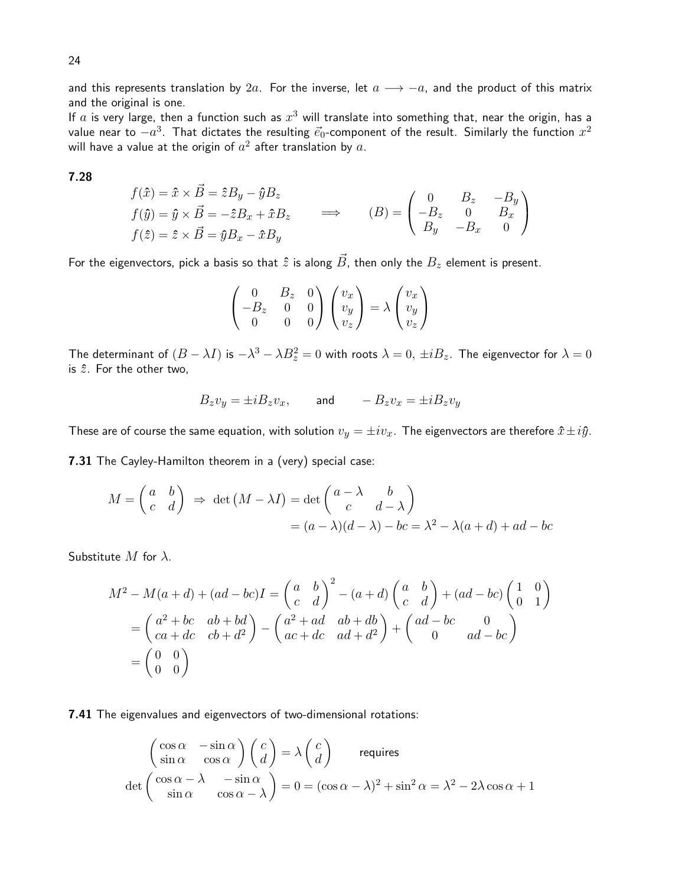and this represents translation by $2a$. For the inverse, let $a \longrightarrow -a$, and the product of this matrix and the original is one.

If $a$ is very large, then a function such as $x^3$ will translate into something that, near the origin, has a value near to $-a^3$. That dictates the resulting $\vec{e}_0$-component of the result. Similarly the function $x^2$ will have a value at the origin of $a^2$ after translation by $a$.

**7.28**

$$
\begin{aligned}
f(\hat{x}) &= \hat{x} \times \vec{B} = \hat{z} B_y - \hat{y} B_z \\
f(\hat{y}) &= \hat{y} \times \vec{B} = -\hat{z} B_x + \hat{x} B_z \\
f(\hat{z}) &= \hat{z} \times \vec{B} = \hat{y} B_x - \hat{x} B_y
\end{aligned}
\qquad \Longrightarrow \qquad (B) = \begin{pmatrix} 0 & B_z & -B_y \\ -B_z & 0 & B_x \\ B_y & -B_x & 0 \end{pmatrix}
$$

For the eigenvectors, pick a basis so that $\hat{z}$ is along $\vec{B}$, then only the $B_z$ element is present.

$$
\begin{pmatrix} 0 & B_z & 0 \\ -B_z & 0 & 0 \\ 0 & 0 & 0 \end{pmatrix} \begin{pmatrix} v_x \\ v_y \\ v_z \end{pmatrix} = \lambda \begin{pmatrix} v_x \\ v_y \\ v_z \end{pmatrix}
$$

The determinant of $(B - \lambda I)$ is $-\lambda^3 - \lambda B_z^2 = 0$ with roots $\lambda = 0, \pm i B_z$. The eigenvector for $\lambda = 0$ is $\hat{z}$. For the other two,

$$
B_z v_y = \pm i B_z v_x, \qquad \text{and} \qquad -B_z v_x = \pm i B_z v_y
$$

These are of course the same equation, with solution $v_y = \pm i v_x$. The eigenvectors are therefore $\hat{x} \pm i\hat{y}$.

**7.31** The Cayley-Hamilton theorem in a (very) special case:

$$
\begin{aligned}
M = \begin{pmatrix} a & b \\ c & d \end{pmatrix} \Rightarrow \det\left(M - \lambda I\right) &= \det \begin{pmatrix} a - \lambda & b \\ c & d - \lambda \end{pmatrix} \\
&= (a - \lambda)(d - \lambda) - bc = \lambda^2 - \lambda(a + d) + ad - bc
\end{aligned}
$$

Substitute $M$ for $\lambda$.

$$
\begin{aligned}
M^2 - M(a+d) + (ad - bc) I &= \begin{pmatrix} a & b \\ c & d \end{pmatrix}^2 - (a+d) \begin{pmatrix} a & b \\ c & d \end{pmatrix} + (ad - bc) \begin{pmatrix} 1 & 0 \\ 0 & 1 \end{pmatrix} \\
&= \begin{pmatrix} a^2 + bc & ab + bd \\ ca + dc & cb + d^2 \end{pmatrix} - \begin{pmatrix} a^2 + ad & ab + db \\ ac + dc & ad + d^2 \end{pmatrix} + \begin{pmatrix} ad - bc & 0 \\ 0 & ad - bc \end{pmatrix} \\
&= \begin{pmatrix} 0 & 0 \\ 0 & 0 \end{pmatrix}
\end{aligned}
$$

**7.41** The eigenvalues and eigenvectors of two-dimensional rotations:

$$
\begin{aligned}
&\begin{pmatrix} \cos\alpha & -\sin\alpha \\ \sin\alpha & \cos\alpha \end{pmatrix} \begin{pmatrix} c \\ d \end{pmatrix} = \lambda \begin{pmatrix} c \\ d \end{pmatrix} \qquad \text{requires} \\
&\det \begin{pmatrix} \cos\alpha - \lambda & -\sin\alpha \\ \sin\alpha & \cos\alpha - \lambda \end{pmatrix} = 0 = (\cos\alpha - \lambda)^2 + \sin^2\alpha = \lambda^2 - 2\lambda\cos\alpha + 1
\end{aligned}
$$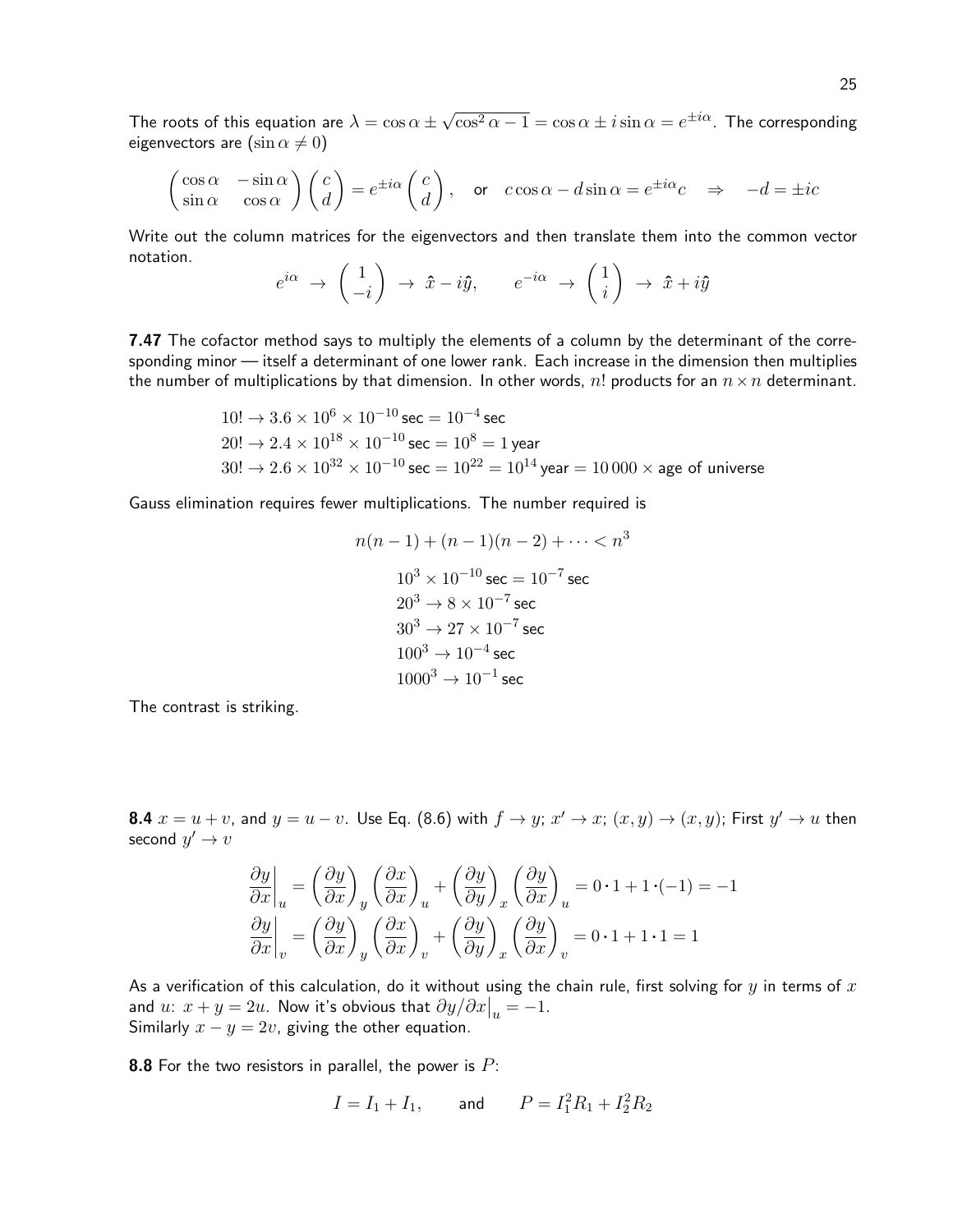The roots of this equation are $\lambda = \cos\alpha \pm \sqrt{\cos^2\alpha - 1} = \cos\alpha \pm i\sin\alpha = e^{\pm i\alpha}$. The corresponding eigenvectors are $(\sin\alpha \neq 0)$

$$\begin{pmatrix} \cos\alpha & -\sin\alpha \\ \sin\alpha & \cos\alpha \end{pmatrix} \begin{pmatrix} c \\ d \end{pmatrix} = e^{\pm i\alpha} \begin{pmatrix} c \\ d \end{pmatrix}, \quad \text{or} \quad c\cos\alpha - d\sin\alpha = e^{\pm i\alpha} c \quad \Rightarrow \quad -d = \pm ic$$

Write out the column matrices for the eigenvectors and then translate them into the common vector notation.

$$e^{i\alpha} \rightarrow \begin{pmatrix} 1 \\ -i \end{pmatrix} \rightarrow \hat{x} - i\hat{y}, \qquad e^{-i\alpha} \rightarrow \begin{pmatrix} 1 \\ i \end{pmatrix} \rightarrow \hat{x} + i\hat{y}$$

**7.47** The cofactor method says to multiply the elements of a column by the determinant of the corresponding minor — itself a determinant of one lower rank. Each increase in the dimension then multiplies the number of multiplications by that dimension. In other words, $n!$ products for an $n \times n$ determinant.

$$10! \rightarrow 3.6 \times 10^{6} \times 10^{-10}\,\text{sec} = 10^{-4}\,\text{sec}$$
$$20! \rightarrow 2.4 \times 10^{18} \times 10^{-10}\,\text{sec} = 10^{8} = 1\,\text{year}$$
$$30! \rightarrow 2.6 \times 10^{32} \times 10^{-10}\,\text{sec} = 10^{22} = 10^{14}\,\text{year} = 10\,000 \times \text{age of universe}$$

Gauss elimination requires fewer multiplications. The number required is

$$n(n-1) + (n-1)(n-2) + \cdots < n^3$$

$$10^3 \times 10^{-10}\,\text{sec} = 10^{-7}\,\text{sec}$$
$$20^3 \rightarrow 8 \times 10^{-7}\,\text{sec}$$
$$30^3 \rightarrow 27 \times 10^{-7}\,\text{sec}$$
$$100^3 \rightarrow 10^{-4}\,\text{sec}$$
$$1000^3 \rightarrow 10^{-1}\,\text{sec}$$

The contrast is striking.

**8.4** $x = u + v$, and $y = u - v$. Use Eq. (8.6) with $f \rightarrow y$; $x' \rightarrow x$; $(x, y) \rightarrow (x, y)$; First $y' \rightarrow u$ then second $y' \rightarrow v$

$$\left.\frac{\partial y}{\partial x}\right|_u = \left(\frac{\partial y}{\partial x}\right)_y \left(\frac{\partial x}{\partial x}\right)_u + \left(\frac{\partial y}{\partial y}\right)_x \left(\frac{\partial y}{\partial x}\right)_u = 0 \cdot 1 + 1 \cdot (-1) = -1$$
$$\left.\frac{\partial y}{\partial x}\right|_v = \left(\frac{\partial y}{\partial x}\right)_y \left(\frac{\partial x}{\partial x}\right)_v + \left(\frac{\partial y}{\partial y}\right)_x \left(\frac{\partial y}{\partial x}\right)_v = 0 \cdot 1 + 1 \cdot 1 = 1$$

As a verification of this calculation, do it without using the chain rule, first solving for $y$ in terms of $x$ and $u$: $x + y = 2u$. Now it's obvious that $\partial y/\partial x\big|_u = -1$.
Similarly $x - y = 2v$, giving the other equation.

**8.8** For the two resistors in parallel, the power is $P$:

$$I = I_1 + I_1, \qquad \text{and} \qquad P = I_1^2 R_1 + I_2^2 R_2$$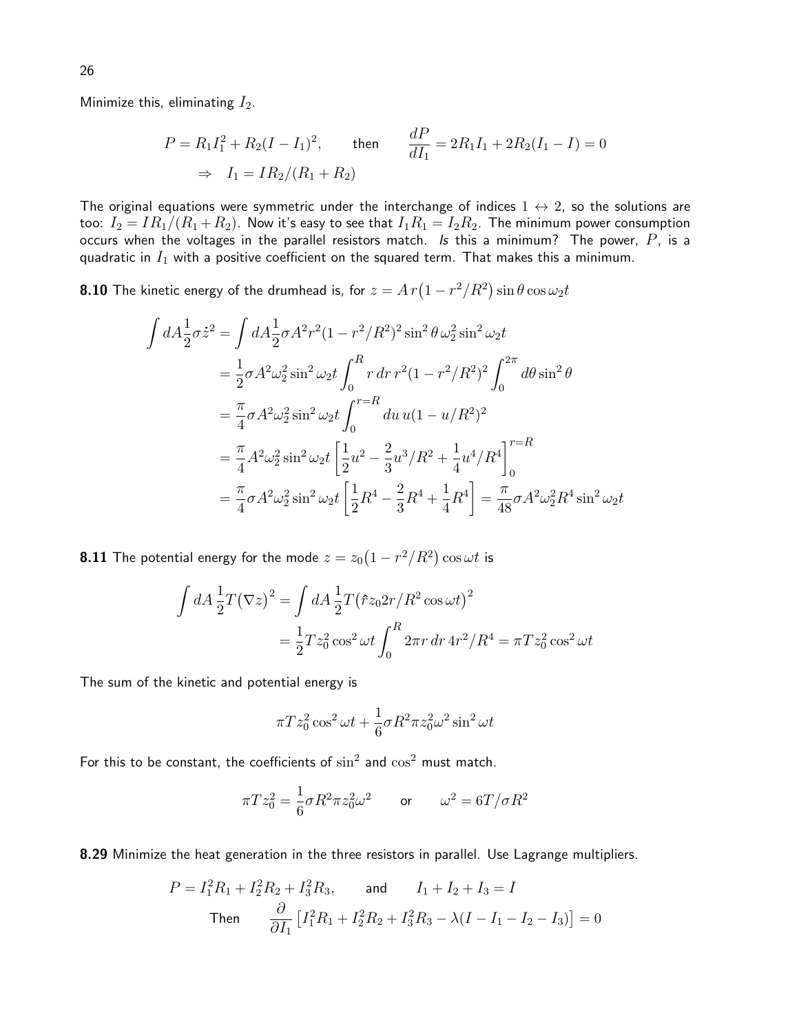Minimize this, eliminating $I_2$.

$$P = R_1 I_1^2 + R_2(I - I_1)^2, \qquad \text{then} \qquad \frac{dP}{dI_1} = 2R_1 I_1 + 2R_2(I_1 - I) = 0$$
$$\Rightarrow \quad I_1 = IR_2/(R_1 + R_2)$$

The original equations were symmetric under the interchange of indices $1 \leftrightarrow 2$, so the solutions are too: $I_2 = IR_1/(R_1 + R_2)$. Now it's easy to see that $I_1 R_1 = I_2 R_2$. The minimum power consumption occurs when the voltages in the parallel resistors match. *Is* this a minimum? The power, $P$, is a quadratic in $I_1$ with a positive coefficient on the squared term. That makes this a minimum.

**8.10** The kinetic energy of the drumhead is, for $z = A\,r\big(1 - r^2/R^2\big)\sin\theta\cos\omega_2 t$

$$\begin{aligned}
\int dA \frac{1}{2}\sigma \dot{z}^2 &= \int dA \frac{1}{2}\sigma A^2 r^2 (1 - r^2/R^2)^2 \sin^2\theta\, \omega_2^2 \sin^2\omega_2 t \\
&= \frac{1}{2}\sigma A^2 \omega_2^2 \sin^2\omega_2 t \int_0^R r\,dr\, r^2 (1 - r^2/R^2)^2 \int_0^{2\pi} d\theta \sin^2\theta \\
&= \frac{\pi}{4}\sigma A^2 \omega_2^2 \sin^2\omega_2 t \int_0^{r=R} du\, u(1 - u/R^2)^2 \\
&= \frac{\pi}{4} A^2 \omega_2^2 \sin^2\omega_2 t \left[\frac{1}{2}u^2 - \frac{2}{3}u^3/R^2 + \frac{1}{4}u^4/R^4\right]_0^{r=R} \\
&= \frac{\pi}{4}\sigma A^2 \omega_2^2 \sin^2\omega_2 t \left[\frac{1}{2}R^4 - \frac{2}{3}R^4 + \frac{1}{4}R^4\right] = \frac{\pi}{48}\sigma A^2 \omega_2^2 R^4 \sin^2\omega_2 t
\end{aligned}$$

**8.11** The potential energy for the mode $z = z_0\big(1 - r^2/R^2\big)\cos\omega t$ is

$$\begin{aligned}
\int dA\, \frac{1}{2}T\big(\nabla z\big)^2 &= \int dA\, \frac{1}{2}T\big(\hat{r} z_0 2r/R^2 \cos\omega t\big)^2 \\
&= \frac{1}{2}T z_0^2 \cos^2\omega t \int_0^R 2\pi r\,dr\, 4r^2/R^4 = \pi T z_0^2 \cos^2\omega t
\end{aligned}$$

The sum of the kinetic and potential energy is

$$\pi T z_0^2 \cos^2\omega t + \frac{1}{6}\sigma R^2 \pi z_0^2 \omega^2 \sin^2\omega t$$

For this to be constant, the coefficients of $\sin^2$ and $\cos^2$ must match.

$$\pi T z_0^2 = \frac{1}{6}\sigma R^2 \pi z_0^2 \omega^2 \qquad \text{or} \qquad \omega^2 = 6T/\sigma R^2$$

**8.29** Minimize the heat generation in the three resistors in parallel. Use Lagrange multipliers.

$$P = I_1^2 R_1 + I_2^2 R_2 + I_3^2 R_3, \qquad \text{and} \qquad I_1 + I_2 + I_3 = I$$
$$\text{Then} \qquad \frac{\partial}{\partial I_1}\big[I_1^2 R_1 + I_2^2 R_2 + I_3^2 R_3 - \lambda(I - I_1 - I_2 - I_3)\big] = 0$$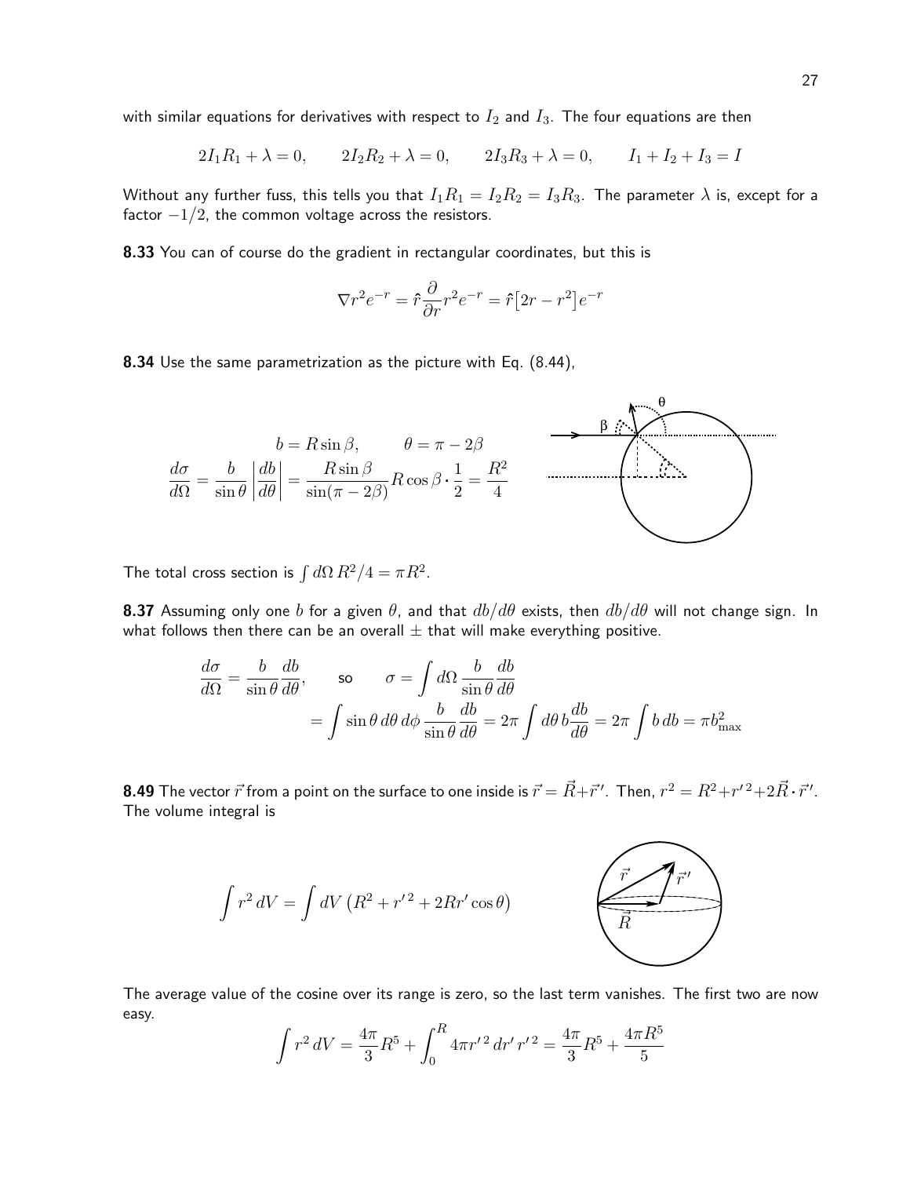with similar equations for derivatives with respect to $I_2$ and $I_3$. The four equations are then

$$2I_1R_1 + \lambda = 0, \qquad 2I_2R_2 + \lambda = 0, \qquad 2I_3R_3 + \lambda = 0, \qquad I_1 + I_2 + I_3 = I$$

Without any further fuss, this tells you that $I_1R_1 = I_2R_2 = I_3R_3$. The parameter $\lambda$ is, except for a factor $-1/2$, the common voltage across the resistors.

**8.33** You can of course do the gradient in rectangular coordinates, but this is

$$\nabla r^2 e^{-r} = \hat r \frac{\partial}{\partial r} r^2 e^{-r} = \hat r \big[2r - r^2\big] e^{-r}$$

**8.34** Use the same parametrization as the picture with Eq. (8.44),

$$b = R\sin\beta, \qquad \theta = \pi - 2\beta$$

$$\frac{d\sigma}{d\Omega} = \frac{b}{\sin\theta}\left|\frac{db}{d\theta}\right| = \frac{R\sin\beta}{\sin(\pi - 2\beta)} R\cos\beta \cdot \frac{1}{2} = \frac{R^2}{4}$$

The total cross section is $\int d\Omega\, R^2/4 = \pi R^2$.

**8.37** Assuming only one $b$ for a given $\theta$, and that $db/d\theta$ exists, then $db/d\theta$ will not change sign. In what follows then there can be an overall $\pm$ that will make everything positive.

$$\frac{d\sigma}{d\Omega} = \frac{b}{\sin\theta}\frac{db}{d\theta}, \qquad \text{so} \qquad \sigma = \int d\Omega\, \frac{b}{\sin\theta}\frac{db}{d\theta}$$

$$= \int \sin\theta\, d\theta\, d\phi\, \frac{b}{\sin\theta}\frac{db}{d\theta} = 2\pi \int d\theta\, b\frac{db}{d\theta} = 2\pi \int b\, db = \pi b_{\max}^2$$

**8.49** The vector $\vec r$ from a point on the surface to one inside is $\vec r = \vec R + \vec r\,'$. Then, $r^2 = R^2 + r'^2 + 2\vec R \cdot \vec r\,'$. The volume integral is

$$\int r^2\, dV = \int dV\, \big(R^2 + r'^2 + 2Rr'\cos\theta\big)$$

The average value of the cosine over its range is zero, so the last term vanishes. The first two are now easy.

$$\int r^2\, dV = \frac{4\pi}{3}R^5 + \int_0^R 4\pi r'^2\, dr'\, r'^2 = \frac{4\pi}{3}R^5 + \frac{4\pi R^5}{5}$$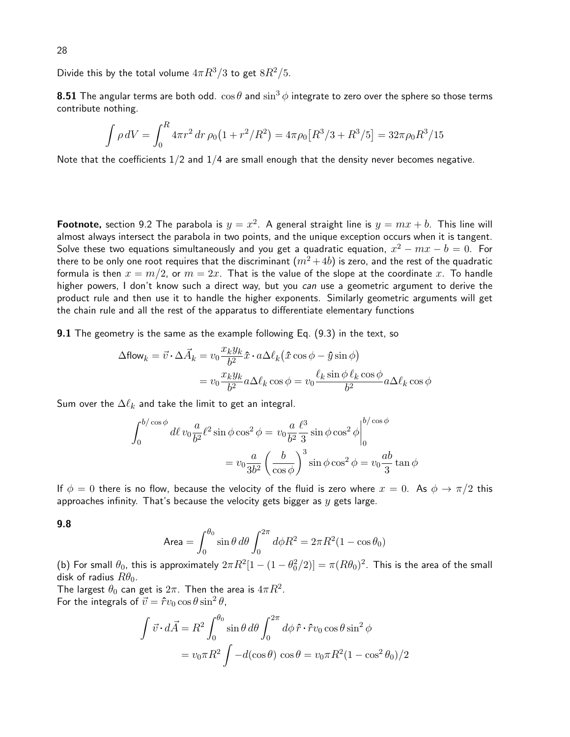Divide this by the total volume $4\pi R^3/3$ to get $8R^2/5$.

**8.51** The angular terms are both odd. $\cos\theta$ and $\sin^3\phi$ integrate to zero over the sphere so those terms contribute nothing.

$$\int \rho\, dV = \int_0^R 4\pi r^2\, dr\, \rho_0\big(1 + r^2/R^2\big) = 4\pi\rho_0\big[R^3/3 + R^3/5\big] = 32\pi\rho_0 R^3/15$$

Note that the coefficients $1/2$ and $1/4$ are small enough that the density never becomes negative.

**Footnote,** section 9.2 The parabola is $y = x^2$. A general straight line is $y = mx + b$. This line will almost always intersect the parabola in two points, and the unique exception occurs when it is tangent. Solve these two equations simultaneously and you get a quadratic equation, $x^2 - mx - b = 0$. For there to be only one root requires that the discriminant $(m^2 + 4b)$ is zero, and the rest of the quadratic formula is then $x = m/2$, or $m = 2x$. That is the value of the slope at the coordinate $x$. To handle higher powers, I don't know such a direct way, but you *can* use a geometric argument to derive the product rule and then use it to handle the higher exponents. Similarly geometric arguments will get the chain rule and all the rest of the apparatus to differentiate elementary functions

**9.1** The geometry is the same as the example following Eq. (9.3) in the text, so

$$\begin{aligned}
\Delta\text{flow}_k = \vec{v}\cdot\Delta\vec{A}_k &= v_0\frac{x_k y_k}{b^2}\hat{x}\cdot a\Delta\ell_k\big(\hat{x}\cos\phi - \hat{y}\sin\phi\big) \\
&= v_0\frac{x_k y_k}{b^2}a\Delta\ell_k\cos\phi = v_0\frac{\ell_k\sin\phi\,\ell_k\cos\phi}{b^2}a\Delta\ell_k\cos\phi
\end{aligned}$$

Sum over the $\Delta\ell_k$ and take the limit to get an integral.

$$\begin{aligned}
\int_0^{b/\cos\phi} d\ell\, v_0\frac{a}{b^2}\ell^2\sin\phi\cos^2\phi &= v_0\frac{a}{b^2}\frac{\ell^3}{3}\sin\phi\cos^2\phi\bigg|_0^{b/\cos\phi} \\
&= v_0\frac{a}{3b^2}\left(\frac{b}{\cos\phi}\right)^3\sin\phi\cos^2\phi = v_0\frac{ab}{3}\tan\phi
\end{aligned}$$

If $\phi = 0$ there is no flow, because the velocity of the fluid is zero where $x = 0$. As $\phi \to \pi/2$ this approaches infinity. That's because the velocity gets bigger as $y$ gets large.

**9.8**

$$\text{Area} = \int_0^{\theta_0}\sin\theta\, d\theta\int_0^{2\pi}d\phi R^2 = 2\pi R^2(1 - \cos\theta_0)$$

(b) For small $\theta_0$, this is approximately $2\pi R^2[1 - (1 - \theta_0^2/2)] = \pi(R\theta_0)^2$. This is the area of the small disk of radius $R\theta_0$.
The largest $\theta_0$ can get is $2\pi$. Then the area is $4\pi R^2$.
For the integrals of $\vec{v} = \hat{r}v_0\cos\theta\sin^2\theta$,

$$\begin{aligned}
\int \vec{v}\cdot d\vec{A} &= R^2\int_0^{\theta_0}\sin\theta\, d\theta\int_0^{2\pi}d\phi\,\hat{r}\cdot\hat{r}v_0\cos\theta\sin^2\phi \\
&= v_0\pi R^2\int -d(\cos\theta)\,\cos\theta = v_0\pi R^2(1 - \cos^2\theta_0)/2
\end{aligned}$$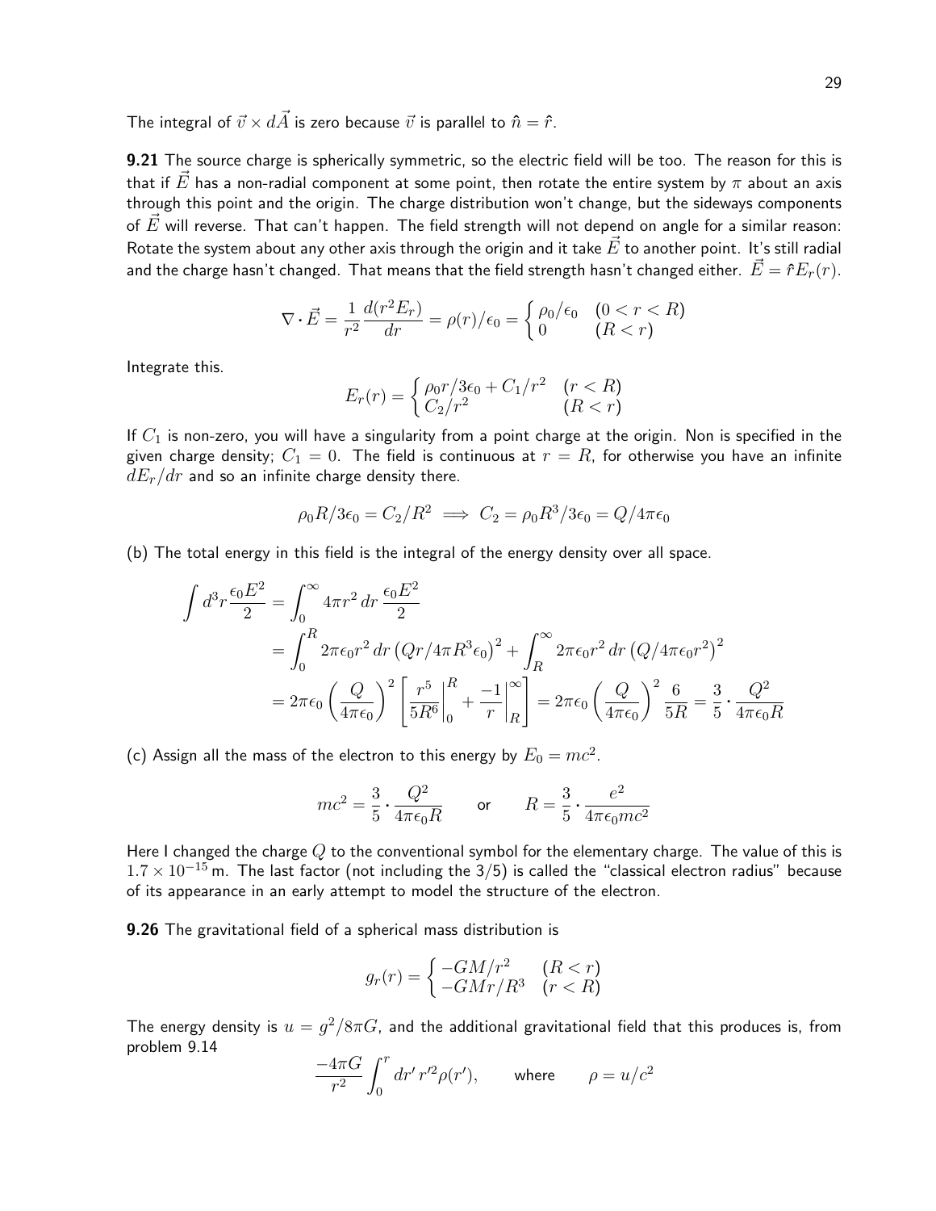The integral of $\vec{v} \times d\vec{A}$ is zero because $\vec{v}$ is parallel to $\hat{n} = \hat{r}$.

**9.21** The source charge is spherically symmetric, so the electric field will be too. The reason for this is that if $\vec{E}$ has a non-radial component at some point, then rotate the entire system by $\pi$ about an axis through this point and the origin. The charge distribution won't change, but the sideways components of $\vec{E}$ will reverse. That can't happen. The field strength will not depend on angle for a similar reason: Rotate the system about any other axis through the origin and it take $\vec{E}$ to another point. It's still radial and the charge hasn't changed. That means that the field strength hasn't changed either. $\vec{E} = \hat{r}E_r(r)$.

$$\nabla \cdot \vec{E} = \frac{1}{r^2}\frac{d(r^2 E_r)}{dr} = \rho(r)/\epsilon_0 = \begin{cases} \rho_0/\epsilon_0 & (0 < r < R) \\ 0 & (R < r) \end{cases}$$

Integrate this.

$$E_r(r) = \begin{cases} \rho_0 r/3\epsilon_0 + C_1/r^2 & (r < R) \\ C_2/r^2 & (R < r) \end{cases}$$

If $C_1$ is non-zero, you will have a singularity from a point charge at the origin. Non is specified in the given charge density; $C_1 = 0$. The field is continuous at $r = R$, for otherwise you have an infinite $dE_r/dr$ and so an infinite charge density there.

$$\rho_0 R/3\epsilon_0 = C_2/R^2 \implies C_2 = \rho_0 R^3/3\epsilon_0 = Q/4\pi\epsilon_0$$

(b) The total energy in this field is the integral of the energy density over all space.

$$\begin{aligned}
\int d^3r \frac{\epsilon_0 E^2}{2} &= \int_0^\infty 4\pi r^2\, dr\, \frac{\epsilon_0 E^2}{2} \\
&= \int_0^R 2\pi\epsilon_0 r^2\, dr \left(Qr/4\pi R^3\epsilon_0\right)^2 + \int_R^\infty 2\pi\epsilon_0 r^2\, dr \left(Q/4\pi\epsilon_0 r^2\right)^2 \\
&= 2\pi\epsilon_0 \left(\frac{Q}{4\pi\epsilon_0}\right)^2 \left[\frac{r^5}{5R^6}\bigg|_0^R + \frac{-1}{r}\bigg|_R^\infty\right] = 2\pi\epsilon_0 \left(\frac{Q}{4\pi\epsilon_0}\right)^2 \frac{6}{5R} = \frac{3}{5}\cdot\frac{Q^2}{4\pi\epsilon_0 R}
\end{aligned}$$

(c) Assign all the mass of the electron to this energy by $E_0 = mc^2$.

$$mc^2 = \frac{3}{5}\cdot\frac{Q^2}{4\pi\epsilon_0 R} \qquad \text{or} \qquad R = \frac{3}{5}\cdot\frac{e^2}{4\pi\epsilon_0 mc^2}$$

Here I changed the charge $Q$ to the conventional symbol for the elementary charge. The value of this is $1.7 \times 10^{-15}$ m. The last factor (not including the 3/5) is called the "classical electron radius" because of its appearance in an early attempt to model the structure of the electron.

**9.26** The gravitational field of a spherical mass distribution is

$$g_r(r) = \begin{cases} -GM/r^2 & (R < r) \\ -GMr/R^3 & (r < R) \end{cases}$$

The energy density is $u = g^2/8\pi G$, and the additional gravitational field that this produces is, from problem 9.14

$$\frac{-4\pi G}{r^2}\int_0^r dr'\, r'^2 \rho(r'), \qquad \text{where} \qquad \rho = u/c^2$$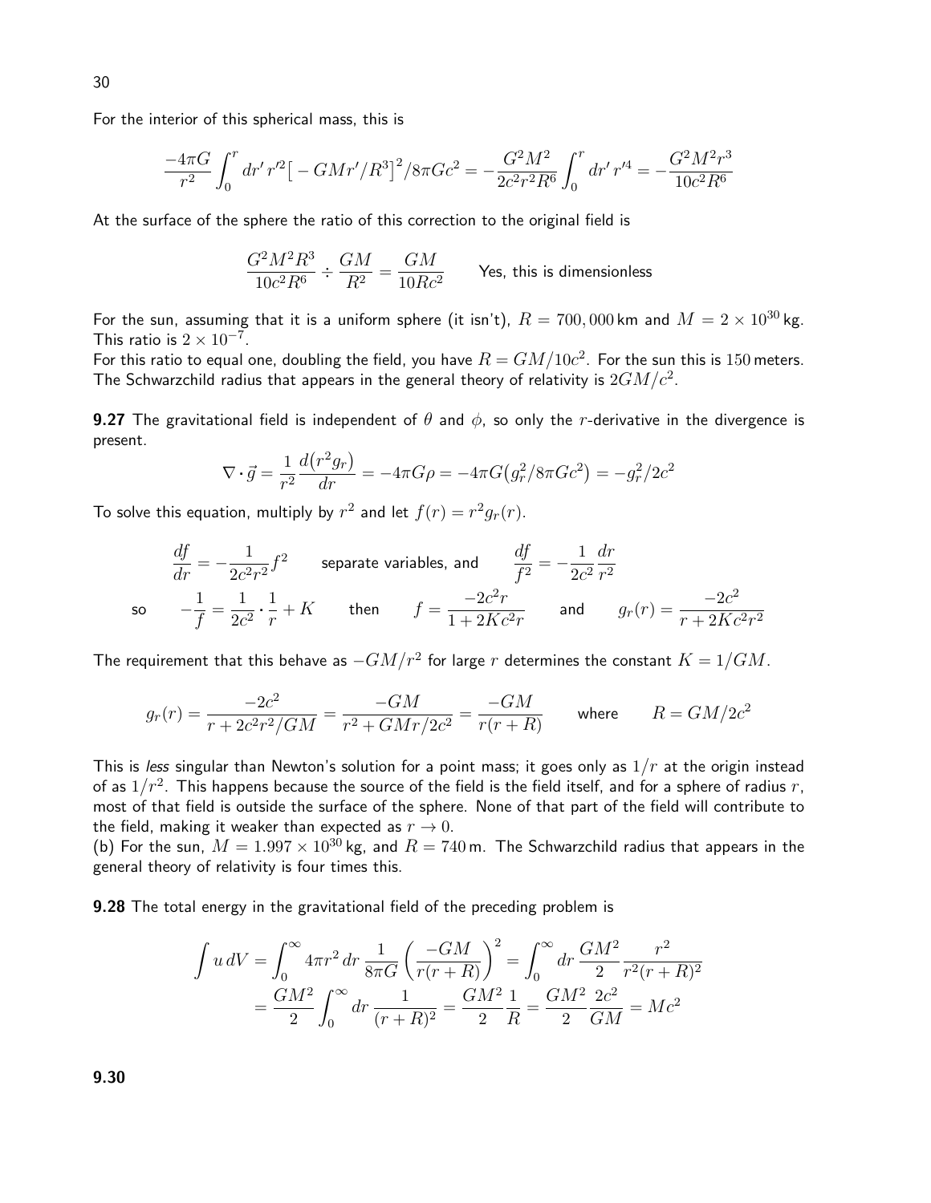For the interior of this spherical mass, this is

$$\frac{-4\pi G}{r^2}\int_0^r dr'\,r'^2\big[-GMr'/R^3\big]^2/8\pi Gc^2 = -\frac{G^2M^2}{2c^2r^2R^6}\int_0^r dr'\,r'^4 = -\frac{G^2M^2r^3}{10c^2R^6}$$

At the surface of the sphere the ratio of this correction to the original field is

$$\frac{G^2M^2R^3}{10c^2R^6} \div \frac{GM}{R^2} = \frac{GM}{10Rc^2} \qquad \text{Yes, this is dimensionless}$$

For the sun, assuming that it is a uniform sphere (it isn't), $R = 700,000$ km and $M = 2\times 10^{30}$ kg. This ratio is $2\times 10^{-7}$.
For this ratio to equal one, doubling the field, you have $R = GM/10c^2$. For the sun this is 150 meters. The Schwarzchild radius that appears in the general theory of relativity is $2GM/c^2$.

**9.27** The gravitational field is independent of $\theta$ and $\phi$, so only the $r$-derivative in the divergence is present.

$$\nabla\cdot\vec g = \frac{1}{r^2}\frac{d(r^2g_r)}{dr} = -4\pi G\rho = -4\pi G\big(g_r^2/8\pi Gc^2\big) = -g_r^2/2c^2$$

To solve this equation, multiply by $r^2$ and let $f(r) = r^2g_r(r)$.

$$\frac{df}{dr} = -\frac{1}{2c^2r^2}f^2 \qquad \text{separate variables, and} \qquad \frac{df}{f^2} = -\frac{1}{2c^2}\frac{dr}{r^2}$$

$$\text{so} \qquad -\frac{1}{f} = \frac{1}{2c^2}\cdot\frac{1}{r} + K \qquad \text{then} \qquad f = \frac{-2c^2r}{1+2Kc^2r} \qquad \text{and} \qquad g_r(r) = \frac{-2c^2}{r+2Kc^2r^2}$$

The requirement that this behave as $-GM/r^2$ for large $r$ determines the constant $K = 1/GM$.

$$g_r(r) = \frac{-2c^2}{r+2c^2r^2/GM} = \frac{-GM}{r^2+GMr/2c^2} = \frac{-GM}{r(r+R)} \qquad \text{where} \qquad R = GM/2c^2$$

This is *less* singular than Newton's solution for a point mass; it goes only as $1/r$ at the origin instead of as $1/r^2$. This happens because the source of the field is the field itself, and for a sphere of radius $r$, most of that field is outside the surface of the sphere. None of that part of the field will contribute to the field, making it weaker than expected as $r \to 0$.
(b) For the sun, $M = 1.997\times 10^{30}$ kg, and $R = 740$ m. The Schwarzchild radius that appears in the general theory of relativity is four times this.

**9.28** The total energy in the gravitational field of the preceding problem is

$$\int u\,dV = \int_0^\infty 4\pi r^2\,dr\,\frac{1}{8\pi G}\left(\frac{-GM}{r(r+R)}\right)^2 = \int_0^\infty dr\,\frac{GM^2}{2}\frac{r^2}{r^2(r+R)^2}$$
$$= \frac{GM^2}{2}\int_0^\infty dr\,\frac{1}{(r+R)^2} = \frac{GM^2}{2}\frac{1}{R} = \frac{GM^2}{2}\frac{2c^2}{GM} = Mc^2$$

**9.30**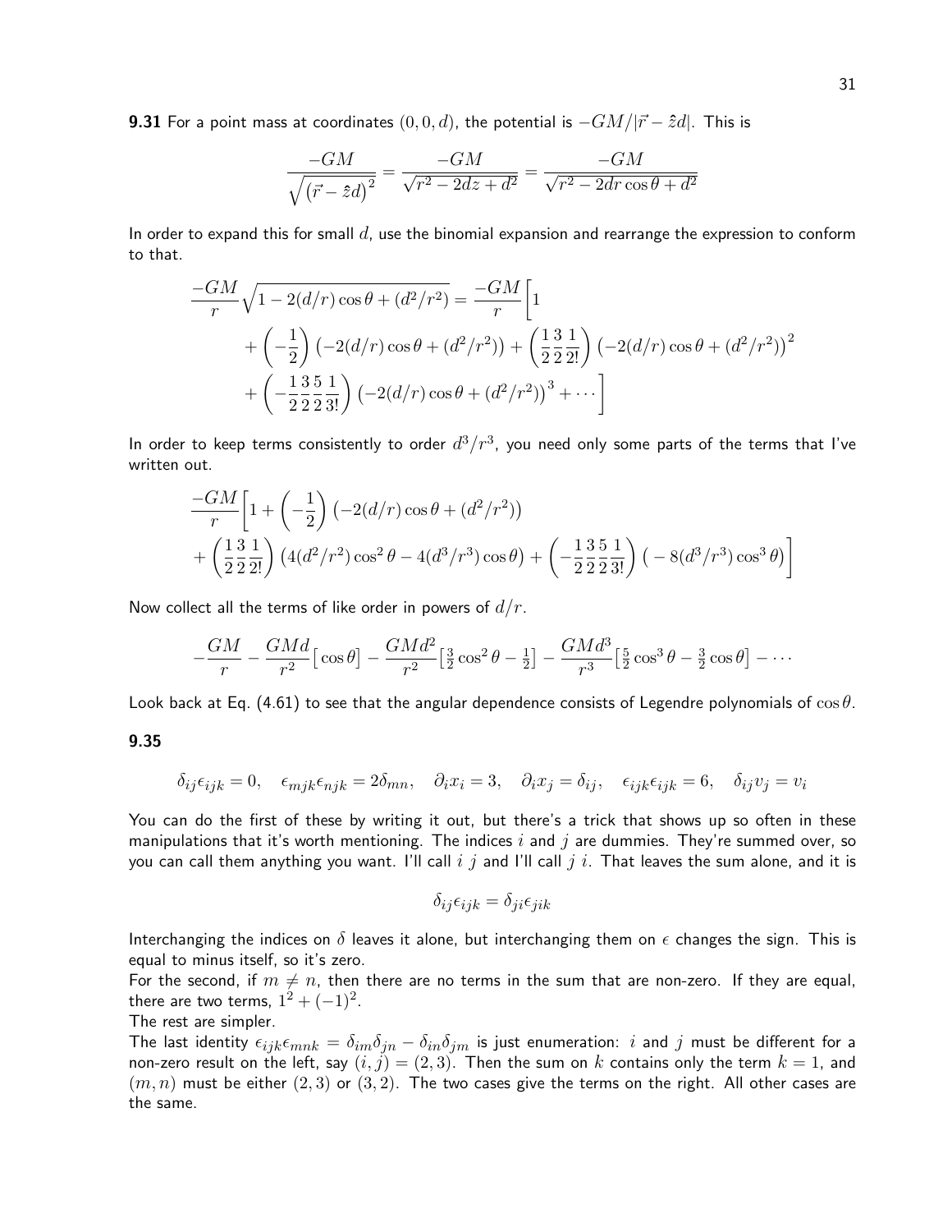**9.31** For a point mass at coordinates $(0, 0, d)$, the potential is $-GM/|\vec{r} - \hat{z}d|$. This is

$$\frac{-GM}{\sqrt{\left(\vec{r} - \hat{z}d\right)^2}} = \frac{-GM}{\sqrt{r^2 - 2dz + d^2}} = \frac{-GM}{\sqrt{r^2 - 2dr\cos\theta + d^2}}$$

In order to expand this for small $d$, use the binomial expansion and rearrange the expression to conform to that.

$$\begin{aligned}\frac{-GM}{r}\sqrt{1 - 2(d/r)\cos\theta + (d^2/r^2)} = \frac{-GM}{r}\bigg[1 \\ + \left(-\frac{1}{2}\right)\left(-2(d/r)\cos\theta + (d^2/r^2)\right) + \left(\frac{1}{2}\frac{3}{2}\frac{1}{2!}\right)\left(-2(d/r)\cos\theta + (d^2/r^2)\right)^2 \\ + \left(-\frac{1}{2}\frac{3}{2}\frac{5}{2}\frac{1}{3!}\right)\left(-2(d/r)\cos\theta + (d^2/r^2)\right)^3 + \cdots\bigg]\end{aligned}$$

In order to keep terms consistently to order $d^3/r^3$, you need only some parts of the terms that I've written out.

$$\begin{aligned}\frac{-GM}{r}\bigg[1 + \left(-\frac{1}{2}\right)\left(-2(d/r)\cos\theta + (d^2/r^2)\right) \\ + \left(\frac{1}{2}\frac{3}{2}\frac{1}{2!}\right)\left(4(d^2/r^2)\cos^2\theta - 4(d^3/r^3)\cos\theta\right) + \left(-\frac{1}{2}\frac{3}{2}\frac{5}{2}\frac{1}{3!}\right)\left(-8(d^3/r^3)\cos^3\theta\right)\bigg]\end{aligned}$$

Now collect all the terms of like order in powers of $d/r$.

$$-\frac{GM}{r} - \frac{GMd}{r^2}\big[\cos\theta\big] - \frac{GMd^2}{r^2}\big[\tfrac{3}{2}\cos^2\theta - \tfrac{1}{2}\big] - \frac{GMd^3}{r^3}\big[\tfrac{5}{2}\cos^3\theta - \tfrac{3}{2}\cos\theta\big] - \cdots$$

Look back at Eq. (4.61) to see that the angular dependence consists of Legendre polynomials of $\cos\theta$.

**9.35**

$$\delta_{ij}\epsilon_{ijk} = 0, \quad \epsilon_{mjk}\epsilon_{njk} = 2\delta_{mn}, \quad \partial_i x_i = 3, \quad \partial_i x_j = \delta_{ij}, \quad \epsilon_{ijk}\epsilon_{ijk} = 6, \quad \delta_{ij}v_j = v_i$$

You can do the first of these by writing it out, but there's a trick that shows up so often in these manipulations that it's worth mentioning. The indices $i$ and $j$ are dummies. They're summed over, so you can call them anything you want. I'll call $i$ $j$ and I'll call $j$ $i$. That leaves the sum alone, and it is

$$\delta_{ij}\epsilon_{ijk} = \delta_{ji}\epsilon_{jik}$$

Interchanging the indices on $\delta$ leaves it alone, but interchanging them on $\epsilon$ changes the sign. This is equal to minus itself, so it's zero.

For the second, if $m \neq n$, then there are no terms in the sum that are non-zero. If they are equal, there are two terms, $1^2 + (-1)^2$.

The rest are simpler.

The last identity $\epsilon_{ijk}\epsilon_{mnk} = \delta_{im}\delta_{jn} - \delta_{in}\delta_{jm}$ is just enumeration: $i$ and $j$ must be different for a non-zero result on the left, say $(i, j) = (2, 3)$. Then the sum on $k$ contains only the term $k = 1$, and $(m, n)$ must be either $(2, 3)$ or $(3, 2)$. The two cases give the terms on the right. All other cases are the same.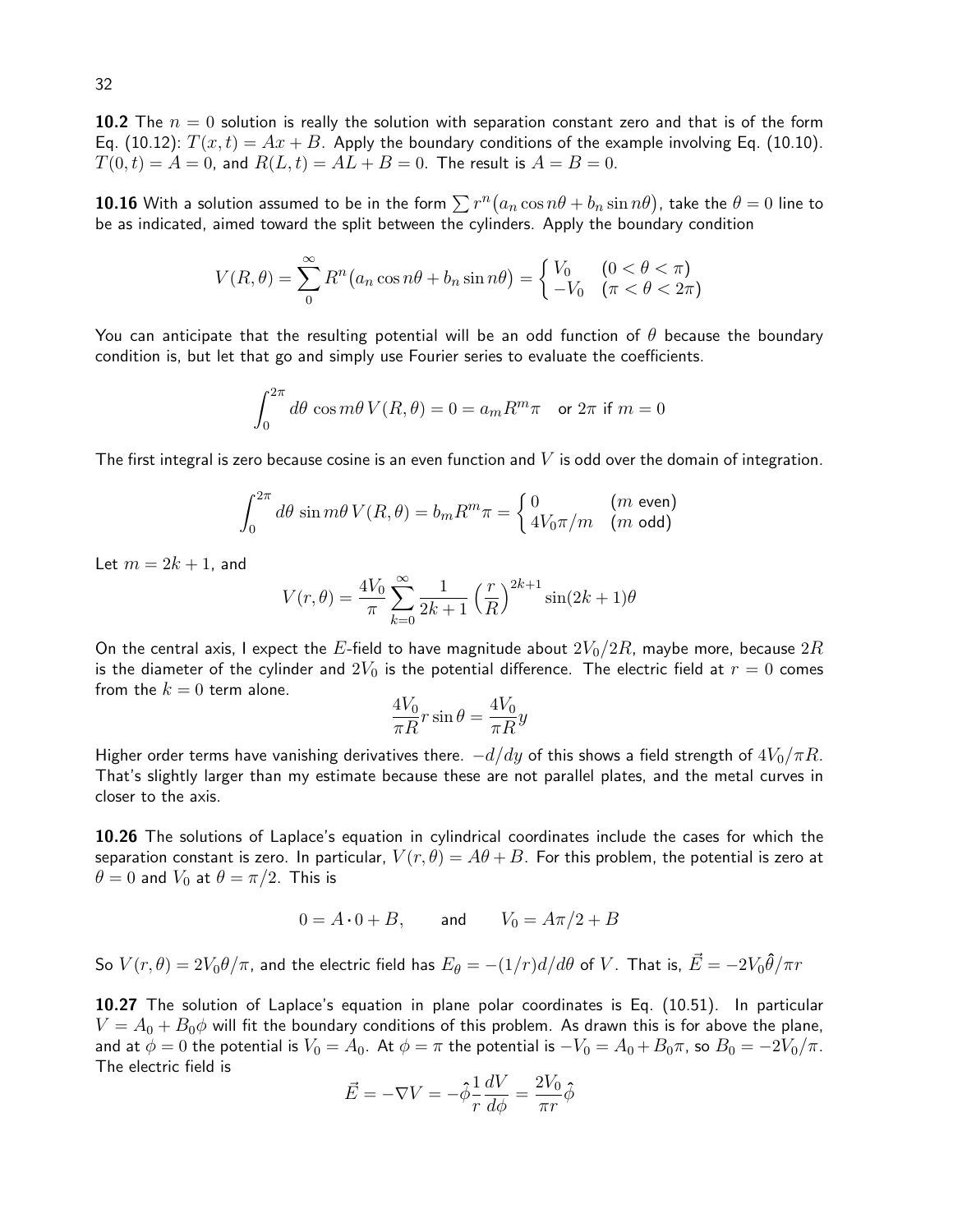**10.2** The $n = 0$ solution is really the solution with separation constant zero and that is of the form Eq. (10.12): $T(x,t) = Ax + B$. Apply the boundary conditions of the example involving Eq. (10.10). $T(0,t) = A = 0$, and $R(L,t) = AL + B = 0$. The result is $A = B = 0$.

**10.16** With a solution assumed to be in the form $\sum r^n\big(a_n \cos n\theta + b_n \sin n\theta\big)$, take the $\theta = 0$ line to be as indicated, aimed toward the split between the cylinders. Apply the boundary condition

$$V(R,\theta) = \sum_0^\infty R^n\big(a_n \cos n\theta + b_n \sin n\theta\big) = \begin{cases} V_0 & (0 < \theta < \pi) \\ -V_0 & (\pi < \theta < 2\pi) \end{cases}$$

You can anticipate that the resulting potential will be an odd function of $\theta$ because the boundary condition is, but let that go and simply use Fourier series to evaluate the coefficients.

$$\int_0^{2\pi} d\theta\, \cos m\theta\, V(R,\theta) = 0 = a_m R^m \pi \quad \text{or } 2\pi \text{ if } m = 0$$

The first integral is zero because cosine is an even function and $V$ is odd over the domain of integration.

$$\int_0^{2\pi} d\theta\, \sin m\theta\, V(R,\theta) = b_m R^m \pi = \begin{cases} 0 & (m \text{ even}) \\ 4V_0\pi/m & (m \text{ odd}) \end{cases}$$

Let $m = 2k+1$, and

$$V(r,\theta) = \frac{4V_0}{\pi} \sum_{k=0}^\infty \frac{1}{2k+1} \left(\frac{r}{R}\right)^{2k+1} \sin(2k+1)\theta$$

On the central axis, I expect the $E$-field to have magnitude about $2V_0/2R$, maybe more, because $2R$ is the diameter of the cylinder and $2V_0$ is the potential difference. The electric field at $r = 0$ comes from the $k = 0$ term alone.

$$\frac{4V_0}{\pi R} r \sin\theta = \frac{4V_0}{\pi R} y$$

Higher order terms have vanishing derivatives there. $-d/dy$ of this shows a field strength of $4V_0/\pi R$. That's slightly larger than my estimate because these are not parallel plates, and the metal curves in closer to the axis.

**10.26** The solutions of Laplace's equation in cylindrical coordinates include the cases for which the separation constant is zero. In particular, $V(r,\theta) = A\theta + B$. For this problem, the potential is zero at $\theta = 0$ and $V_0$ at $\theta = \pi/2$. This is

$$0 = A \cdot 0 + B, \qquad \text{and} \qquad V_0 = A\pi/2 + B$$

So $V(r,\theta) = 2V_0\theta/\pi$, and the electric field has $E_\theta = -(1/r)d/d\theta$ of $V$. That is, $\vec{E} = -2V_0\hat{\theta}/\pi r$

**10.27** The solution of Laplace's equation in plane polar coordinates is Eq. (10.51). In particular $V = A_0 + B_0\phi$ will fit the boundary conditions of this problem. As drawn this is for above the plane, and at $\phi = 0$ the potential is $V_0 = A_0$. At $\phi = \pi$ the potential is $-V_0 = A_0 + B_0\pi$, so $B_0 = -2V_0/\pi$. The electric field is

$$\vec{E} = -\nabla V = -\hat{\phi}\frac{1}{r}\frac{dV}{d\phi} = \frac{2V_0}{\pi r}\hat{\phi}$$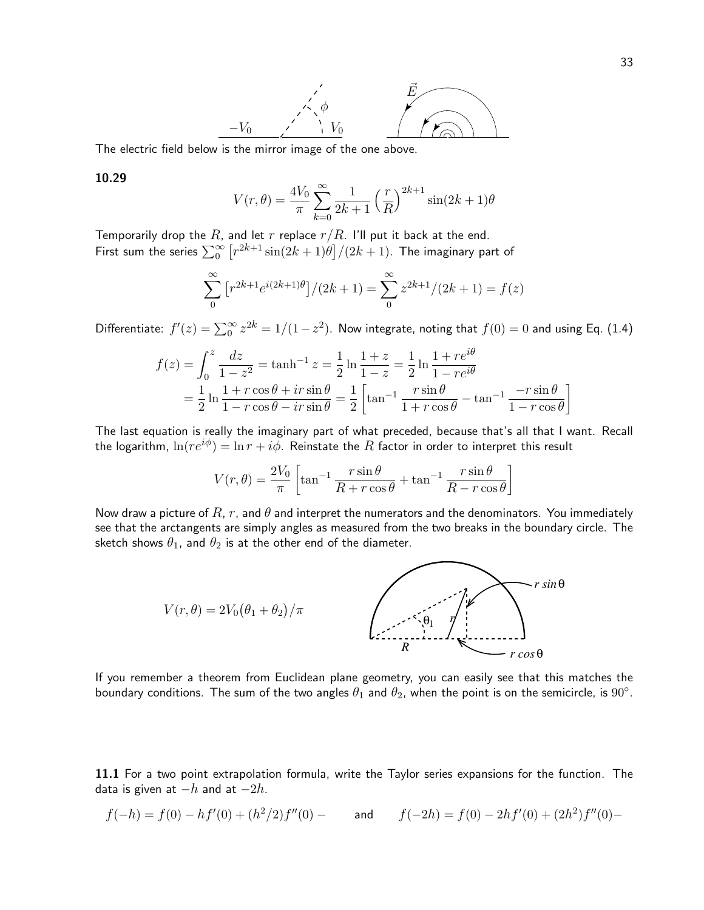The electric field below is the mirror image of the one above.

**10.29**

$$V(r,\theta) = \frac{4V_0}{\pi}\sum_{k=0}^{\infty}\frac{1}{2k+1}\left(\frac{r}{R}\right)^{2k+1}\sin(2k+1)\theta$$

Temporarily drop the $R$, and let $r$ replace $r/R$. I'll put it back at the end.
First sum the series $\sum_0^\infty \left[r^{2k+1}\sin(2k+1)\theta\right]/(2k+1)$. The imaginary part of

$$\sum_0^\infty \left[r^{2k+1}e^{i(2k+1)\theta}\right]/(2k+1) = \sum_0^\infty z^{2k+1}/(2k+1) = f(z)$$

Differentiate: $f'(z) = \sum_0^\infty z^{2k} = 1/(1-z^2)$. Now integrate, noting that $f(0)=0$ and using Eq. (1.4)

$$f(z) = \int_0^z \frac{dz}{1-z^2} = \tanh^{-1} z = \frac{1}{2}\ln\frac{1+z}{1-z} = \frac{1}{2}\ln\frac{1+re^{i\theta}}{1-re^{i\theta}}$$
$$= \frac{1}{2}\ln\frac{1+r\cos\theta+ir\sin\theta}{1-r\cos\theta-ir\sin\theta} = \frac{1}{2}\left[\tan^{-1}\frac{r\sin\theta}{1+r\cos\theta} - \tan^{-1}\frac{-r\sin\theta}{1-r\cos\theta}\right]$$

The last equation is really the imaginary part of what preceded, because that's all that I want. Recall the logarithm, $\ln(re^{i\phi}) = \ln r + i\phi$. Reinstate the $R$ factor in order to interpret this result

$$V(r,\theta) = \frac{2V_0}{\pi}\left[\tan^{-1}\frac{r\sin\theta}{R+r\cos\theta} + \tan^{-1}\frac{r\sin\theta}{R-r\cos\theta}\right]$$

Now draw a picture of $R$, $r$, and $\theta$ and interpret the numerators and the denominators. You immediately see that the arctangents are simply angles as measured from the two breaks in the boundary circle. The sketch shows $\theta_1$, and $\theta_2$ is at the other end of the diameter.

$$V(r,\theta) = 2V_0\big(\theta_1+\theta_2\big)/\pi$$

If you remember a theorem from Euclidean plane geometry, you can easily see that this matches the boundary conditions. The sum of the two angles $\theta_1$ and $\theta_2$, when the point is on the semicircle, is $90^\circ$.

**11.1** For a two point extrapolation formula, write the Taylor series expansions for the function. The data is given at $-h$ and at $-2h$.

$$f(-h) = f(0) - hf'(0) + (h^2/2)f''(0) - \qquad \text{and} \qquad f(-2h) = f(0) - 2hf'(0) + (2h^2)f''(0) -$$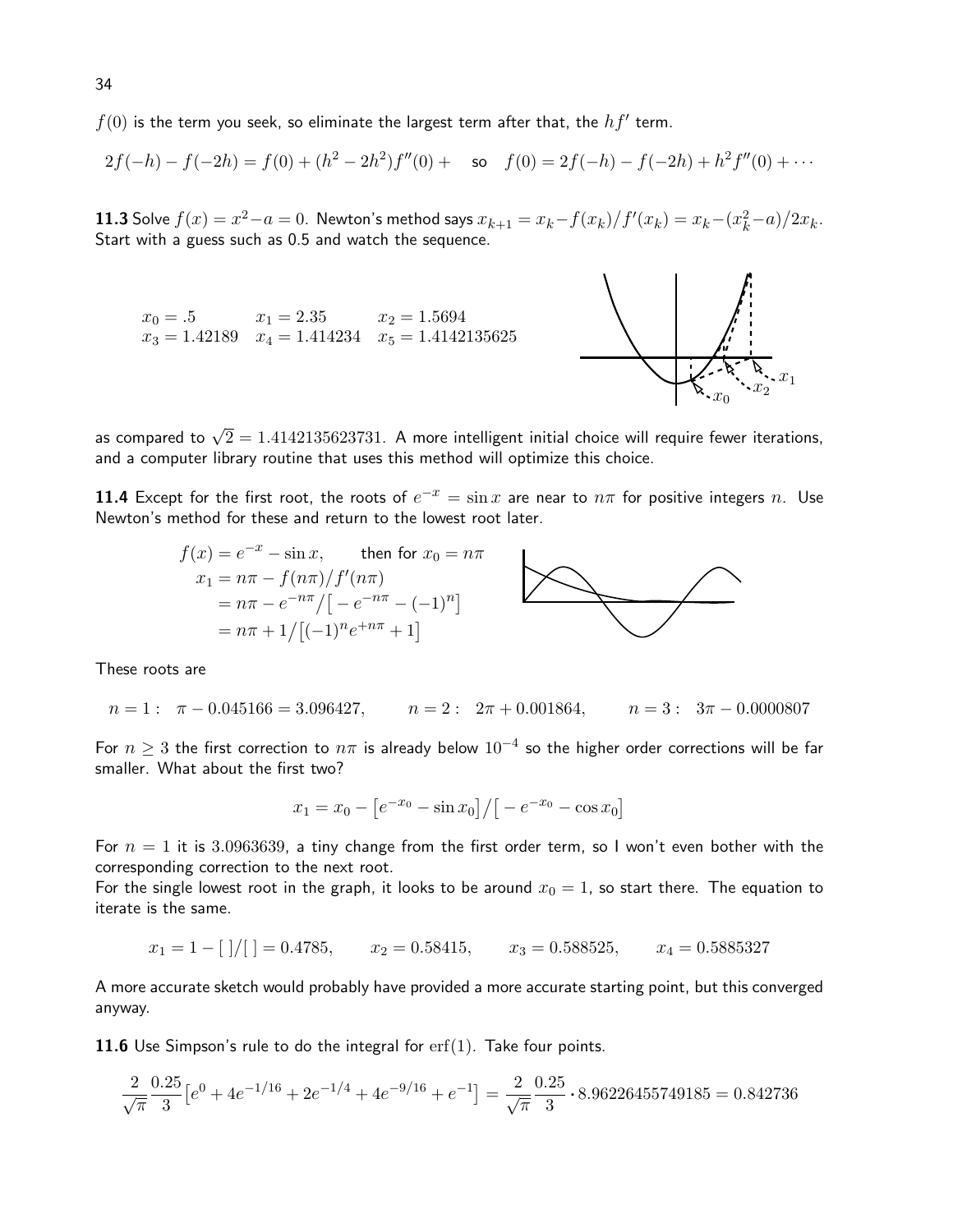$f(0)$ is the term you seek, so eliminate the largest term after that, the $hf'$ term.

$$2f(-h) - f(-2h) = f(0) + (h^2 - 2h^2)f''(0) + \quad \text{so} \quad f(0) = 2f(-h) - f(-2h) + h^2 f''(0) + \cdots$$

**11.3** Solve $f(x) = x^2 - a = 0$. Newton's method says $x_{k+1} = x_k - f(x_k)/f'(x_k) = x_k - (x_k^2 - a)/2x_k$. Start with a guess such as 0.5 and watch the sequence.

$$x_0 = .5 \qquad x_1 = 2.35 \qquad x_2 = 1.5694$$
$$x_3 = 1.42189 \quad x_4 = 1.414234 \quad x_5 = 1.4142135625$$

as compared to $\sqrt{2} = 1.4142135623731$. A more intelligent initial choice will require fewer iterations, and a computer library routine that uses this method will optimize this choice.

**11.4** Except for the first root, the roots of $e^{-x} = \sin x$ are near to $n\pi$ for positive integers $n$. Use Newton's method for these and return to the lowest root later.

$$f(x) = e^{-x} - \sin x, \qquad \text{then for } x_0 = n\pi$$
$$x_1 = n\pi - f(n\pi)/f'(n\pi)$$
$$= n\pi - e^{-n\pi}/\big[-e^{-n\pi} - (-1)^n\big]$$
$$= n\pi + 1/\big[(-1)^n e^{+n\pi} + 1\big]$$

These roots are

$$n = 1: \quad \pi - 0.045166 = 3.096427, \qquad n = 2: \quad 2\pi + 0.001864, \qquad n = 3: \quad 3\pi - 0.0000807$$

For $n \geq 3$ the first correction to $n\pi$ is already below $10^{-4}$ so the higher order corrections will be far smaller. What about the first two?

$$x_1 = x_0 - \big[e^{-x_0} - \sin x_0\big]/\big[-e^{-x_0} - \cos x_0\big]$$

For $n = 1$ it is $3.0963639$, a tiny change from the first order term, so I won't even bother with the corresponding correction to the next root.

For the single lowest root in the graph, it looks to be around $x_0 = 1$, so start there. The equation to iterate is the same.

$$x_1 = 1 - [\ ]/[\ ] = 0.4785, \qquad x_2 = 0.58415, \qquad x_3 = 0.588525, \qquad x_4 = 0.5885327$$

A more accurate sketch would probably have provided a more accurate starting point, but this converged anyway.

**11.6** Use Simpson's rule to do the integral for $\mathrm{erf}(1)$. Take four points.

$$\frac{2}{\sqrt{\pi}}\frac{0.25}{3}\big[e^0 + 4e^{-1/16} + 2e^{-1/4} + 4e^{-9/16} + e^{-1}\big] = \frac{2}{\sqrt{\pi}}\frac{0.25}{3} \cdot 8.96226455749185 = 0.842736$$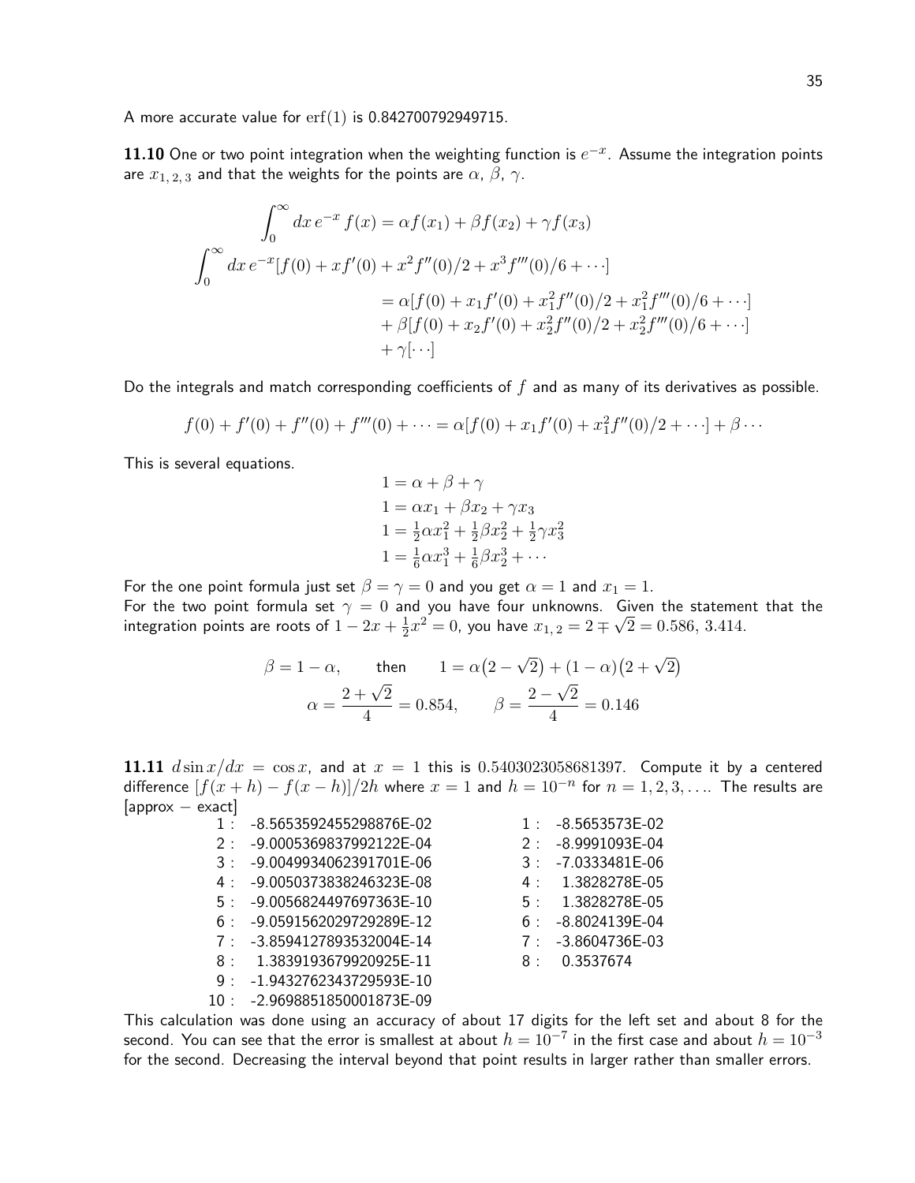A more accurate value for $\operatorname{erf}(1)$ is 0.842700792949715.

**11.10** One or two point integration when the weighting function is $e^{-x}$. Assume the integration points are $x_{1,\,2,\,3}$ and that the weights for the points are $\alpha$, $\beta$, $\gamma$.

$$
\int_0^\infty dx\, e^{-x}\, f(x) = \alpha f(x_1) + \beta f(x_2) + \gamma f(x_3)
$$

$$
\begin{aligned}
\int_0^\infty dx\, e^{-x}[f(0) + xf'(0) + x^2 f''(0)/2 + x^3 f'''(0)/6 + \cdots] \\
&= \alpha[f(0) + x_1 f'(0) + x_1^2 f''(0)/2 + x_1^2 f'''(0)/6 + \cdots] \\
&+ \beta[f(0) + x_2 f'(0) + x_2^2 f''(0)/2 + x_2^2 f'''(0)/6 + \cdots] \\
&+ \gamma[\cdots]
\end{aligned}
$$

Do the integrals and match corresponding coefficients of $f$ and as many of its derivatives as possible.

$$
f(0) + f'(0) + f''(0) + f'''(0) + \cdots = \alpha[f(0) + x_1 f'(0) + x_1^2 f''(0)/2 + \cdots] + \beta \cdots
$$

This is several equations.

$$
\begin{aligned}
1 &= \alpha + \beta + \gamma \\
1 &= \alpha x_1 + \beta x_2 + \gamma x_3 \\
1 &= \tfrac{1}{2}\alpha x_1^2 + \tfrac{1}{2}\beta x_2^2 + \tfrac{1}{2}\gamma x_3^2 \\
1 &= \tfrac{1}{6}\alpha x_1^3 + \tfrac{1}{6}\beta x_2^3 + \cdots
\end{aligned}
$$

For the one point formula just set $\beta = \gamma = 0$ and you get $\alpha = 1$ and $x_1 = 1$.
For the two point formula set $\gamma = 0$ and you have four unknowns. Given the statement that the integration points are roots of $1 - 2x + \frac{1}{2}x^2 = 0$, you have $x_{1,\,2} = 2 \mp \sqrt{2} = 0.586,\ 3.414$.

$$
\beta = 1 - \alpha, \qquad \text{then} \qquad 1 = \alpha\big(2 - \sqrt{2}\big) + (1 - \alpha)\big(2 + \sqrt{2}\big)
$$

$$
\alpha = \frac{2 + \sqrt{2}}{4} = 0.854, \qquad \beta = \frac{2 - \sqrt{2}}{4} = 0.146
$$

**11.11** $d\sin x/dx = \cos x$, and at $x = 1$ this is $0.5403023058681397$. Compute it by a centered difference $[f(x+h) - f(x-h)]/2h$ where $x = 1$ and $h = 10^{-n}$ for $n = 1, 2, 3, \ldots$. The results are [approx − exact]

| $n$ | approx − exact (17 digits) | $n$ | approx − exact (8 digits) |
|---|---|---|---|
| 1 : | -8.5653592455298876E-02 | 1 : | -8.5653573E-02 |
| 2 : | -9.0005369837992122E-04 | 2 : | -8.9991093E-04 |
| 3 : | -9.0049934062391701E-06 | 3 : | -7.0333481E-06 |
| 4 : | -9.0050373838246323E-08 | 4 : | 1.3828278E-05 |
| 5 : | -9.0056824497697363E-10 | 5 : | 1.3828278E-05 |
| 6 : | -9.0591562029729289E-12 | 6 : | -8.8024139E-04 |
| 7 : | -3.8594127893532004E-14 | 7 : | -3.8604736E-03 |
| 8 : | 1.3839193679920925E-11 | 8 : | 0.3537674 |
| 9 : | -1.9432762343729593E-10 | | |
| 10 : | -2.9698851850001873E-09 | | |

This calculation was done using an accuracy of about 17 digits for the left set and about 8 for the second. You can see that the error is smallest at about $h = 10^{-7}$ in the first case and about $h = 10^{-3}$ for the second. Decreasing the interval beyond that point results in larger rather than smaller errors.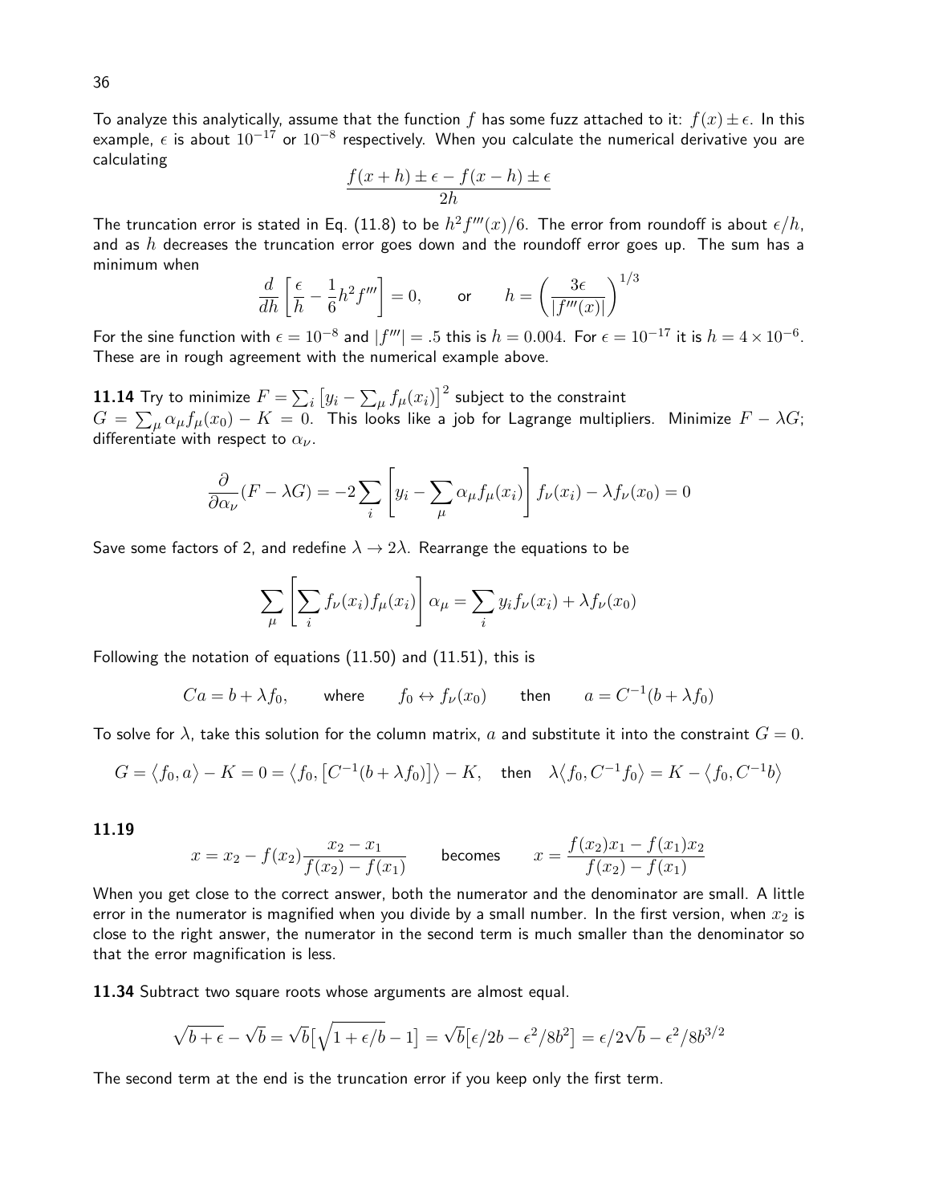To analyze this analytically, assume that the function $f$ has some fuzz attached to it: $f(x) \pm \epsilon$. In this example, $\epsilon$ is about $10^{-17}$ or $10^{-8}$ respectively. When you calculate the numerical derivative you are calculating

$$\frac{f(x+h) \pm \epsilon - f(x-h) \pm \epsilon}{2h}$$

The truncation error is stated in Eq. (11.8) to be $h^2 f'''(x)/6$. The error from roundoff is about $\epsilon/h$, and as $h$ decreases the truncation error goes down and the roundoff error goes up. The sum has a minimum when

$$\frac{d}{dh}\left[\frac{\epsilon}{h} - \frac{1}{6}h^2 f'''\right] = 0, \qquad \text{or} \qquad h = \left(\frac{3\epsilon}{|f'''(x)|}\right)^{1/3}$$

For the sine function with $\epsilon = 10^{-8}$ and $|f'''| = .5$ this is $h = 0.004$. For $\epsilon = 10^{-17}$ it is $h = 4 \times 10^{-6}$. These are in rough agreement with the numerical example above.

**11.14** Try to minimize $F = \sum_i \left[y_i - \sum_\mu f_\mu(x_i)\right]^2$ subject to the constraint $G = \sum_\mu \alpha_\mu f_\mu(x_0) - K = 0$. This looks like a job for Lagrange multipliers. Minimize $F - \lambda G$; differentiate with respect to $\alpha_\nu$.

$$\frac{\partial}{\partial \alpha_\nu}(F - \lambda G) = -2\sum_i \left[y_i - \sum_\mu \alpha_\mu f_\mu(x_i)\right] f_\nu(x_i) - \lambda f_\nu(x_0) = 0$$

Save some factors of 2, and redefine $\lambda \to 2\lambda$. Rearrange the equations to be

$$\sum_\mu \left[\sum_i f_\nu(x_i) f_\mu(x_i)\right] \alpha_\mu = \sum_i y_i f_\nu(x_i) + \lambda f_\nu(x_0)$$

Following the notation of equations (11.50) and (11.51), this is

$$Ca = b + \lambda f_0, \qquad \text{where} \qquad f_0 \leftrightarrow f_\nu(x_0) \qquad \text{then} \qquad a = C^{-1}(b + \lambda f_0)$$

To solve for $\lambda$, take this solution for the column matrix, $a$ and substitute it into the constraint $G = 0$.

$$G = \langle f_0, a\rangle - K = 0 = \langle f_0, \left[C^{-1}(b + \lambda f_0)\right]\rangle - K, \quad \text{then} \quad \lambda\langle f_0, C^{-1} f_0\rangle = K - \langle f_0, C^{-1} b\rangle$$

**11.19**

$$x = x_2 - f(x_2)\frac{x_2 - x_1}{f(x_2) - f(x_1)} \qquad \text{becomes} \qquad x = \frac{f(x_2)x_1 - f(x_1)x_2}{f(x_2) - f(x_1)}$$

When you get close to the correct answer, both the numerator and the denominator are small. A little error in the numerator is magnified when you divide by a small number. In the first version, when $x_2$ is close to the right answer, the numerator in the second term is much smaller than the denominator so that the error magnification is less.

**11.34** Subtract two square roots whose arguments are almost equal.

$$\sqrt{b+\epsilon} - \sqrt{b} = \sqrt{b}\left[\sqrt{1+\epsilon/b} - 1\right] = \sqrt{b}\left[\epsilon/2b - \epsilon^2/8b^2\right] = \epsilon/2\sqrt{b} - \epsilon^2/8b^{3/2}$$

The second term at the end is the truncation error if you keep only the first term.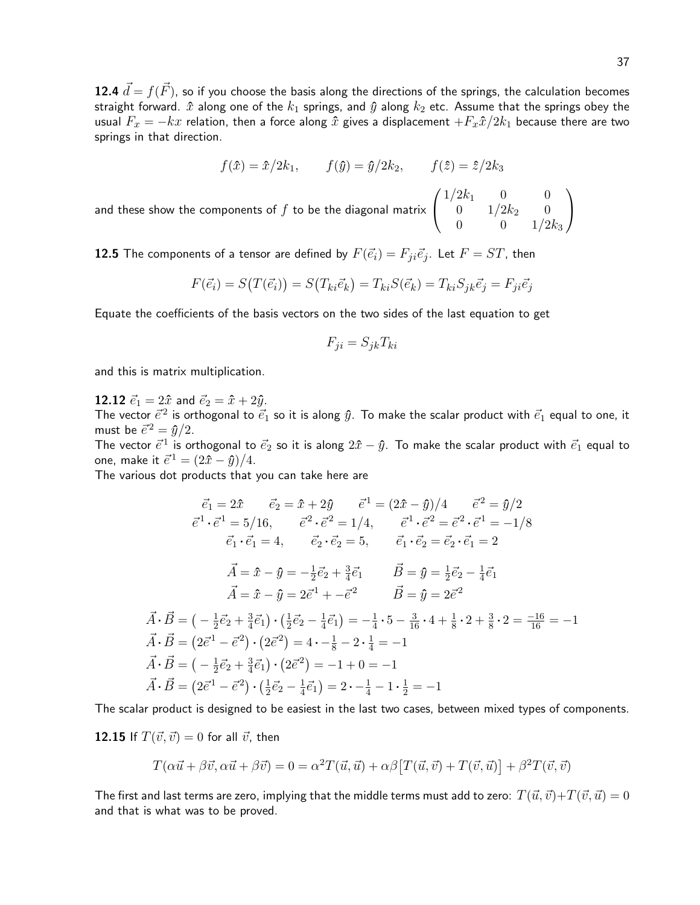**12.4** $\vec{d} = f(\vec{F})$, so if you choose the basis along the directions of the springs, the calculation becomes straight forward. $\hat{x}$ along one of the $k_1$ springs, and $\hat{y}$ along $k_2$ etc. Assume that the springs obey the usual $F_x = -kx$ relation, then a force along $\hat{x}$ gives a displacement $+F_x\hat{x}/2k_1$ because there are two springs in that direction.

$$f(\hat{x}) = \hat{x}/2k_1, \qquad f(\hat{y}) = \hat{y}/2k_2, \qquad f(\hat{z}) = \hat{z}/2k_3$$

and these show the components of $f$ to be the diagonal matrix $\begin{pmatrix} 1/2k_1 & 0 & 0 \\ 0 & 1/2k_2 & 0 \\ 0 & 0 & 1/2k_3 \end{pmatrix}$

**12.5** The components of a tensor are defined by $F(\vec{e}_i) = F_{ji}\vec{e}_j$. Let $F = ST$, then

$$F(\vec{e}_i) = S\big(T(\vec{e}_i)\big) = S\big(T_{ki}\vec{e}_k\big) = T_{ki}S(\vec{e}_k) = T_{ki}S_{jk}\vec{e}_j = F_{ji}\vec{e}_j$$

Equate the coefficients of the basis vectors on the two sides of the last equation to get

$$F_{ji} = S_{jk}T_{ki}$$

and this is matrix multiplication.

**12.12** $\vec{e}_1 = 2\hat{x}$ and $\vec{e}_2 = \hat{x} + 2\hat{y}$.
The vector $\vec{e}^{\,2}$ is orthogonal to $\vec{e}_1$ so it is along $\hat{y}$. To make the scalar product with $\vec{e}_1$ equal to one, it must be $\vec{e}^{\,2} = \hat{y}/2$.
The vector $\vec{e}^{\,1}$ is orthogonal to $\vec{e}_2$ so it is along $2\hat{x} - \hat{y}$. To make the scalar product with $\vec{e}_1$ equal to one, make it $\vec{e}^{\,1} = (2\hat{x} - \hat{y})/4$.
The various dot products that you can take here are

$$\vec{e}_1 = 2\hat{x} \qquad \vec{e}_2 = \hat{x} + 2\hat{y} \qquad \vec{e}^{\,1} = (2\hat{x} - \hat{y})/4 \qquad \vec{e}^{\,2} = \hat{y}/2$$

$$\vec{e}^{\,1}\cdot\vec{e}^{\,1} = 5/16, \qquad \vec{e}^{\,2}\cdot\vec{e}^{\,2} = 1/4, \qquad \vec{e}^{\,1}\cdot\vec{e}^{\,2} = \vec{e}^{\,2}\cdot\vec{e}^{\,1} = -1/8$$

$$\vec{e}_1\cdot\vec{e}_1 = 4, \qquad \vec{e}_2\cdot\vec{e}_2 = 5, \qquad \vec{e}_1\cdot\vec{e}_2 = \vec{e}_2\cdot\vec{e}_1 = 2$$

$$\vec{A} = \hat{x} - \hat{y} = -\tfrac{1}{2}\vec{e}_2 + \tfrac{3}{4}\vec{e}_1 \qquad \vec{B} = \hat{y} = \tfrac{1}{2}\vec{e}_2 - \tfrac{1}{4}\vec{e}_1$$

$$\vec{A} = \hat{x} - \hat{y} = 2\vec{e}^{\,1} + -\vec{e}^{\,2} \qquad \vec{B} = \hat{y} = 2\vec{e}^{\,2}$$

$$\vec{A}\cdot\vec{B} = \big(-\tfrac{1}{2}\vec{e}_2 + \tfrac{3}{4}\vec{e}_1\big)\cdot\big(\tfrac{1}{2}\vec{e}_2 - \tfrac{1}{4}\vec{e}_1\big) = -\tfrac{1}{4}\cdot 5 - \tfrac{3}{16}\cdot 4 + \tfrac{1}{8}\cdot 2 + \tfrac{3}{8}\cdot 2 = \tfrac{-16}{16} = -1$$

$$\vec{A}\cdot\vec{B} = \big(2\vec{e}^{\,1} - \vec{e}^{\,2}\big)\cdot\big(2\vec{e}^{\,2}\big) = 4\cdot -\tfrac{1}{8} - 2\cdot\tfrac{1}{4} = -1$$

$$\vec{A}\cdot\vec{B} = \big(-\tfrac{1}{2}\vec{e}_2 + \tfrac{3}{4}\vec{e}_1\big)\cdot\big(2\vec{e}^{\,2}\big) = -1 + 0 = -1$$

$$\vec{A}\cdot\vec{B} = \big(2\vec{e}^{\,1} - \vec{e}^{\,2}\big)\cdot\big(\tfrac{1}{2}\vec{e}_2 - \tfrac{1}{4}\vec{e}_1\big) = 2\cdot -\tfrac{1}{4} - 1\cdot\tfrac{1}{2} = -1$$

The scalar product is designed to be easiest in the last two cases, between mixed types of components.

**12.15** If $T(\vec{v}, \vec{v}) = 0$ for all $\vec{v}$, then

$$T(\alpha\vec{u} + \beta\vec{v}, \alpha\vec{u} + \beta\vec{v}) = 0 = \alpha^2 T(\vec{u}, \vec{u}) + \alpha\beta\big[T(\vec{u}, \vec{v}) + T(\vec{v}, \vec{u})\big] + \beta^2 T(\vec{v}, \vec{v})$$

The first and last terms are zero, implying that the middle terms must add to zero: $T(\vec{u}, \vec{v}) + T(\vec{v}, \vec{u}) = 0$ and that is what was to be proved.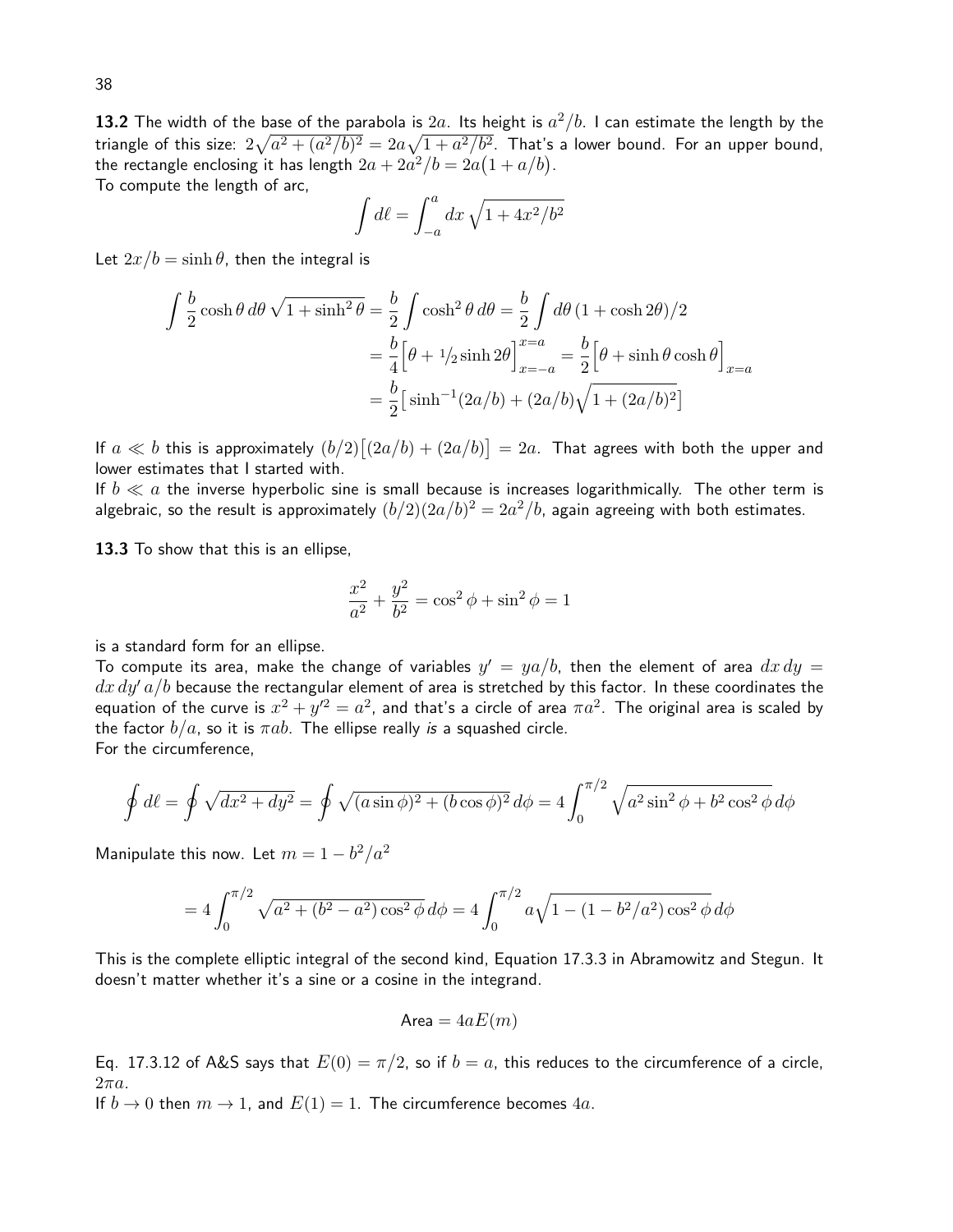**13.2** The width of the base of the parabola is $2a$. Its height is $a^2/b$. I can estimate the length by the triangle of this size: $2\sqrt{a^2 + (a^2/b)^2} = 2a\sqrt{1 + a^2/b^2}$. That's a lower bound. For an upper bound, the rectangle enclosing it has length $2a + 2a^2/b = 2a\big(1 + a/b\big)$.
To compute the length of arc,

$$\int d\ell = \int_{-a}^{a} dx\,\sqrt{1 + 4x^2/b^2}$$

Let $2x/b = \sinh\theta$, then the integral is

$$\begin{aligned}
\int \frac{b}{2}\cosh\theta\, d\theta\,\sqrt{1 + \sinh^2\theta} &= \frac{b}{2}\int \cosh^2\theta\, d\theta = \frac{b}{2}\int d\theta\,(1 + \cosh 2\theta)/2 \\
&= \frac{b}{4}\Big[\theta + {}^1\!/\!_2 \sinh 2\theta\Big]_{x=-a}^{x=a} = \frac{b}{2}\Big[\theta + \sinh\theta\cosh\theta\Big]_{x=a} \\
&= \frac{b}{2}\big[\sinh^{-1}(2a/b) + (2a/b)\sqrt{1 + (2a/b)^2}\big]
\end{aligned}$$

If $a \ll b$ this is approximately $(b/2)\big[(2a/b) + (2a/b)\big] = 2a$. That agrees with both the upper and lower estimates that I started with.
If $b \ll a$ the inverse hyperbolic sine is small because is increases logarithmically. The other term is algebraic, so the result is approximately $(b/2)(2a/b)^2 = 2a^2/b$, again agreeing with both estimates.

**13.3** To show that this is an ellipse,

$$\frac{x^2}{a^2} + \frac{y^2}{b^2} = \cos^2\phi + \sin^2\phi = 1$$

is a standard form for an ellipse.
To compute its area, make the change of variables $y' = ya/b$, then the element of area $dx\,dy = dx\,dy'\,a/b$ because the rectangular element of area is stretched by this factor. In these coordinates the equation of the curve is $x^2 + y'^2 = a^2$, and that's a circle of area $\pi a^2$. The original area is scaled by the factor $b/a$, so it is $\pi ab$. The ellipse really *is* a squashed circle.
For the circumference,

$$\oint d\ell = \oint \sqrt{dx^2 + dy^2} = \oint \sqrt{(a\sin\phi)^2 + (b\cos\phi)^2}\, d\phi = 4\int_0^{\pi/2} \sqrt{a^2\sin^2\phi + b^2\cos^2\phi}\, d\phi$$

Manipulate this now. Let $m = 1 - b^2/a^2$

$$= 4\int_0^{\pi/2} \sqrt{a^2 + (b^2 - a^2)\cos^2\phi}\, d\phi = 4\int_0^{\pi/2} a\sqrt{1 - (1 - b^2/a^2)\cos^2\phi}\, d\phi$$

This is the complete elliptic integral of the second kind, Equation 17.3.3 in Abramowitz and Stegun. It doesn't matter whether it's a sine or a cosine in the integrand.

$$\text{Area} = 4aE(m)$$

Eq. 17.3.12 of A&S says that $E(0) = \pi/2$, so if $b = a$, this reduces to the circumference of a circle, $2\pi a$.
If $b \to 0$ then $m \to 1$, and $E(1) = 1$. The circumference becomes $4a$.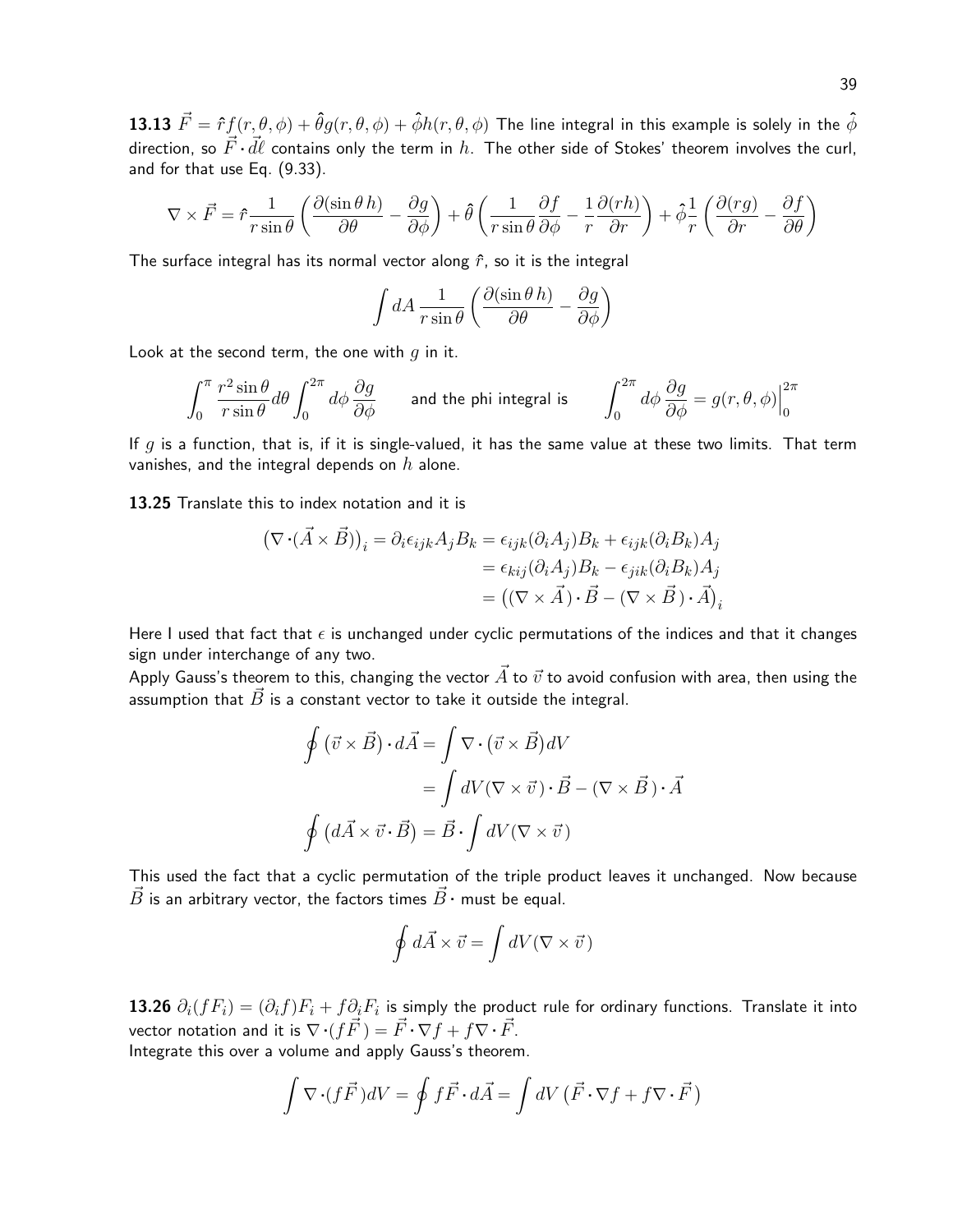**13.13** $\vec{F} = \hat{r}f(r,\theta,\phi) + \hat{\theta}g(r,\theta,\phi) + \hat{\phi}h(r,\theta,\phi)$ The line integral in this example is solely in the $\hat{\phi}$ direction, so $\vec{F}\cdot d\vec{\ell}$ contains only the term in $h$. The other side of Stokes' theorem involves the curl, and for that use Eq. (9.33).

$$\nabla\times\vec{F} = \hat{r}\frac{1}{r\sin\theta}\left(\frac{\partial(\sin\theta\, h)}{\partial\theta} - \frac{\partial g}{\partial\phi}\right) + \hat{\theta}\left(\frac{1}{r\sin\theta}\frac{\partial f}{\partial\phi} - \frac{1}{r}\frac{\partial(rh)}{\partial r}\right) + \hat{\phi}\frac{1}{r}\left(\frac{\partial(rg)}{\partial r} - \frac{\partial f}{\partial\theta}\right)$$

The surface integral has its normal vector along $\hat{r}$, so it is the integral

$$\int dA\, \frac{1}{r\sin\theta}\left(\frac{\partial(\sin\theta\, h)}{\partial\theta} - \frac{\partial g}{\partial\phi}\right)$$

Look at the second term, the one with $g$ in it.

$$\int_0^\pi \frac{r^2\sin\theta}{r\sin\theta}d\theta\int_0^{2\pi}d\phi\,\frac{\partial g}{\partial\phi} \qquad \text{and the phi integral is} \qquad \int_0^{2\pi}d\phi\,\frac{\partial g}{\partial\phi} = g(r,\theta,\phi)\Big|_0^{2\pi}$$

If $g$ is a function, that is, if it is single-valued, it has the same value at these two limits. That term vanishes, and the integral depends on $h$ alone.

**13.25** Translate this to index notation and it is

$$\begin{aligned}\big(\nabla\cdot(\vec{A}\times\vec{B})\big)_i = \partial_i\epsilon_{ijk}A_jB_k &= \epsilon_{ijk}(\partial_iA_j)B_k + \epsilon_{ijk}(\partial_iB_k)A_j \\ &= \epsilon_{kij}(\partial_iA_j)B_k - \epsilon_{jik}(\partial_iB_k)A_j \\ &= \big((\nabla\times\vec{A})\cdot\vec{B} - (\nabla\times\vec{B})\cdot\vec{A}\big)_i\end{aligned}$$

Here I used that fact that $\epsilon$ is unchanged under cyclic permutations of the indices and that it changes sign under interchange of any two.

Apply Gauss's theorem to this, changing the vector $\vec{A}$ to $\vec{v}$ to avoid confusion with area, then using the assumption that $\vec{B}$ is a constant vector to take it outside the integral.

$$\begin{aligned}\oint(\vec{v}\times\vec{B})\cdot d\vec{A} &= \int\nabla\cdot(\vec{v}\times\vec{B})dV \\ &= \int dV(\nabla\times\vec{v})\cdot\vec{B} - (\nabla\times\vec{B})\cdot\vec{A} \\ \oint\big(d\vec{A}\times\vec{v}\cdot\vec{B}\big) &= \vec{B}\cdot\int dV(\nabla\times\vec{v})\end{aligned}$$

This used the fact that a cyclic permutation of the triple product leaves it unchanged. Now because $\vec{B}$ is an arbitrary vector, the factors times $\vec{B}\cdot$ must be equal.

$$\oint d\vec{A}\times\vec{v} = \int dV(\nabla\times\vec{v})$$

**13.26** $\partial_i(fF_i) = (\partial_if)F_i + f\partial_iF_i$ is simply the product rule for ordinary functions. Translate it into vector notation and it is $\nabla\cdot(f\vec{F}) = \vec{F}\cdot\nabla f + f\nabla\cdot\vec{F}$.

Integrate this over a volume and apply Gauss's theorem.

$$\int\nabla\cdot(f\vec{F})dV = \oint f\vec{F}\cdot d\vec{A} = \int dV\,\big(\vec{F}\cdot\nabla f + f\nabla\cdot\vec{F}\big)$$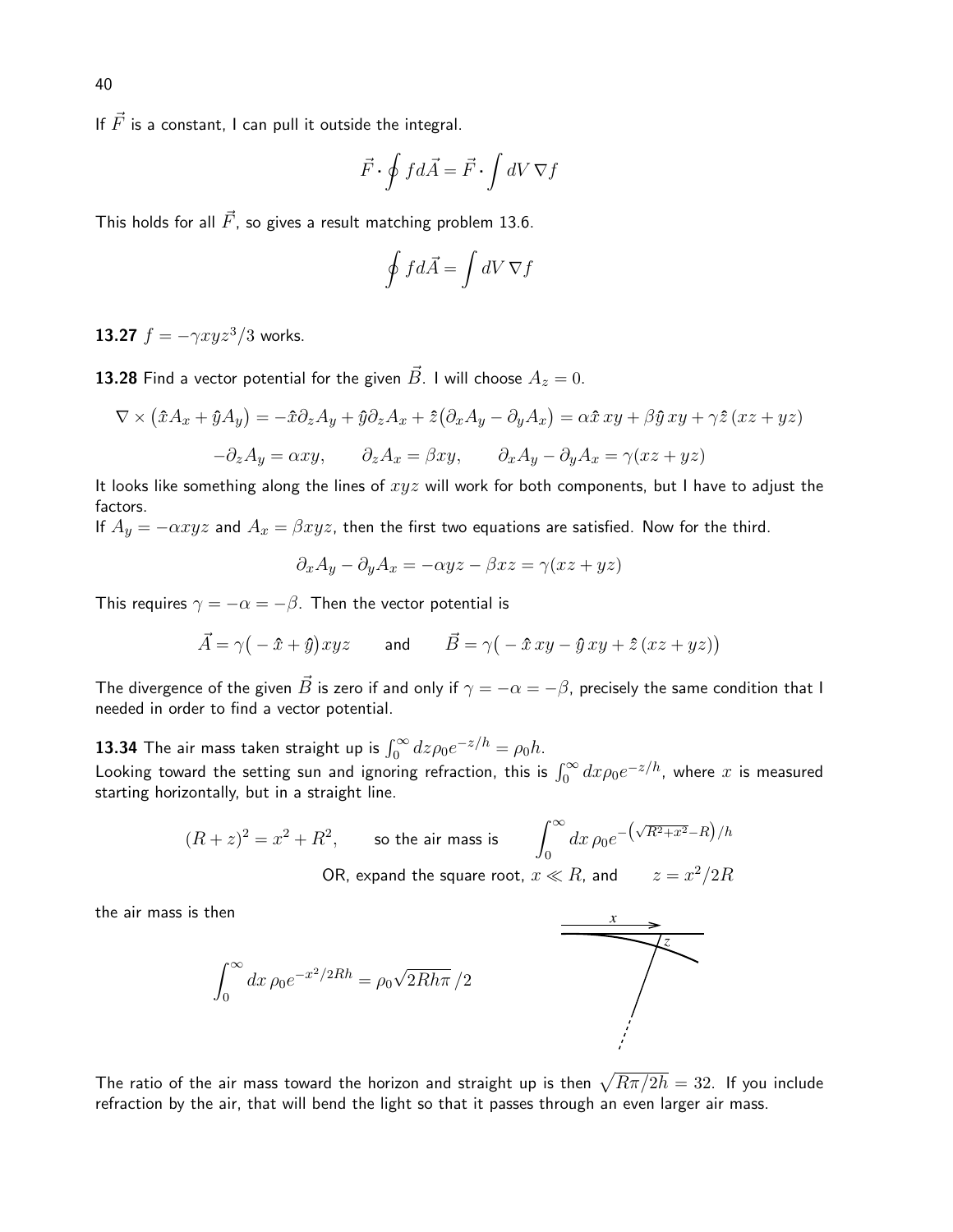If $\vec{F}$ is a constant, I can pull it outside the integral.

$$\vec{F} \cdot \oint f d\vec{A} = \vec{F} \cdot \int dV \, \nabla f$$

This holds for all $\vec{F}$, so gives a result matching problem 13.6.

$$\oint f d\vec{A} = \int dV \, \nabla f$$

**13.27** $f = -\gamma xyz^3/3$ works.

**13.28** Find a vector potential for the given $\vec{B}$. I will choose $A_z = 0$.

$$\nabla \times \big(\hat{x} A_x + \hat{y} A_y\big) = -\hat{x}\partial_z A_y + \hat{y}\partial_z A_x + \hat{z}\big(\partial_x A_y - \partial_y A_x\big) = \alpha\hat{x}\, xy + \beta\hat{y}\, xy + \gamma\hat{z}\,(xz + yz)$$

$$-\partial_z A_y = \alpha xy, \qquad \partial_z A_x = \beta xy, \qquad \partial_x A_y - \partial_y A_x = \gamma(xz + yz)$$

It looks like something along the lines of $xyz$ will work for both components, but I have to adjust the factors.
If $A_y = -\alpha xyz$ and $A_x = \beta xyz$, then the first two equations are satisfied. Now for the third.

$$\partial_x A_y - \partial_y A_x = -\alpha yz - \beta xz = \gamma(xz + yz)$$

This requires $\gamma = -\alpha = -\beta$. Then the vector potential is

$$\vec{A} = \gamma\big(-\hat{x} + \hat{y}\big)xyz \qquad \text{and} \qquad \vec{B} = \gamma\big(-\hat{x}\, xy - \hat{y}\, xy + \hat{z}\,(xz + yz)\big)$$

The divergence of the given $\vec{B}$ is zero if and only if $\gamma = -\alpha = -\beta$, precisely the same condition that I needed in order to find a vector potential.

**13.34** The air mass taken straight up is $\int_0^\infty dz \rho_0 e^{-z/h} = \rho_0 h$.
Looking toward the setting sun and ignoring refraction, this is $\int_0^\infty dx \rho_0 e^{-z/h}$, where $x$ is measured starting horizontally, but in a straight line.

$$(R + z)^2 = x^2 + R^2, \qquad \text{so the air mass is} \qquad \int_0^\infty dx\, \rho_0 e^{-\left(\sqrt{R^2 + x^2} - R\right)/h}$$

OR, expand the square root, $x \ll R$, and $\quad z = x^2/2R$

the air mass is then

$$\int_0^\infty dx\, \rho_0 e^{-x^2/2Rh} = \rho_0 \sqrt{2Rh\pi}\,/2$$

The ratio of the air mass toward the horizon and straight up is then $\sqrt{R\pi/2h} = 32$. If you include refraction by the air, that will bend the light so that it passes through an even larger air mass.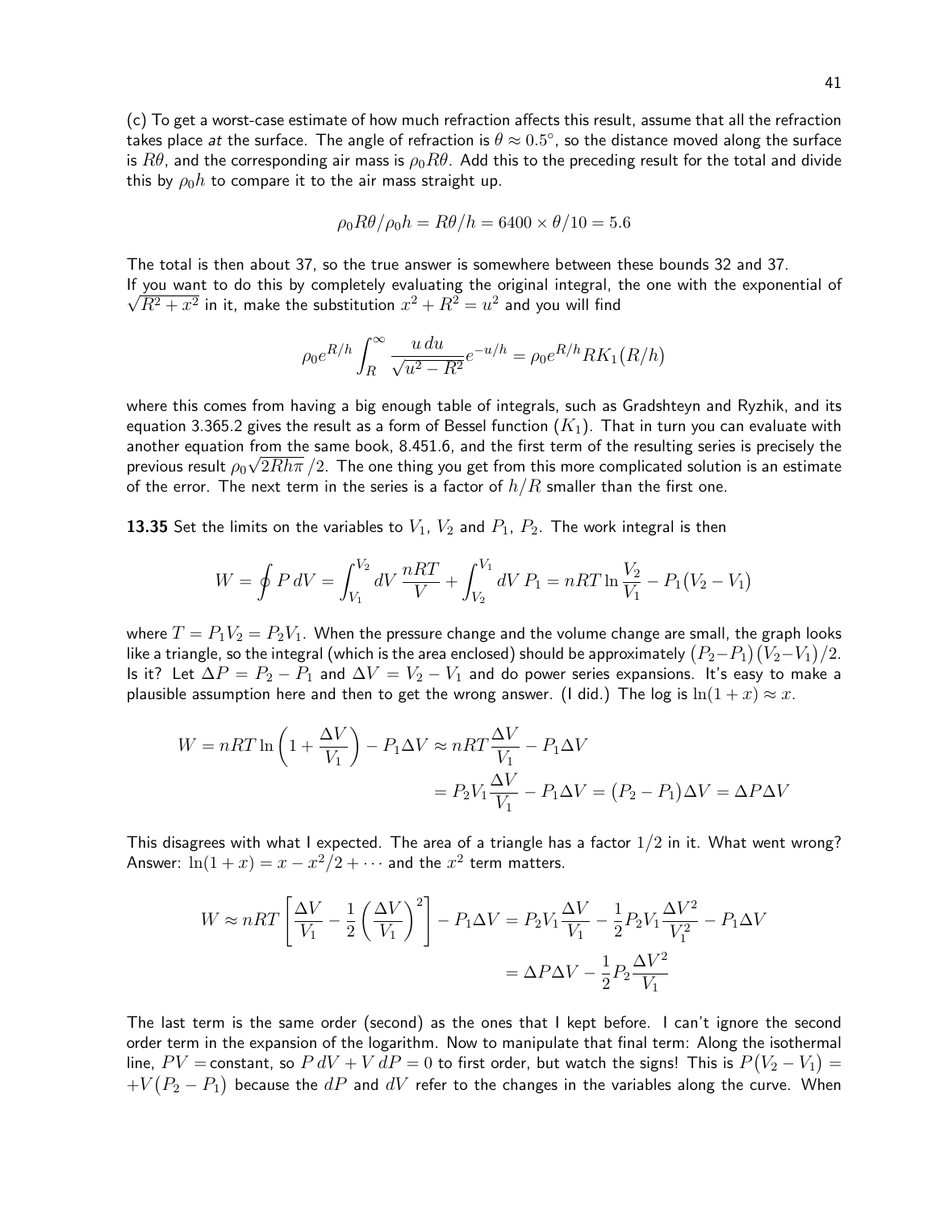(c) To get a worst-case estimate of how much refraction affects this result, assume that all the refraction takes place *at* the surface. The angle of refraction is $\theta \approx 0.5^\circ$, so the distance moved along the surface is $R\theta$, and the corresponding air mass is $\rho_0 R\theta$. Add this to the preceding result for the total and divide this by $\rho_0 h$ to compare it to the air mass straight up.

$$\rho_0 R\theta/\rho_0 h = R\theta/h = 6400 \times \theta/10 = 5.6$$

The total is then about 37, so the true answer is somewhere between these bounds 32 and 37.
If you want to do this by completely evaluating the original integral, the one with the exponential of $\sqrt{R^2 + x^2}$ in it, make the substitution $x^2 + R^2 = u^2$ and you will find

$$\rho_0 e^{R/h} \int_R^\infty \frac{u\,du}{\sqrt{u^2 - R^2}} e^{-u/h} = \rho_0 e^{R/h} R K_1(R/h)$$

where this comes from having a big enough table of integrals, such as Gradshteyn and Ryzhik, and its equation 3.365.2 gives the result as a form of Bessel function ($K_1$). That in turn you can evaluate with another equation from the same book, 8.451.6, and the first term of the resulting series is precisely the previous result $\rho_0\sqrt{2Rh\pi}\,/2$. The one thing you get from this more complicated solution is an estimate of the error. The next term in the series is a factor of $h/R$ smaller than the first one.

**13.35** Set the limits on the variables to $V_1$, $V_2$ and $P_1$, $P_2$. The work integral is then

$$W = \oint P\,dV = \int_{V_1}^{V_2} dV\,\frac{nRT}{V} + \int_{V_2}^{V_1} dV\,P_1 = nRT\ln\frac{V_2}{V_1} - P_1(V_2 - V_1)$$

where $T = P_1V_2 = P_2V_1$. When the pressure change and the volume change are small, the graph looks like a triangle, so the integral (which is the area enclosed) should be approximately $(P_2 - P_1)(V_2 - V_1)/2$. Is it? Let $\Delta P = P_2 - P_1$ and $\Delta V = V_2 - V_1$ and do power series expansions. It's easy to make a plausible assumption here and then to get the wrong answer. (I did.) The log is $\ln(1+x) \approx x$.

$$W = nRT\ln\left(1 + \frac{\Delta V}{V_1}\right) - P_1\Delta V \approx nRT\frac{\Delta V}{V_1} - P_1\Delta V$$
$$= P_2V_1\frac{\Delta V}{V_1} - P_1\Delta V = (P_2 - P_1)\Delta V = \Delta P\Delta V$$

This disagrees with what I expected. The area of a triangle has a factor $1/2$ in it. What went wrong? Answer: $\ln(1+x) = x - x^2/2 + \cdots$ and the $x^2$ term matters.

$$W \approx nRT\left[\frac{\Delta V}{V_1} - \frac{1}{2}\left(\frac{\Delta V}{V_1}\right)^2\right] - P_1\Delta V = P_2V_1\frac{\Delta V}{V_1} - \frac{1}{2}P_2V_1\frac{\Delta V^2}{V_1^2} - P_1\Delta V$$
$$= \Delta P\Delta V - \frac{1}{2}P_2\frac{\Delta V^2}{V_1}$$

The last term is the same order (second) as the ones that I kept before. I can't ignore the second order term in the expansion of the logarithm. Now to manipulate that final term: Along the isothermal line, $PV =$ constant, so $P\,dV + V\,dP = 0$ to first order, but watch the signs! This is $P(V_2 - V_1) = +V(P_2 - P_1)$ because the $dP$ and $dV$ refer to the changes in the variables along the curve. When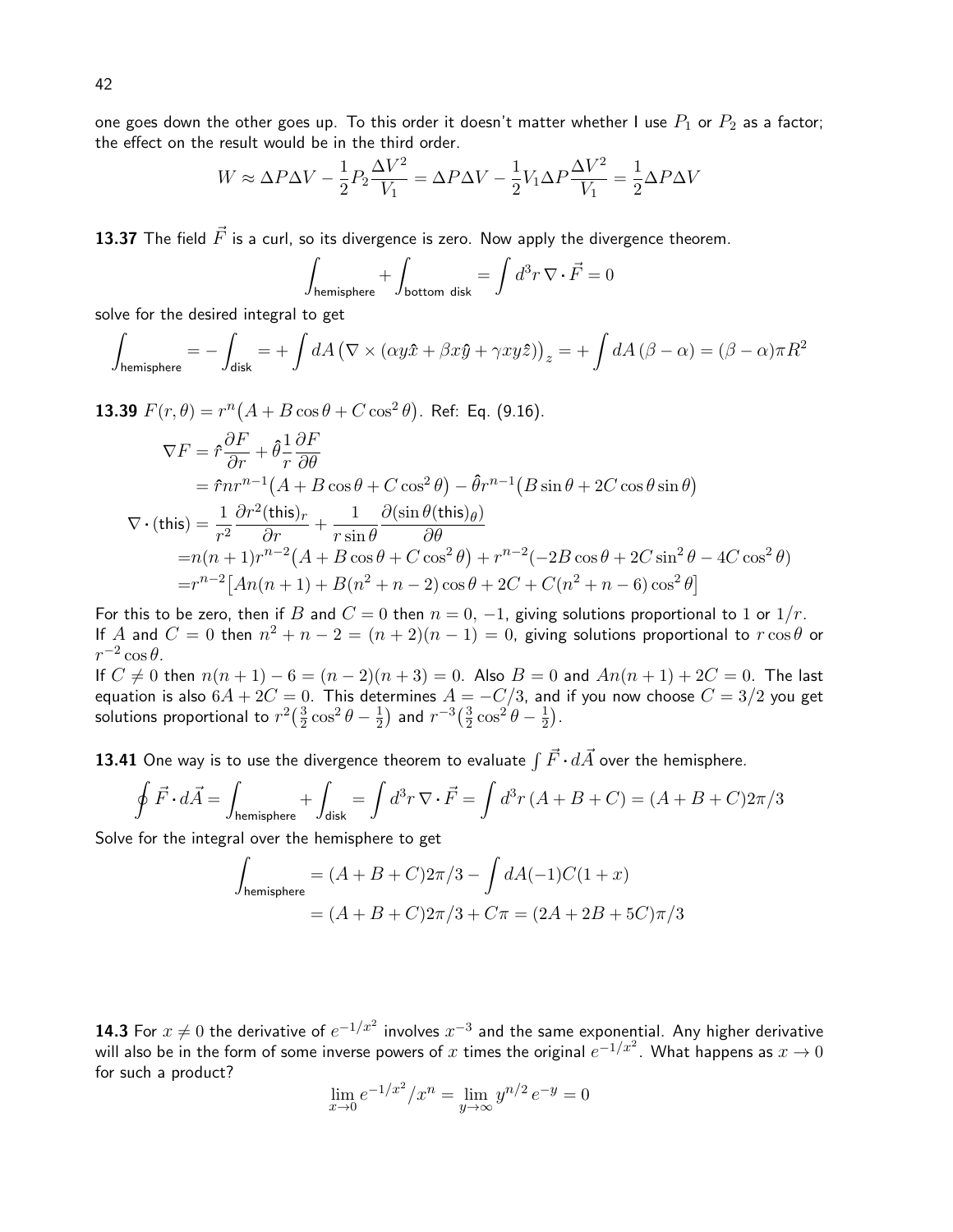one goes down the other goes up. To this order it doesn't matter whether I use $P_1$ or $P_2$ as a factor; the effect on the result would be in the third order.

$$W \approx \Delta P \Delta V - \frac{1}{2} P_2 \frac{\Delta V^2}{V_1} = \Delta P \Delta V - \frac{1}{2} V_1 \Delta P \frac{\Delta V^2}{V_1} = \frac{1}{2} \Delta P \Delta V$$

**13.37** The field $\vec{F}$ is a curl, so its divergence is zero. Now apply the divergence theorem.

$$\int_{\text{hemisphere}} + \int_{\text{bottom disk}} = \int d^3 r \, \nabla \cdot \vec{F} = 0$$

solve for the desired integral to get

$$\int_{\text{hemisphere}} = -\int_{\text{disk}} = +\int dA \left( \nabla \times (\alpha y \hat{x} + \beta x \hat{y} + \gamma x y \hat{z}) \right)_z = +\int dA \, (\beta - \alpha) = (\beta - \alpha) \pi R^2$$

**13.39** $F(r, \theta) = r^n \big( A + B \cos\theta + C \cos^2\theta \big)$. Ref: Eq. (9.16).

$$\begin{aligned}
\nabla F &= \hat{r} \frac{\partial F}{\partial r} + \hat{\theta} \frac{1}{r} \frac{\partial F}{\partial \theta} \\
&= \hat{r} n r^{n-1} \big( A + B \cos\theta + C \cos^2\theta \big) - \hat{\theta} r^{n-1} \big( B \sin\theta + 2C \cos\theta \sin\theta \big) \\
\nabla \cdot (\text{this}) &= \frac{1}{r^2} \frac{\partial r^2 (\text{this})_r}{\partial r} + \frac{1}{r \sin\theta} \frac{\partial (\sin\theta (\text{this})_\theta)}{\partial \theta} \\
&= n(n+1) r^{n-2} \big( A + B \cos\theta + C \cos^2\theta \big) + r^{n-2} (-2B \cos\theta + 2C \sin^2\theta - 4C \cos^2\theta) \\
&= r^{n-2} \big[ A n(n+1) + B(n^2 + n - 2) \cos\theta + 2C + C(n^2 + n - 6) \cos^2\theta \big]
\end{aligned}$$

For this to be zero, then if $B$ and $C = 0$ then $n = 0, \, -1$, giving solutions proportional to $1$ or $1/r$.
If $A$ and $C = 0$ then $n^2 + n - 2 = (n+2)(n-1) = 0$, giving solutions proportional to $r \cos\theta$ or $r^{-2} \cos\theta$.
If $C \neq 0$ then $n(n+1) - 6 = (n-2)(n+3) = 0$. Also $B = 0$ and $A n(n+1) + 2C = 0$. The last equation is also $6A + 2C = 0$. This determines $A = -C/3$, and if you now choose $C = 3/2$ you get solutions proportional to $r^2 \big( \frac{3}{2} \cos^2\theta - \frac{1}{2} \big)$ and $r^{-3} \big( \frac{3}{2} \cos^2\theta - \frac{1}{2} \big)$.

**13.41** One way is to use the divergence theorem to evaluate $\int \vec{F} \cdot d\vec{A}$ over the hemisphere.

$$\oint \vec{F} \cdot d\vec{A} = \int_{\text{hemisphere}} + \int_{\text{disk}} = \int d^3 r \, \nabla \cdot \vec{F} = \int d^3 r \, (A + B + C) = (A + B + C) 2\pi/3$$

Solve for the integral over the hemisphere to get

$$\begin{aligned}
\int_{\text{hemisphere}} &= (A + B + C) 2\pi/3 - \int dA (-1) C (1 + x) \\
&= (A + B + C) 2\pi/3 + C\pi = (2A + 2B + 5C)\pi/3
\end{aligned}$$

**14.3** For $x \neq 0$ the derivative of $e^{-1/x^2}$ involves $x^{-3}$ and the same exponential. Any higher derivative will also be in the form of some inverse powers of $x$ times the original $e^{-1/x^2}$. What happens as $x \to 0$ for such a product?

$$\lim_{x \to 0} e^{-1/x^2} / x^n = \lim_{y \to \infty} y^{n/2} \, e^{-y} = 0$$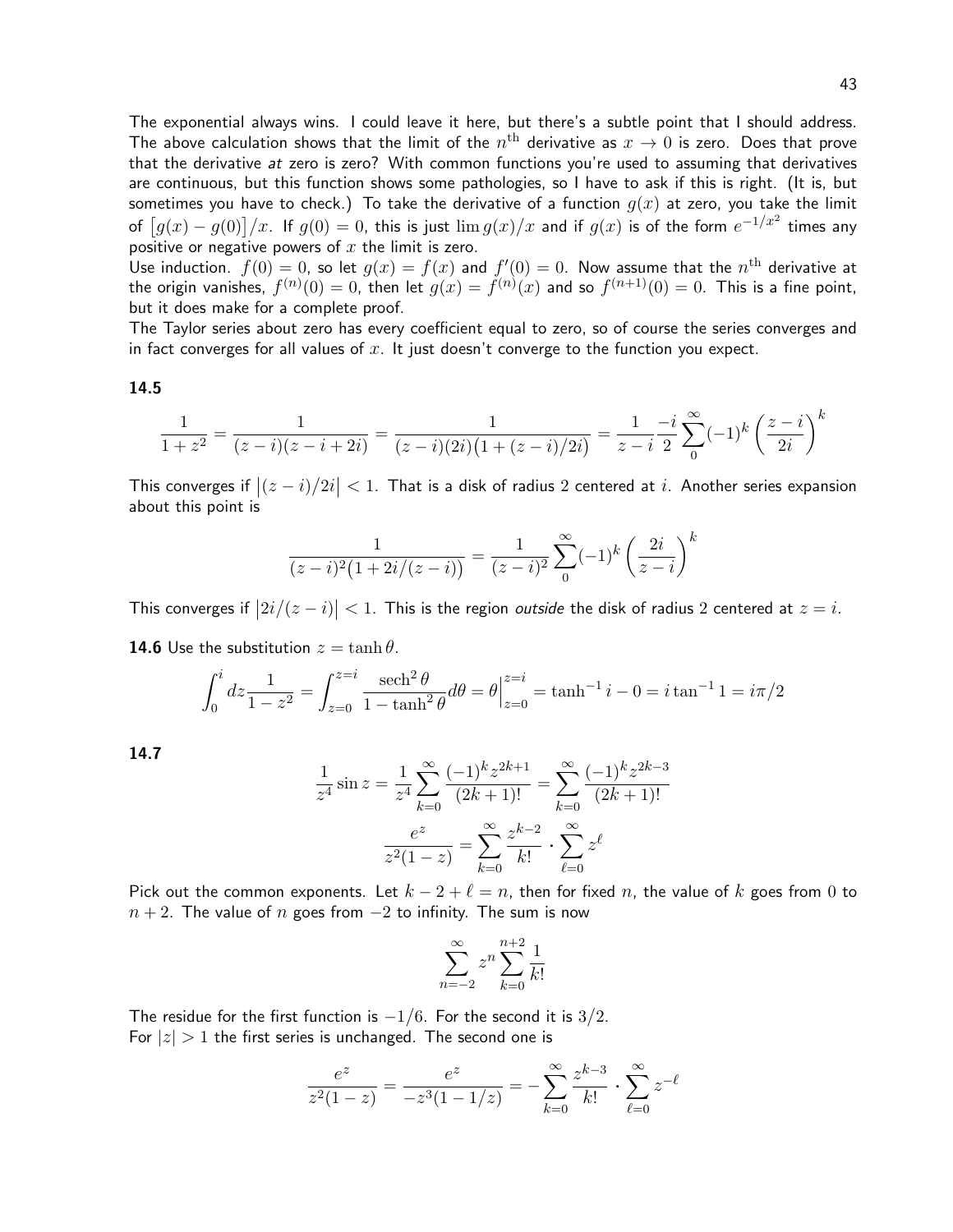The exponential always wins. I could leave it here, but there's a subtle point that I should address. The above calculation shows that the limit of the $n^{\text{th}}$ derivative as $x \to 0$ is zero. Does that prove that the derivative *at* zero is zero? With common functions you're used to assuming that derivatives are continuous, but this function shows some pathologies, so I have to ask if this is right. (It is, but sometimes you have to check.) To take the derivative of a function $g(x)$ at zero, you take the limit of $\big[g(x) - g(0)\big]/x$. If $g(0) = 0$, this is just $\lim g(x)/x$ and if $g(x)$ is of the form $e^{-1/x^2}$ times any positive or negative powers of $x$ the limit is zero.

Use induction. $f(0) = 0$, so let $g(x) = f(x)$ and $f'(0) = 0$. Now assume that the $n^{\text{th}}$ derivative at the origin vanishes, $f^{(n)}(0) = 0$, then let $g(x) = f^{(n)}(x)$ and so $f^{(n+1)}(0) = 0$. This is a fine point, but it does make for a complete proof.

The Taylor series about zero has every coefficient equal to zero, so of course the series converges and in fact converges for all values of $x$. It just doesn't converge to the function you expect.

**14.5**

$$\frac{1}{1+z^2} = \frac{1}{(z-i)(z-i+2i)} = \frac{1}{(z-i)(2i)\big(1+(z-i)/2i\big)} = \frac{1}{z-i}\frac{-i}{2}\sum_0^\infty (-1)^k\left(\frac{z-i}{2i}\right)^k$$

This converges if $\big|(z-i)/2i\big| < 1$. That is a disk of radius $2$ centered at $i$. Another series expansion about this point is

$$\frac{1}{(z-i)^2\big(1+2i/(z-i)\big)} = \frac{1}{(z-i)^2}\sum_0^\infty (-1)^k\left(\frac{2i}{z-i}\right)^k$$

This converges if $\big|2i/(z-i)\big| < 1$. This is the region *outside* the disk of radius $2$ centered at $z = i$.

**14.6** Use the substitution $z = \tanh\theta$.

$$\int_0^i dz\frac{1}{1-z^2} = \int_{z=0}^{z=i}\frac{\operatorname{sech}^2\theta}{1-\tanh^2\theta}d\theta = \theta\Big|_{z=0}^{z=i} = \tanh^{-1} i - 0 = i\tan^{-1}1 = i\pi/2$$

**14.7**

$$\frac{1}{z^4}\sin z = \frac{1}{z^4}\sum_{k=0}^\infty\frac{(-1)^k z^{2k+1}}{(2k+1)!} = \sum_{k=0}^\infty\frac{(-1)^k z^{2k-3}}{(2k+1)!}$$

$$\frac{e^z}{z^2(1-z)} = \sum_{k=0}^\infty\frac{z^{k-2}}{k!}\cdot\sum_{\ell=0}^\infty z^\ell$$

Pick out the common exponents. Let $k - 2 + \ell = n$, then for fixed $n$, the value of $k$ goes from $0$ to $n+2$. The value of $n$ goes from $-2$ to infinity. The sum is now

$$\sum_{n=-2}^\infty z^n\sum_{k=0}^{n+2}\frac{1}{k!}$$

The residue for the first function is $-1/6$. For the second it is $3/2$.

For $|z| > 1$ the first series is unchanged. The second one is

$$\frac{e^z}{z^2(1-z)} = \frac{e^z}{-z^3(1-1/z)} = -\sum_{k=0}^\infty\frac{z^{k-3}}{k!}\cdot\sum_{\ell=0}^\infty z^{-\ell}$$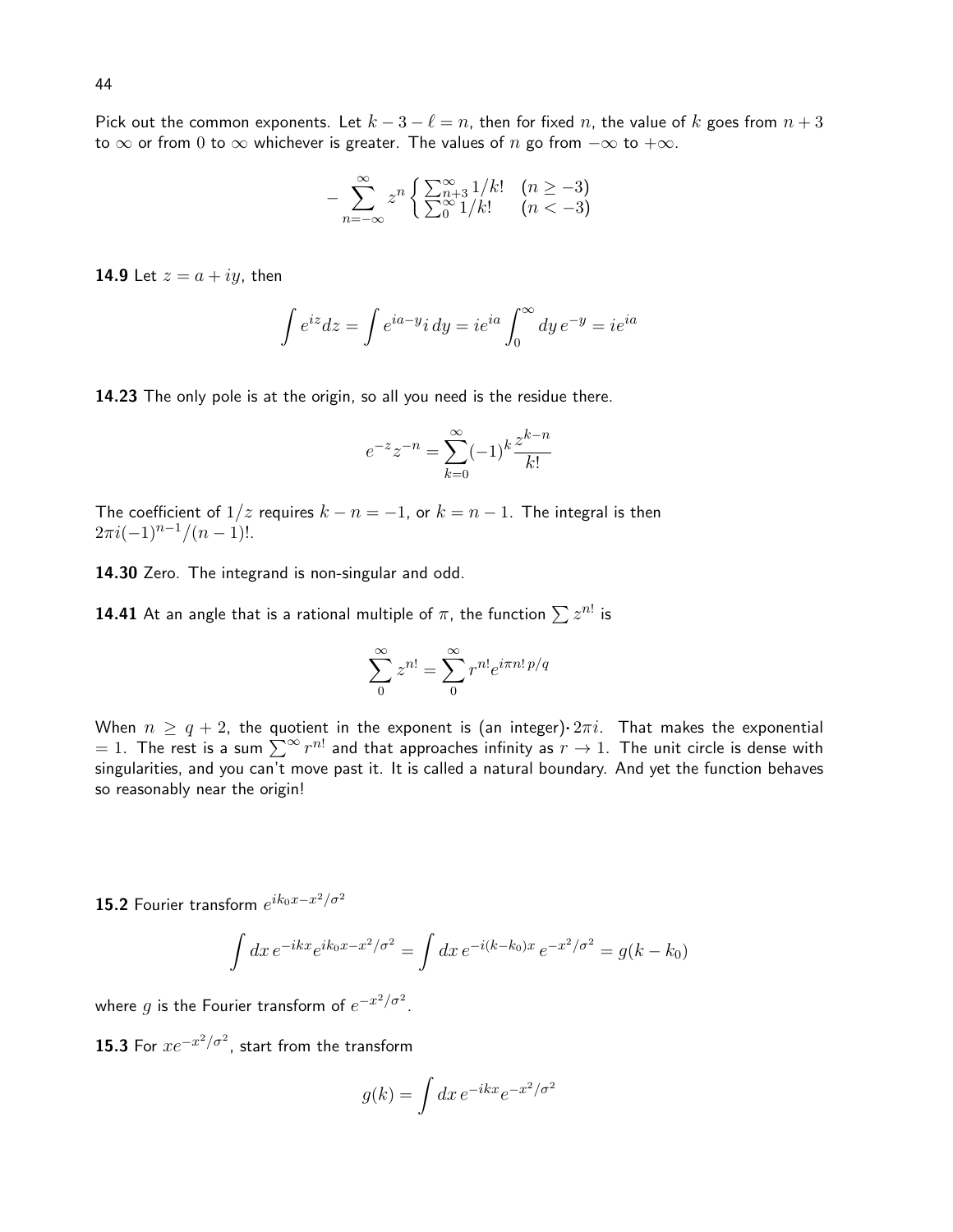Pick out the common exponents. Let $k - 3 - \ell = n$, then for fixed $n$, the value of $k$ goes from $n+3$ to $\infty$ or from 0 to $\infty$ whichever is greater. The values of $n$ go from $-\infty$ to $+\infty$.

$$-\sum_{n=-\infty}^{\infty} z^n \begin{cases} \sum_{n+3}^{\infty} 1/k! & (n \geq -3) \\ \sum_{0}^{\infty} 1/k! & (n < -3) \end{cases}$$

**14.9** Let $z = a + iy$, then

$$\int e^{iz} dz = \int e^{ia-y} i\, dy = ie^{ia} \int_0^{\infty} dy\, e^{-y} = ie^{ia}$$

**14.23** The only pole is at the origin, so all you need is the residue there.

$$e^{-z} z^{-n} = \sum_{k=0}^{\infty} (-1)^k \frac{z^{k-n}}{k!}$$

The coefficient of $1/z$ requires $k - n = -1$, or $k = n - 1$. The integral is then $2\pi i (-1)^{n-1}/(n-1)!$.

**14.30** Zero. The integrand is non-singular and odd.

**14.41** At an angle that is a rational multiple of $\pi$, the function $\sum z^{n!}$ is

$$\sum_0^{\infty} z^{n!} = \sum_0^{\infty} r^{n!} e^{i\pi n!\, p/q}$$

When $n \geq q + 2$, the quotient in the exponent is (an integer)$\cdot 2\pi i$. That makes the exponential $= 1$. The rest is a sum $\sum^{\infty} r^{n!}$ and that approaches infinity as $r \to 1$. The unit circle is dense with singularities, and you can't move past it. It is called a natural boundary. And yet the function behaves so reasonably near the origin!

**15.2** Fourier transform $e^{ik_0 x - x^2/\sigma^2}$

$$\int dx\, e^{-ikx} e^{ik_0 x - x^2/\sigma^2} = \int dx\, e^{-i(k-k_0)x}\, e^{-x^2/\sigma^2} = g(k - k_0)$$

where $g$ is the Fourier transform of $e^{-x^2/\sigma^2}$.

**15.3** For $xe^{-x^2/\sigma^2}$, start from the transform

$$g(k) = \int dx\, e^{-ikx} e^{-x^2/\sigma^2}$$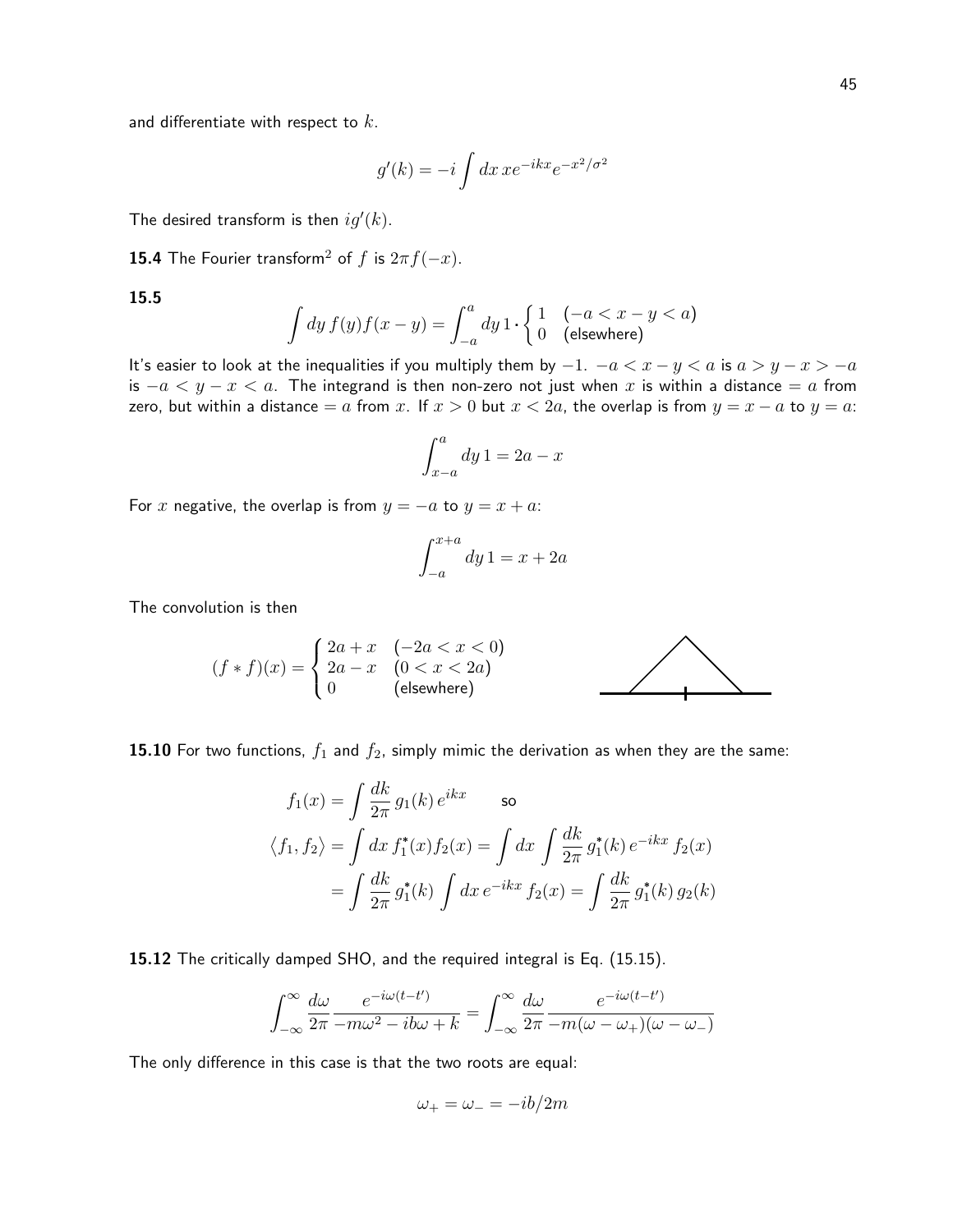and differentiate with respect to $k$.

$$g'(k) = -i \int dx\, x e^{-ikx} e^{-x^2/\sigma^2}$$

The desired transform is then $ig'(k)$.

**15.4** The Fourier transform[2] of $f$ is $2\pi f(-x)$.

**15.5**

$$\int dy\, f(y) f(x-y) = \int_{-a}^{a} dy\, 1 \cdot \begin{cases} 1 & (-a < x - y < a) \\ 0 & \text{(elsewhere)} \end{cases}$$

It's easier to look at the inequalities if you multiply them by $-1$. $-a < x - y < a$ is $a > y - x > -a$ is $-a < y - x < a$. The integrand is then non-zero not just when $x$ is within a distance $= a$ from zero, but within a distance $= a$ from $x$. If $x > 0$ but $x < 2a$, the overlap is from $y = x - a$ to $y = a$:

$$\int_{x-a}^{a} dy\, 1 = 2a - x$$

For $x$ negative, the overlap is from $y = -a$ to $y = x + a$:

$$\int_{-a}^{x+a} dy\, 1 = x + 2a$$

The convolution is then

$$(f * f)(x) = \begin{cases} 2a + x & (-2a < x < 0) \\ 2a - x & (0 < x < 2a) \\ 0 & \text{(elsewhere)} \end{cases}$$

**15.10** For two functions, $f_1$ and $f_2$, simply mimic the derivation as when they are the same:

$$\begin{aligned} f_1(x) &= \int \frac{dk}{2\pi}\, g_1(k)\, e^{ikx} \qquad \text{so} \\ \langle f_1, f_2 \rangle &= \int dx\, f_1^*(x) f_2(x) = \int dx \int \frac{dk}{2\pi}\, g_1^*(k)\, e^{-ikx}\, f_2(x) \\ &= \int \frac{dk}{2\pi}\, g_1^*(k) \int dx\, e^{-ikx}\, f_2(x) = \int \frac{dk}{2\pi}\, g_1^*(k)\, g_2(k) \end{aligned}$$

**15.12** The critically damped SHO, and the required integral is Eq. (15.15).

$$\int_{-\infty}^{\infty} \frac{d\omega}{2\pi} \frac{e^{-i\omega(t-t')}}{-m\omega^2 - ib\omega + k} = \int_{-\infty}^{\infty} \frac{d\omega}{2\pi} \frac{e^{-i\omega(t-t')}}{-m(\omega - \omega_+)(\omega - \omega_-)}$$

The only difference in this case is that the two roots are equal:

$$\omega_+ = \omega_- = -ib/2m$$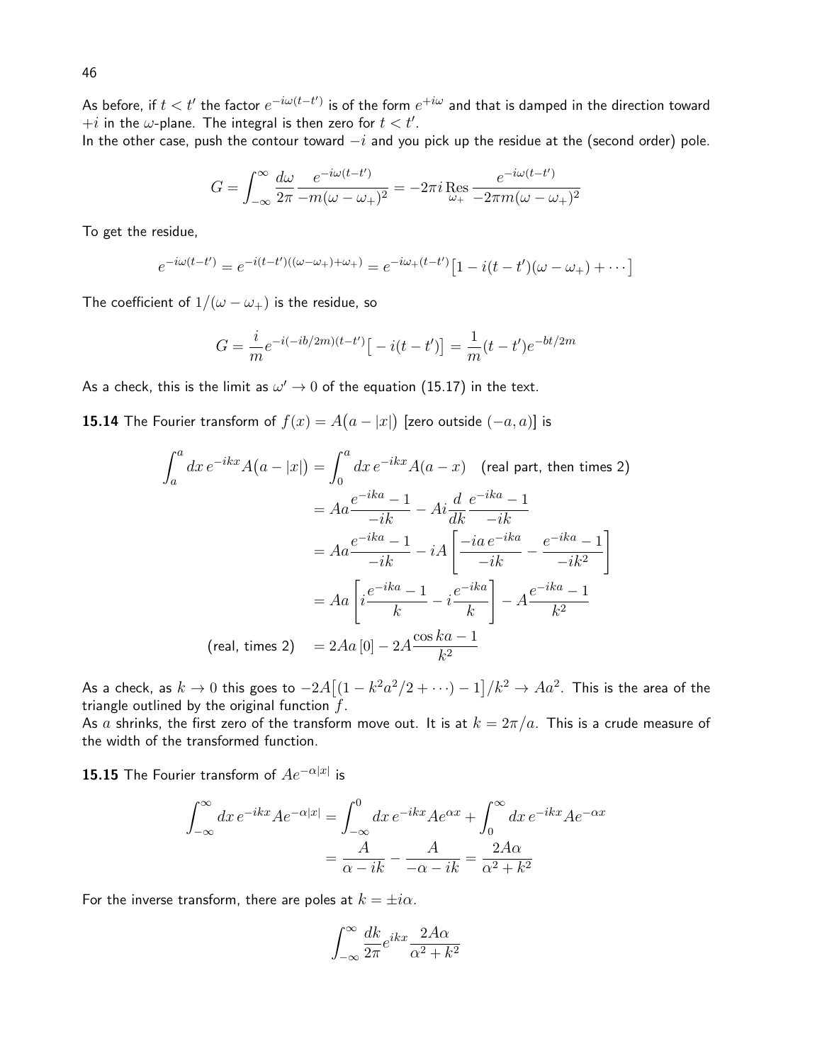As before, if $t < t'$ the factor $e^{-i\omega(t-t')}$ is of the form $e^{+i\omega}$ and that is damped in the direction toward $+i$ in the $\omega$-plane. The integral is then zero for $t < t'$.
In the other case, push the contour toward $-i$ and you pick up the residue at the (second order) pole.

$$G = \int_{-\infty}^{\infty} \frac{d\omega}{2\pi} \frac{e^{-i\omega(t-t')}}{-m(\omega-\omega_+)^2} = -2\pi i \operatorname*{Res}_{\omega_+} \frac{e^{-i\omega(t-t')}}{-2\pi m(\omega-\omega_+)^2}$$

To get the residue,

$$e^{-i\omega(t-t')} = e^{-i(t-t')((\omega-\omega_+)+\omega_+)} = e^{-i\omega_+(t-t')}\big[1 - i(t-t')(\omega-\omega_+) + \cdots\big]$$

The coefficient of $1/(\omega-\omega_+)$ is the residue, so

$$G = \frac{i}{m} e^{-i(-ib/2m)(t-t')}\big[-i(t-t')\big] = \frac{1}{m}(t-t')e^{-bt/2m}$$

As a check, this is the limit as $\omega' \to 0$ of the equation (15.17) in the text.

**15.14** The Fourier transform of $f(x) = A\big(a - |x|\big)$ [zero outside $(-a, a)$] is

$$\begin{aligned}
\int_a^a dx\, e^{-ikx} A\big(a - |x|\big) &= \int_0^a dx\, e^{-ikx} A(a - x) \quad \text{(real part, then times 2)} \\
&= Aa\frac{e^{-ika}-1}{-ik} - Ai\frac{d}{dk}\frac{e^{-ika}-1}{-ik} \\
&= Aa\frac{e^{-ika}-1}{-ik} - iA\left[\frac{-ia\,e^{-ika}}{-ik} - \frac{e^{-ika}-1}{-ik^2}\right] \\
&= Aa\left[i\frac{e^{-ika}-1}{k} - i\frac{e^{-ika}}{k}\right] - A\frac{e^{-ika}-1}{k^2} \\
\text{(real, times 2)} \quad &= 2Aa\,[0] - 2A\frac{\cos ka - 1}{k^2}
\end{aligned}$$

As a check, as $k \to 0$ this goes to $-2A\big[(1 - k^2a^2/2 + \cdots) - 1\big]/k^2 \to Aa^2$. This is the area of the triangle outlined by the original function $f$.
As $a$ shrinks, the first zero of the transform move out. It is at $k = 2\pi/a$. This is a crude measure of the width of the transformed function.

**15.15** The Fourier transform of $Ae^{-\alpha|x|}$ is

$$\begin{aligned}
\int_{-\infty}^{\infty} dx\, e^{-ikx} Ae^{-\alpha|x|} &= \int_{-\infty}^{0} dx\, e^{-ikx} Ae^{\alpha x} + \int_0^{\infty} dx\, e^{-ikx} Ae^{-\alpha x} \\
&= \frac{A}{\alpha - ik} - \frac{A}{-\alpha - ik} = \frac{2A\alpha}{\alpha^2 + k^2}
\end{aligned}$$

For the inverse transform, there are poles at $k = \pm i\alpha$.

$$\int_{-\infty}^{\infty} \frac{dk}{2\pi} e^{ikx} \frac{2A\alpha}{\alpha^2 + k^2}$$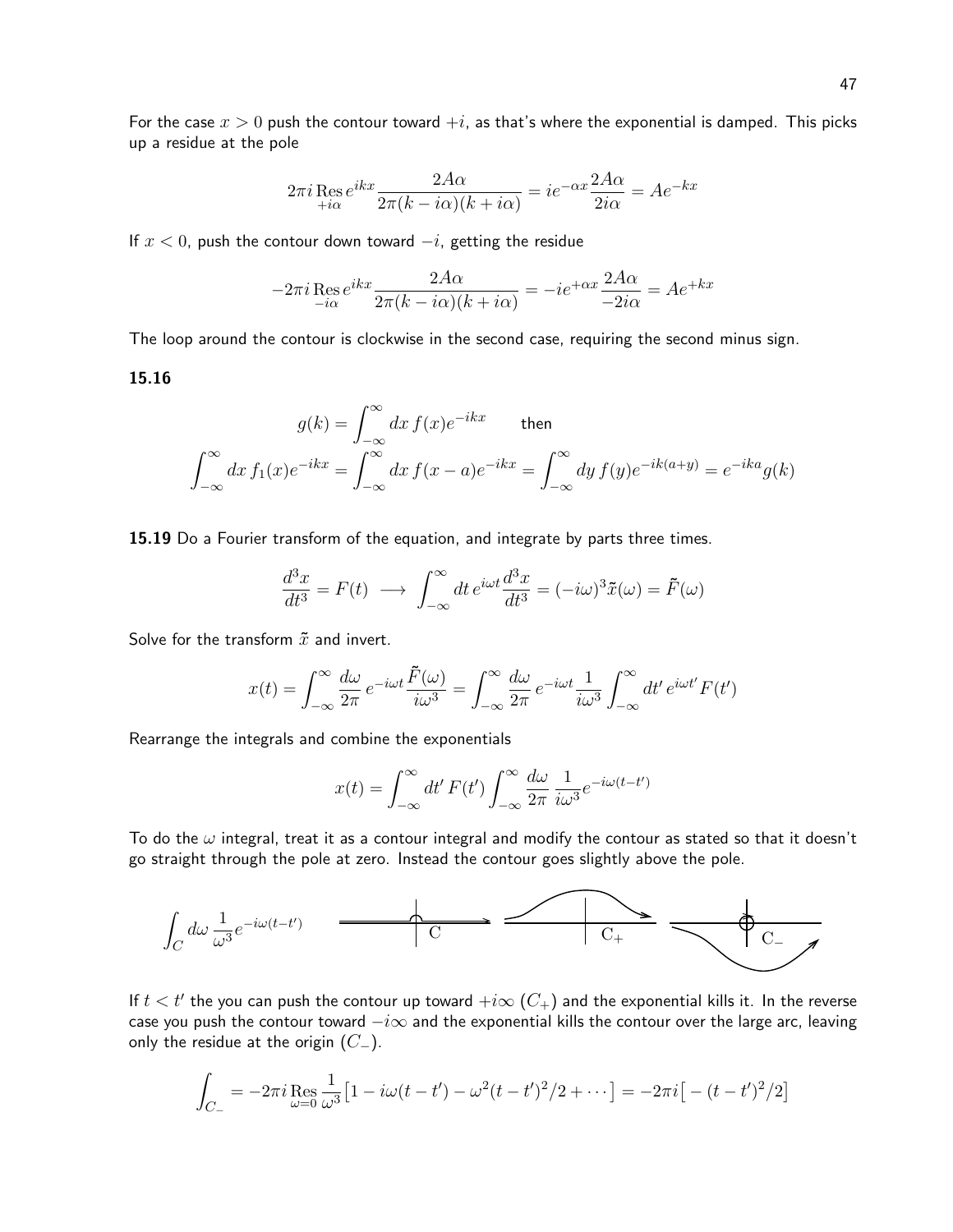For the case $x > 0$ push the contour toward $+i$, as that's where the exponential is damped. This picks up a residue at the pole

$$2\pi i \operatorname*{Res}_{+i\alpha} e^{ikx} \frac{2A\alpha}{2\pi(k - i\alpha)(k + i\alpha)} = ie^{-\alpha x}\frac{2A\alpha}{2i\alpha} = Ae^{-kx}$$

If $x < 0$, push the contour down toward $-i$, getting the residue

$$-2\pi i \operatorname*{Res}_{-i\alpha} e^{ikx} \frac{2A\alpha}{2\pi(k - i\alpha)(k + i\alpha)} = -ie^{+\alpha x}\frac{2A\alpha}{-2i\alpha} = Ae^{+kx}$$

The loop around the contour is clockwise in the second case, requiring the second minus sign.

**15.16**

$$g(k) = \int_{-\infty}^{\infty} dx\, f(x)e^{-ikx} \qquad \text{then}$$

$$\int_{-\infty}^{\infty} dx\, f_1(x)e^{-ikx} = \int_{-\infty}^{\infty} dx\, f(x-a)e^{-ikx} = \int_{-\infty}^{\infty} dy\, f(y)e^{-ik(a+y)} = e^{-ika}g(k)$$

**15.19** Do a Fourier transform of the equation, and integrate by parts three times.

$$\frac{d^3x}{dt^3} = F(t) \;\longrightarrow\; \int_{-\infty}^{\infty} dt\, e^{i\omega t}\frac{d^3x}{dt^3} = (-i\omega)^3\tilde{x}(\omega) = \tilde{F}(\omega)$$

Solve for the transform $\tilde{x}$ and invert.

$$x(t) = \int_{-\infty}^{\infty} \frac{d\omega}{2\pi}\, e^{-i\omega t}\frac{\tilde{F}(\omega)}{i\omega^3} = \int_{-\infty}^{\infty} \frac{d\omega}{2\pi}\, e^{-i\omega t}\frac{1}{i\omega^3}\int_{-\infty}^{\infty} dt'\, e^{i\omega t'}F(t')$$

Rearrange the integrals and combine the exponentials

$$x(t) = \int_{-\infty}^{\infty} dt'\, F(t')\int_{-\infty}^{\infty} \frac{d\omega}{2\pi}\, \frac{1}{i\omega^3}e^{-i\omega(t-t')}$$

To do the $\omega$ integral, treat it as a contour integral and modify the contour as stated so that it doesn't go straight through the pole at zero. Instead the contour goes slightly above the pole.

$$\int_C d\omega\, \frac{1}{\omega^3}e^{-i\omega(t-t')}$$

C $\qquad$ $C_+$ $\qquad$ $C_-$

If $t < t'$ the you can push the contour up toward $+i\infty$ ($C_+$) and the exponential kills it. In the reverse case you push the contour toward $-i\infty$ and the exponential kills the contour over the large arc, leaving only the residue at the origin ($C_-$).

$$\int_{C_-} = -2\pi i \operatorname*{Res}_{\omega=0} \frac{1}{\omega^3}\big[1 - i\omega(t-t') - \omega^2(t-t')^2/2 + \cdots\big] = -2\pi i\big[-(t-t')^2/2\big]$$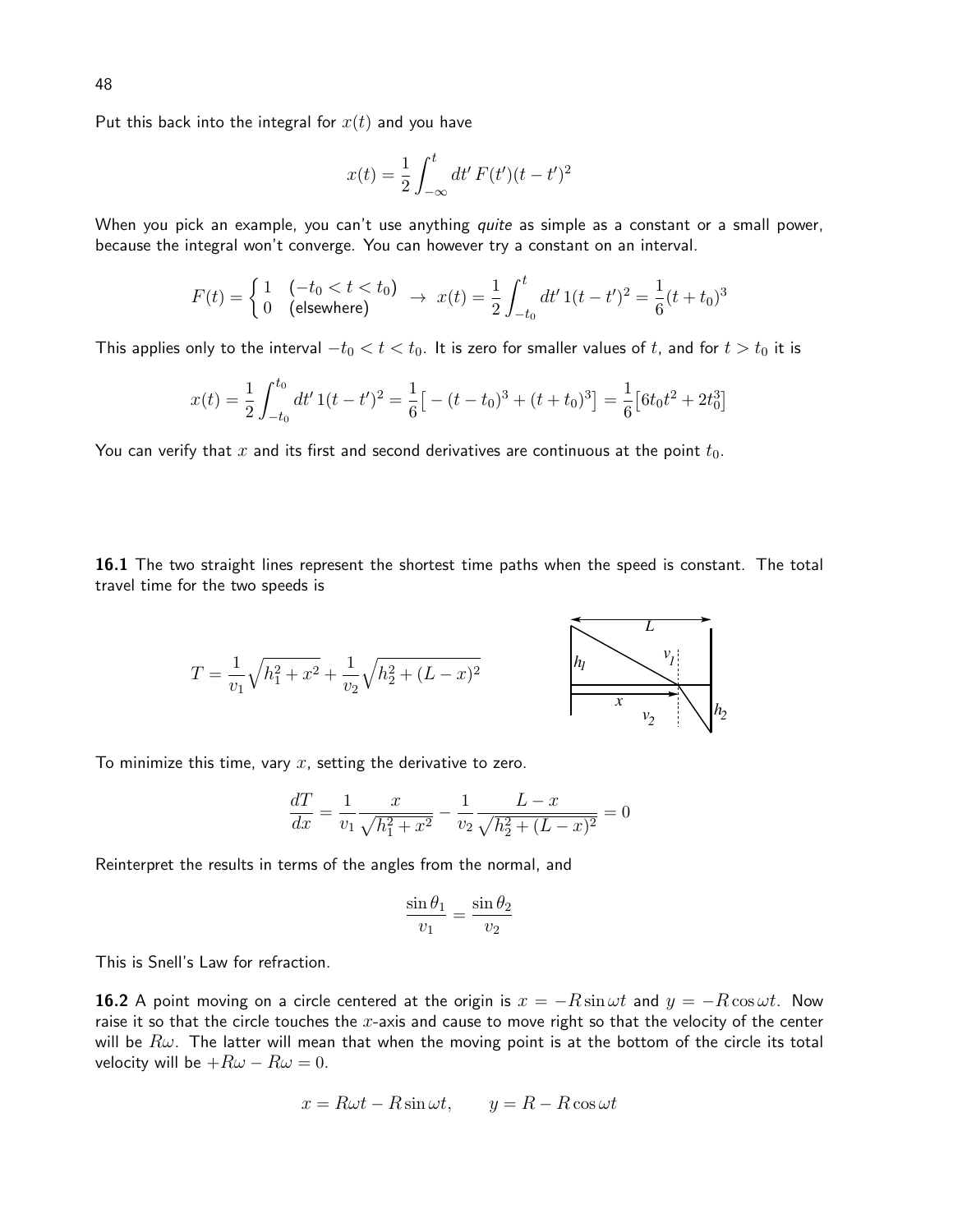Put this back into the integral for $x(t)$ and you have

$$x(t) = \frac{1}{2}\int_{-\infty}^{t} dt'\, F(t')(t-t')^2$$

When you pick an example, you can't use anything *quite* as simple as a constant or a small power, because the integral won't converge. You can however try a constant on an interval.

$$F(t) = \begin{cases} 1 & (-t_0 < t < t_0) \\ 0 & \text{(elsewhere)} \end{cases} \;\rightarrow\; x(t) = \frac{1}{2}\int_{-t_0}^{t} dt'\, 1(t-t')^2 = \frac{1}{6}(t+t_0)^3$$

This applies only to the interval $-t_0 < t < t_0$. It is zero for smaller values of $t$, and for $t > t_0$ it is

$$x(t) = \frac{1}{2}\int_{-t_0}^{t_0} dt'\, 1(t-t')^2 = \frac{1}{6}\big[-(t-t_0)^3 + (t+t_0)^3\big] = \frac{1}{6}\big[6t_0t^2 + 2t_0^3\big]$$

You can verify that $x$ and its first and second derivatives are continuous at the point $t_0$.

**16.1** The two straight lines represent the shortest time paths when the speed is constant. The total travel time for the two speeds is

$$T = \frac{1}{v_1}\sqrt{h_1^2 + x^2} + \frac{1}{v_2}\sqrt{h_2^2 + (L-x)^2}$$

To minimize this time, vary $x$, setting the derivative to zero.

$$\frac{dT}{dx} = \frac{1}{v_1}\frac{x}{\sqrt{h_1^2+x^2}} - \frac{1}{v_2}\frac{L-x}{\sqrt{h_2^2+(L-x)^2}} = 0$$

Reinterpret the results in terms of the angles from the normal, and

$$\frac{\sin\theta_1}{v_1} = \frac{\sin\theta_2}{v_2}$$

This is Snell's Law for refraction.

**16.2** A point moving on a circle centered at the origin is $x = -R\sin\omega t$ and $y = -R\cos\omega t$. Now raise it so that the circle touches the $x$-axis and cause to move right so that the velocity of the center will be $R\omega$. The latter will mean that when the moving point is at the bottom of the circle its total velocity will be $+R\omega - R\omega = 0$.

$$x = R\omega t - R\sin\omega t, \qquad y = R - R\cos\omega t$$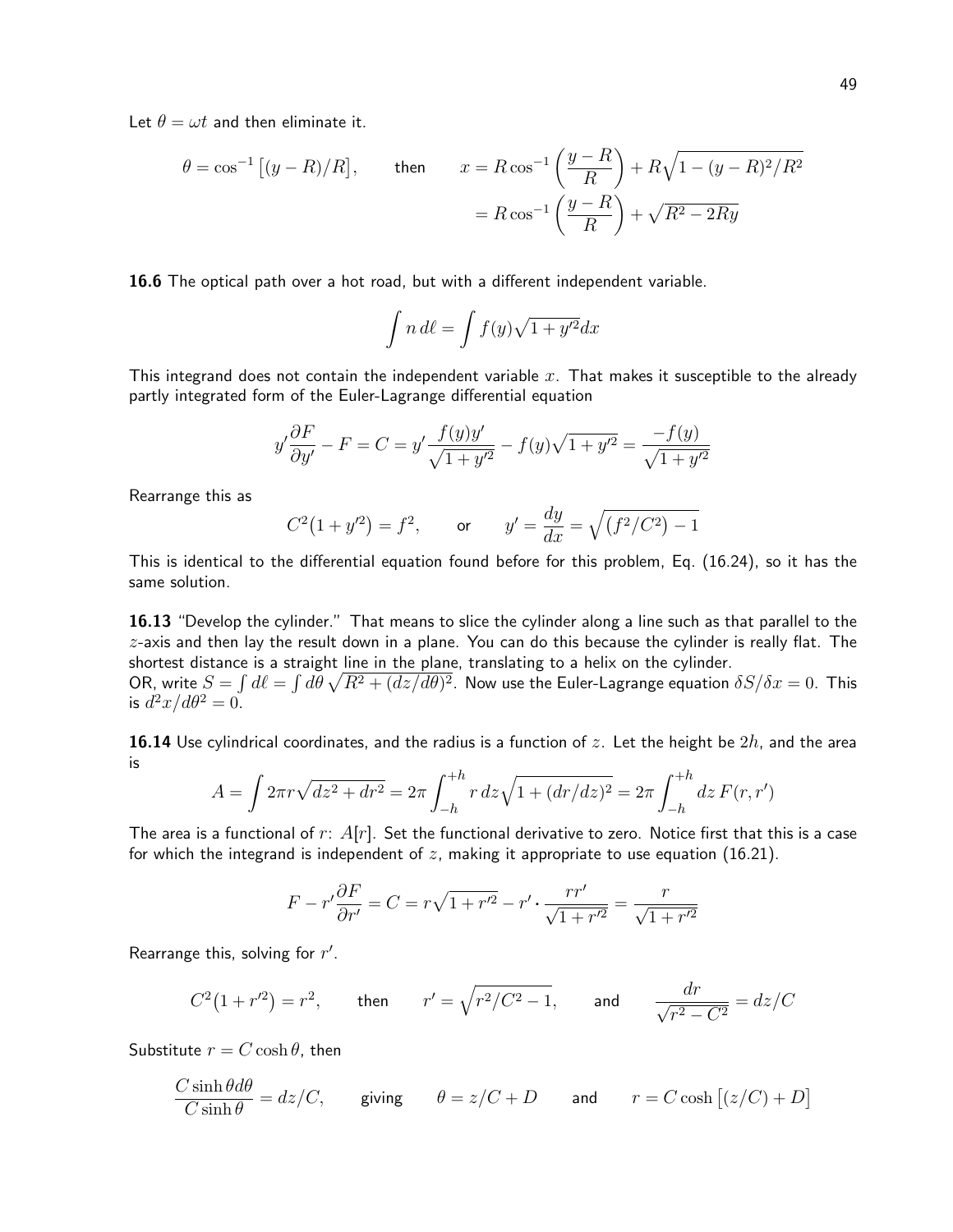Let $\theta = \omega t$ and then eliminate it.

$$\theta = \cos^{-1}\big[(y-R)/R\big], \qquad \text{then} \qquad x = R\cos^{-1}\left(\frac{y-R}{R}\right) + R\sqrt{1-(y-R)^2/R^2}$$
$$= R\cos^{-1}\left(\frac{y-R}{R}\right) + \sqrt{R^2 - 2Ry}$$

**16.6** The optical path over a hot road, but with a different independent variable.

$$\int n\,d\ell = \int f(y)\sqrt{1+y'^2}dx$$

This integrand does not contain the independent variable $x$. That makes it susceptible to the already partly integrated form of the Euler-Lagrange differential equation

$$y'\frac{\partial F}{\partial y'} - F = C = y'\frac{f(y)y'}{\sqrt{1+y'^2}} - f(y)\sqrt{1+y'^2} = \frac{-f(y)}{\sqrt{1+y'^2}}$$

Rearrange this as

$$C^2\big(1+y'^2\big) = f^2, \qquad \text{or} \qquad y' = \frac{dy}{dx} = \sqrt{\big(f^2/C^2\big) - 1}$$

This is identical to the differential equation found before for this problem, Eq. (16.24), so it has the same solution.

**16.13** "Develop the cylinder." That means to slice the cylinder along a line such as that parallel to the $z$-axis and then lay the result down in a plane. You can do this because the cylinder is really flat. The shortest distance is a straight line in the plane, translating to a helix on the cylinder.
OR, write $S = \int d\ell = \int d\theta\,\sqrt{R^2 + (dz/d\theta)^2}$. Now use the Euler-Lagrange equation $\delta S/\delta x = 0$. This is $d^2x/d\theta^2 = 0$.

**16.14** Use cylindrical coordinates, and the radius is a function of $z$. Let the height be $2h$, and the area is

$$A = \int 2\pi r\sqrt{dz^2 + dr^2} = 2\pi\int_{-h}^{+h} r\,dz\sqrt{1+(dr/dz)^2} = 2\pi\int_{-h}^{+h} dz\,F(r,r')$$

The area is a functional of $r$: $A[r]$. Set the functional derivative to zero. Notice first that this is a case for which the integrand is independent of $z$, making it appropriate to use equation (16.21).

$$F - r'\frac{\partial F}{\partial r'} = C = r\sqrt{1+r'^2} - r'\cdot\frac{rr'}{\sqrt{1+r'^2}} = \frac{r}{\sqrt{1+r'^2}}$$

Rearrange this, solving for $r'$.

$$C^2\big(1+r'^2\big) = r^2, \qquad \text{then} \qquad r' = \sqrt{r^2/C^2 - 1}, \qquad \text{and} \qquad \frac{dr}{\sqrt{r^2 - C^2}} = dz/C$$

Substitute $r = C\cosh\theta$, then

$$\frac{C\sinh\theta d\theta}{C\sinh\theta} = dz/C, \qquad \text{giving} \qquad \theta = z/C + D \qquad \text{and} \qquad r = C\cosh\big[(z/C) + D\big]$$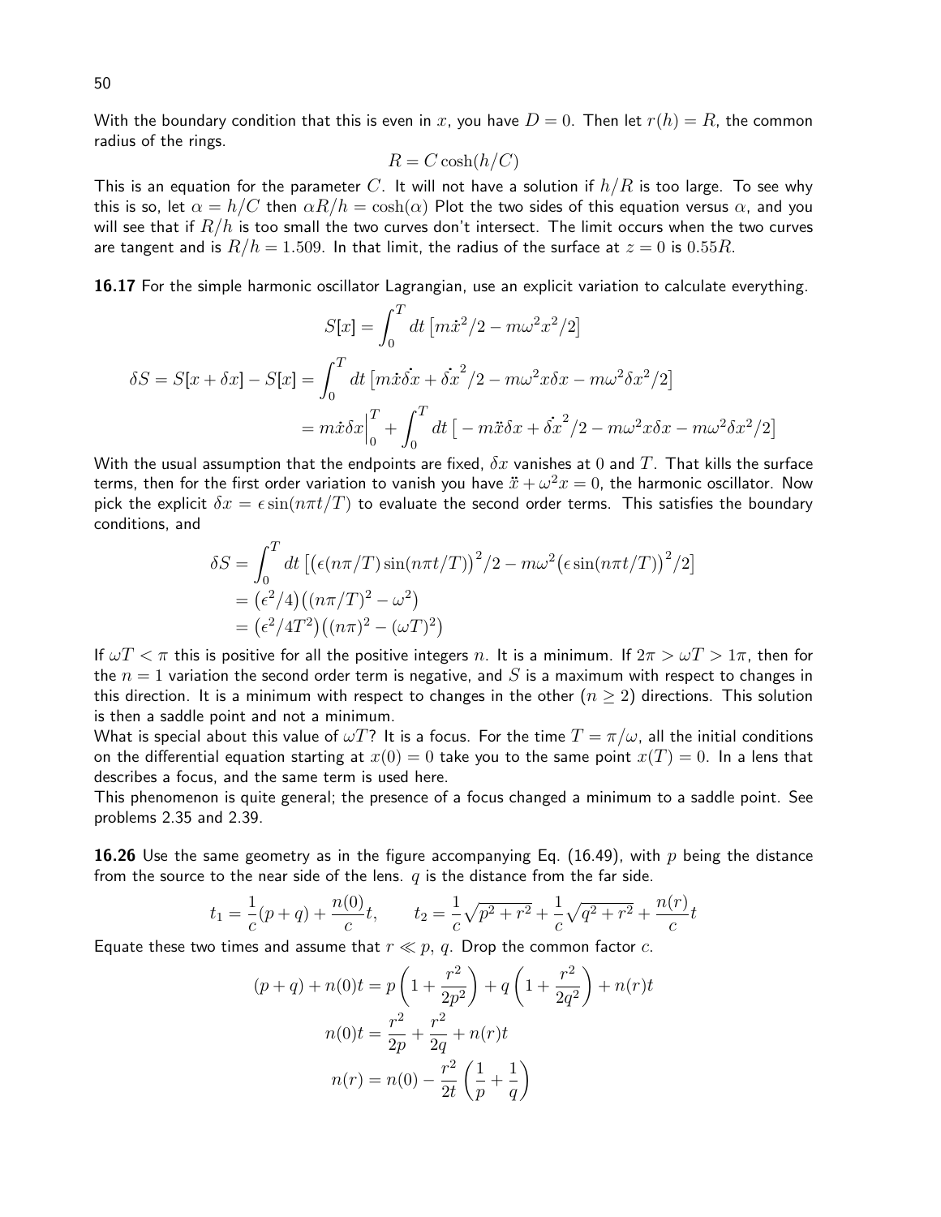With the boundary condition that this is even in $x$, you have $D = 0$. Then let $r(h) = R$, the common radius of the rings.

$$R = C\cosh(h/C)$$

This is an equation for the parameter $C$. It will not have a solution if $h/R$ is too large. To see why this is so, let $\alpha = h/C$ then $\alpha R/h = \cosh(\alpha)$ Plot the two sides of this equation versus $\alpha$, and you will see that if $R/h$ is too small the two curves don't intersect. The limit occurs when the two curves are tangent and is $R/h = 1.509$. In that limit, the radius of the surface at $z = 0$ is $0.55R$.

**16.17** For the simple harmonic oscillator Lagrangian, use an explicit variation to calculate everything.

$$S[x] = \int_0^T dt\,\big[m\dot{x}^2/2 - m\omega^2 x^2/2\big]$$

$$\begin{aligned}
\delta S = S[x+\delta x] - S[x] &= \int_0^T dt\,\big[m\dot{x}\dot{\delta x} + \dot{\delta x}^2/2 - m\omega^2 x\delta x - m\omega^2\delta x^2/2\big] \\
&= m\dot{x}\delta x\Big|_0^T + \int_0^T dt\,\big[-m\ddot{x}\delta x + \dot{\delta x}^2/2 - m\omega^2 x\delta x - m\omega^2\delta x^2/2\big]
\end{aligned}$$

With the usual assumption that the endpoints are fixed, $\delta x$ vanishes at $0$ and $T$. That kills the surface terms, then for the first order variation to vanish you have $\ddot{x} + \omega^2 x = 0$, the harmonic oscillator. Now pick the explicit $\delta x = \epsilon\sin(n\pi t/T)$ to evaluate the second order terms. This satisfies the boundary conditions, and

$$\begin{aligned}
\delta S &= \int_0^T dt\,\big[\big(\epsilon(n\pi/T)\sin(n\pi t/T)\big)^2/2 - m\omega^2\big(\epsilon\sin(n\pi t/T)\big)^2/2\big] \\
&= \big(\epsilon^2/4\big)\big((n\pi/T)^2 - \omega^2\big) \\
&= \big(\epsilon^2/4T^2\big)\big((n\pi)^2 - (\omega T)^2\big)
\end{aligned}$$

If $\omega T < \pi$ this is positive for all the positive integers $n$. It is a minimum. If $2\pi > \omega T > 1\pi$, then for the $n = 1$ variation the second order term is negative, and $S$ is a maximum with respect to changes in this direction. It is a minimum with respect to changes in the other ($n \geq 2$) directions. This solution is then a saddle point and not a minimum.

What is special about this value of $\omega T$? It is a focus. For the time $T = \pi/\omega$, all the initial conditions on the differential equation starting at $x(0) = 0$ take you to the same point $x(T) = 0$. In a lens that describes a focus, and the same term is used here.

This phenomenon is quite general; the presence of a focus changed a minimum to a saddle point. See problems 2.35 and 2.39.

**16.26** Use the same geometry as in the figure accompanying Eq. (16.49), with $p$ being the distance from the source to the near side of the lens. $q$ is the distance from the far side.

$$t_1 = \frac{1}{c}(p+q) + \frac{n(0)}{c}t, \qquad t_2 = \frac{1}{c}\sqrt{p^2+r^2} + \frac{1}{c}\sqrt{q^2+r^2} + \frac{n(r)}{c}t$$

Equate these two times and assume that $r \ll p,\ q$. Drop the common factor $c$.

$$\begin{aligned}
(p+q) + n(0)t &= p\left(1 + \frac{r^2}{2p^2}\right) + q\left(1 + \frac{r^2}{2q^2}\right) + n(r)t \\
n(0)t &= \frac{r^2}{2p} + \frac{r^2}{2q} + n(r)t \\
n(r) &= n(0) - \frac{r^2}{2t}\left(\frac{1}{p} + \frac{1}{q}\right)
\end{aligned}$$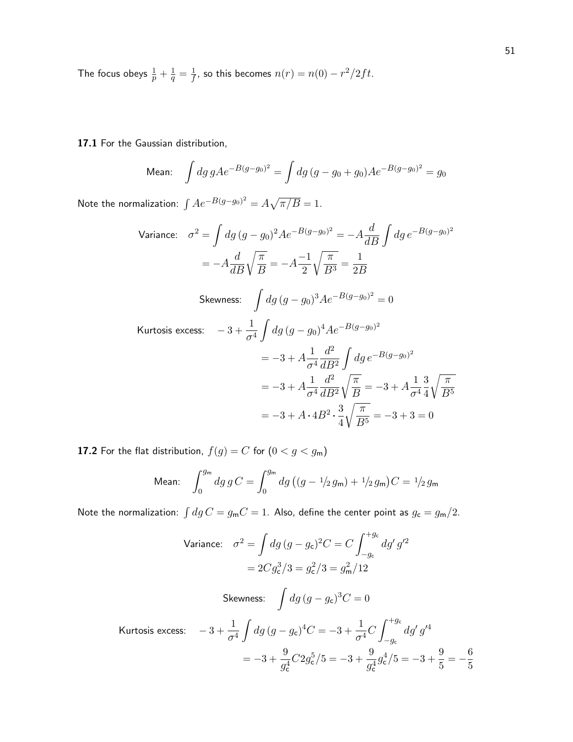The focus obeys $\frac{1}{p} + \frac{1}{q} = \frac{1}{f}$, so this becomes $n(r) = n(0) - r^2/2ft$.

**17.1** For the Gaussian distribution,

$$\text{Mean:} \quad \int dg\, g A e^{-B(g-g_0)^2} = \int dg\, (g - g_0 + g_0) A e^{-B(g-g_0)^2} = g_0$$

Note the normalization: $\int A e^{-B(g-g_0)^2} = A\sqrt{\pi/B} = 1$.

$$\text{Variance:} \quad \sigma^2 = \int dg\, (g-g_0)^2 A e^{-B(g-g_0)^2} = -A\frac{d}{dB}\int dg\, e^{-B(g-g_0)^2}$$
$$= -A\frac{d}{dB}\sqrt{\frac{\pi}{B}} = -A\frac{-1}{2}\sqrt{\frac{\pi}{B^3}} = \frac{1}{2B}$$

$$\text{Skewness:} \quad \int dg\, (g-g_0)^3 A e^{-B(g-g_0)^2} = 0$$

$$\text{Kurtosis excess:} \quad -3 + \frac{1}{\sigma^4}\int dg\, (g-g_0)^4 A e^{-B(g-g_0)^2}$$
$$= -3 + A\frac{1}{\sigma^4}\frac{d^2}{dB^2}\int dg\, e^{-B(g-g_0)^2}$$
$$= -3 + A\frac{1}{\sigma^4}\frac{d^2}{dB^2}\sqrt{\frac{\pi}{B}} = -3 + A\frac{1}{\sigma^4}\frac{3}{4}\sqrt{\frac{\pi}{B^5}}$$
$$= -3 + A \cdot 4B^2 \cdot \frac{3}{4}\sqrt{\frac{\pi}{B^5}} = -3 + 3 = 0$$

**17.2** For the flat distribution, $f(g) = C$ for $(0 < g < g_\mathsf{m})$

$$\text{Mean:} \quad \int_0^{g_\mathsf{m}} dg\, g\, C = \int_0^{g_\mathsf{m}} dg\, \big((g - {}^1\!/\!_2\, g_\mathsf{m}) + {}^1\!/\!_2\, g_\mathsf{m}\big) C = {}^1\!/\!_2\, g_\mathsf{m}$$

Note the normalization: $\int dg\, C = g_\mathsf{m} C = 1$. Also, define the center point as $g_\mathsf{c} = g_\mathsf{m}/2$.

$$\text{Variance:} \quad \sigma^2 = \int dg\, (g - g_\mathsf{c})^2 C = C\int_{-g_\mathsf{c}}^{+g_\mathsf{c}} dg'\, g'^2$$
$$= 2C g_\mathsf{c}^3/3 = g_\mathsf{c}^2/3 = g_\mathsf{m}^2/12$$

$$\text{Skewness:} \quad \int dg\, (g-g_\mathsf{c})^3 C = 0$$

$$\text{Kurtosis excess:} \quad -3 + \frac{1}{\sigma^4}\int dg\, (g-g_\mathsf{c})^4 C = -3 + \frac{1}{\sigma^4} C\int_{-g_\mathsf{c}}^{+g_\mathsf{c}} dg'\, g'^4$$
$$= -3 + \frac{9}{g_\mathsf{c}^4} C 2 g_\mathsf{c}^5/5 = -3 + \frac{9}{g_\mathsf{c}^4} g_\mathsf{c}^4/5 = -3 + \frac{9}{5} = -\frac{6}{5}$$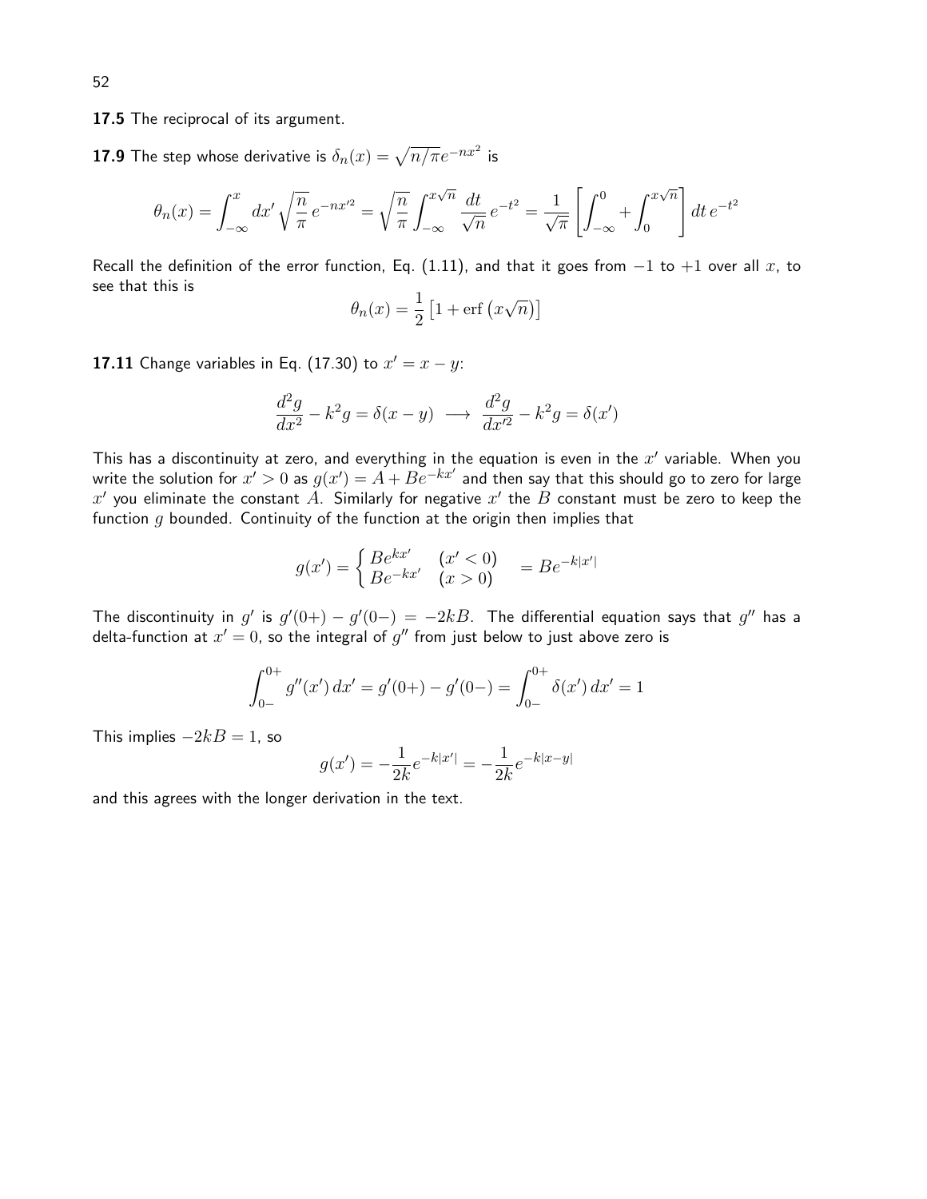**17.5** The reciprocal of its argument.

**17.9** The step whose derivative is $\delta_n(x) = \sqrt{n/\pi}e^{-nx^2}$ is

$$\theta_n(x) = \int_{-\infty}^{x} dx' \sqrt{\frac{n}{\pi}}\, e^{-nx'^2} = \sqrt{\frac{n}{\pi}} \int_{-\infty}^{x\sqrt{n}} \frac{dt}{\sqrt{n}}\, e^{-t^2} = \frac{1}{\sqrt{\pi}} \left[ \int_{-\infty}^{0} + \int_{0}^{x\sqrt{n}} \right] dt\, e^{-t^2}$$

Recall the definition of the error function, Eq. (1.11), and that it goes from $-1$ to $+1$ over all $x$, to see that this is

$$\theta_n(x) = \frac{1}{2}\left[1 + \operatorname{erf}\left(x\sqrt{n}\right)\right]$$

**17.11** Change variables in Eq. (17.30) to $x' = x - y$:

$$\frac{d^2 g}{dx^2} - k^2 g = \delta(x - y) \;\longrightarrow\; \frac{d^2 g}{dx'^2} - k^2 g = \delta(x')$$

This has a discontinuity at zero, and everything in the equation is even in the $x'$ variable. When you write the solution for $x' > 0$ as $g(x') = A + Be^{-kx'}$ and then say that this should go to zero for large $x'$ you eliminate the constant $A$. Similarly for negative $x'$ the $B$ constant must be zero to keep the function $g$ bounded. Continuity of the function at the origin then implies that

$$g(x') = \begin{cases} Be^{kx'} & (x' < 0) \\ Be^{-kx'} & (x > 0) \end{cases} = Be^{-k|x'|}$$

The discontinuity in $g'$ is $g'(0+) - g'(0-) = -2kB$. The differential equation says that $g''$ has a delta-function at $x' = 0$, so the integral of $g''$ from just below to just above zero is

$$\int_{0-}^{0+} g''(x')\, dx' = g'(0+) - g'(0-) = \int_{0-}^{0+} \delta(x')\, dx' = 1$$

This implies $-2kB = 1$, so

$$g(x') = -\frac{1}{2k} e^{-k|x'|} = -\frac{1}{2k} e^{-k|x-y|}$$

and this agrees with the longer derivation in the text.